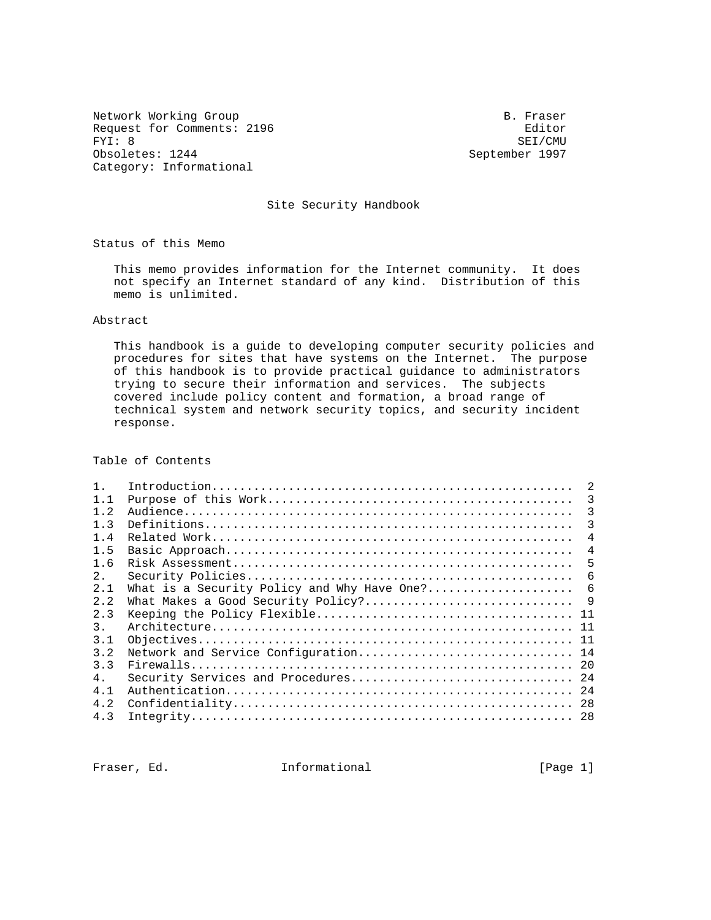Network Working Group B. Fraser
Request for Comments: 2196 Editor
FYI: 8 SEI/CMU
Obsoletes: 1244 September 1997
Category: Informational

# Site Security Handbook

## Status of this Memo

This memo provides information for the Internet community. It does not specify an Internet standard of any kind. Distribution of this memo is unlimited.

## Abstract

This handbook is a guide to developing computer security policies and procedures for sites that have systems on the Internet. The purpose of this handbook is to provide practical guidance to administrators trying to secure their information and services. The subjects covered include policy content and formation, a broad range of technical system and network security topics, and security incident response.

## Table of Contents

| | | |
|---|---|---|
| 1. | Introduction | 2 |
| 1.1 | Purpose of this Work | 3 |
| 1.2 | Audience | 3 |
| 1.3 | Definitions | 3 |
| 1.4 | Related Work | 4 |
| 1.5 | Basic Approach | 4 |
| 1.6 | Risk Assessment | 5 |
| 2. | Security Policies | 6 |
| 2.1 | What is a Security Policy and Why Have One? | 6 |
| 2.2 | What Makes a Good Security Policy? | 9 |
| 2.3 | Keeping the Policy Flexible | 11 |
| 3. | Architecture | 11 |
| 3.1 | Objectives | 11 |
| 3.2 | Network and Service Configuration | 14 |
| 3.3 | Firewalls | 20 |
| 4. | Security Services and Procedures | 24 |
| 4.1 | Authentication | 24 |
| 4.2 | Confidentiality | 28 |
| 4.3 | Integrity | 28 |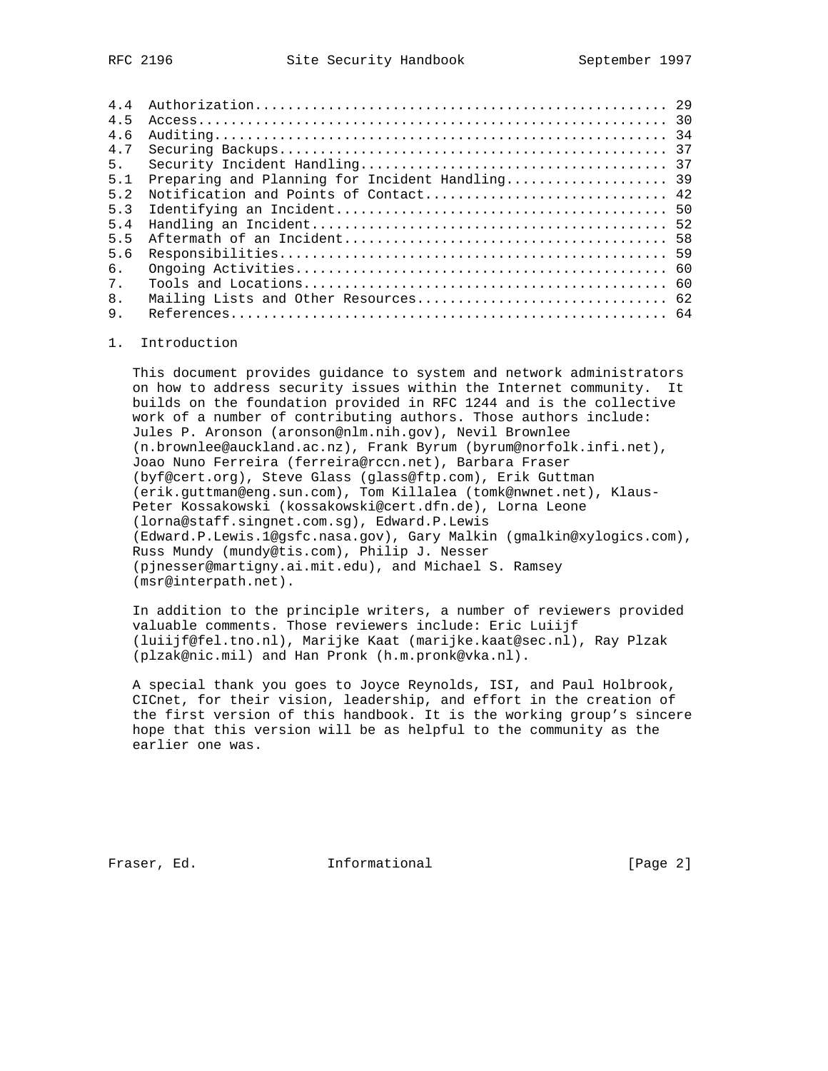4.4 Authorization.................................................. 29
4.5 Access......................................................... 30
4.6 Auditing....................................................... 34
4.7 Securing Backups............................................... 37
5. Security Incident Handling..................................... 37
5.1 Preparing and Planning for Incident Handling.................... 39
5.2 Notification and Points of Contact.............................. 42
5.3 Identifying an Incident......................................... 50
5.4 Handling an Incident............................................ 52
5.5 Aftermath of an Incident........................................ 58
5.6 Responsibilities................................................ 59
6. Ongoing Activities.............................................. 60
7. Tools and Locations............................................. 60
8. Mailing Lists and Other Resources............................... 62
9. References...................................................... 64

# 1. Introduction

This document provides guidance to system and network administrators on how to address security issues within the Internet community. It builds on the foundation provided in RFC 1244 and is the collective work of a number of contributing authors. Those authors include: Jules P. Aronson (aronson@nlm.nih.gov), Nevil Brownlee (n.brownlee@auckland.ac.nz), Frank Byrum (byrum@norfolk.infi.net), Joao Nuno Ferreira (ferreira@rccn.net), Barbara Fraser (byf@cert.org), Steve Glass (glass@ftp.com), Erik Guttman (erik.guttman@eng.sun.com), Tom Killalea (tomk@nwnet.net), Klaus-Peter Kossakowski (kossakowski@cert.dfn.de), Lorna Leone (lorna@staff.singnet.com.sg), Edward.P.Lewis (Edward.P.Lewis.1@gsfc.nasa.gov), Gary Malkin (gmalkin@xylogics.com), Russ Mundy (mundy@tis.com), Philip J. Nesser (pjnesser@martigny.ai.mit.edu), and Michael S. Ramsey (msr@interpath.net).

In addition to the principle writers, a number of reviewers provided valuable comments. Those reviewers include: Eric Luiijf (luiijf@fel.tno.nl), Marijke Kaat (marijke.kaat@sec.nl), Ray Plzak (plzak@nic.mil) and Han Pronk (h.m.pronk@vka.nl).

A special thank you goes to Joyce Reynolds, ISI, and Paul Holbrook, CICnet, for their vision, leadership, and effort in the creation of the first version of this handbook. It is the working group's sincere hope that this version will be as helpful to the community as the earlier one was.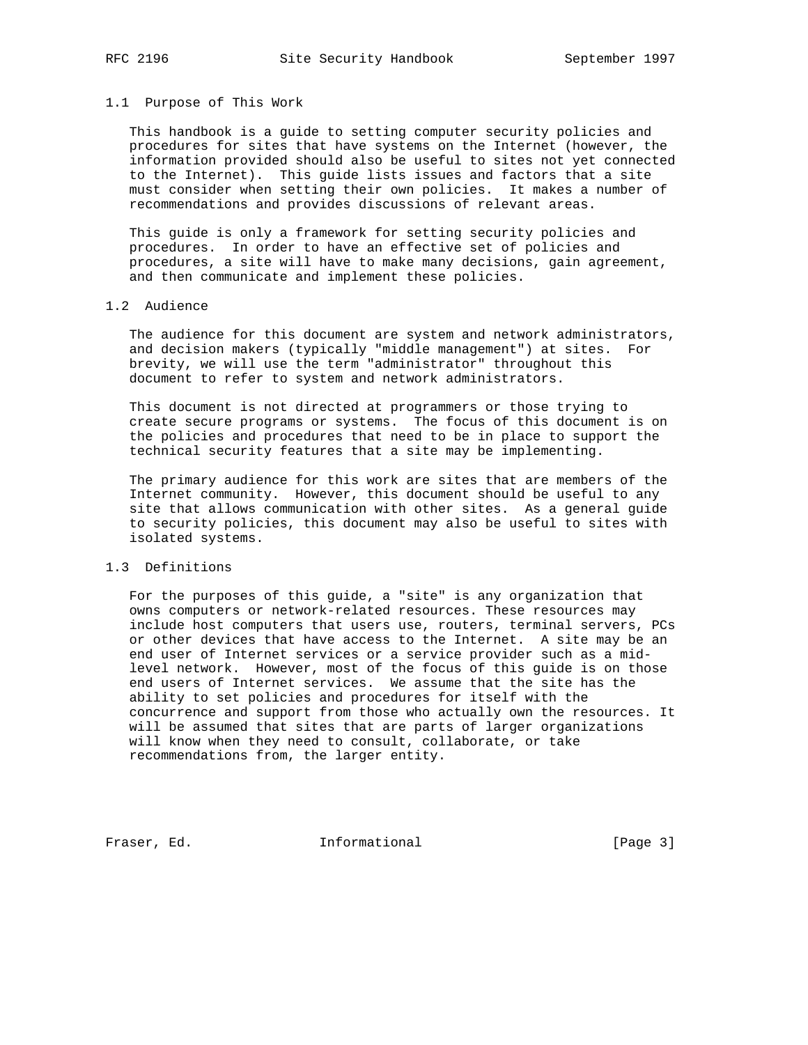## 1.1 Purpose of This Work

This handbook is a guide to setting computer security policies and procedures for sites that have systems on the Internet (however, the information provided should also be useful to sites not yet connected to the Internet). This guide lists issues and factors that a site must consider when setting their own policies. It makes a number of recommendations and provides discussions of relevant areas.

This guide is only a framework for setting security policies and procedures. In order to have an effective set of policies and procedures, a site will have to make many decisions, gain agreement, and then communicate and implement these policies.

## 1.2 Audience

The audience for this document are system and network administrators, and decision makers (typically "middle management") at sites. For brevity, we will use the term "administrator" throughout this document to refer to system and network administrators.

This document is not directed at programmers or those trying to create secure programs or systems. The focus of this document is on the policies and procedures that need to be in place to support the technical security features that a site may be implementing.

The primary audience for this work are sites that are members of the Internet community. However, this document should be useful to any site that allows communication with other sites. As a general guide to security policies, this document may also be useful to sites with isolated systems.

## 1.3 Definitions

For the purposes of this guide, a "site" is any organization that owns computers or network-related resources. These resources may include host computers that users use, routers, terminal servers, PCs or other devices that have access to the Internet. A site may be an end user of Internet services or a service provider such as a mid-level network. However, most of the focus of this guide is on those end users of Internet services. We assume that the site has the ability to set policies and procedures for itself with the concurrence and support from those who actually own the resources. It will be assumed that sites that are parts of larger organizations will know when they need to consult, collaborate, or take recommendations from, the larger entity.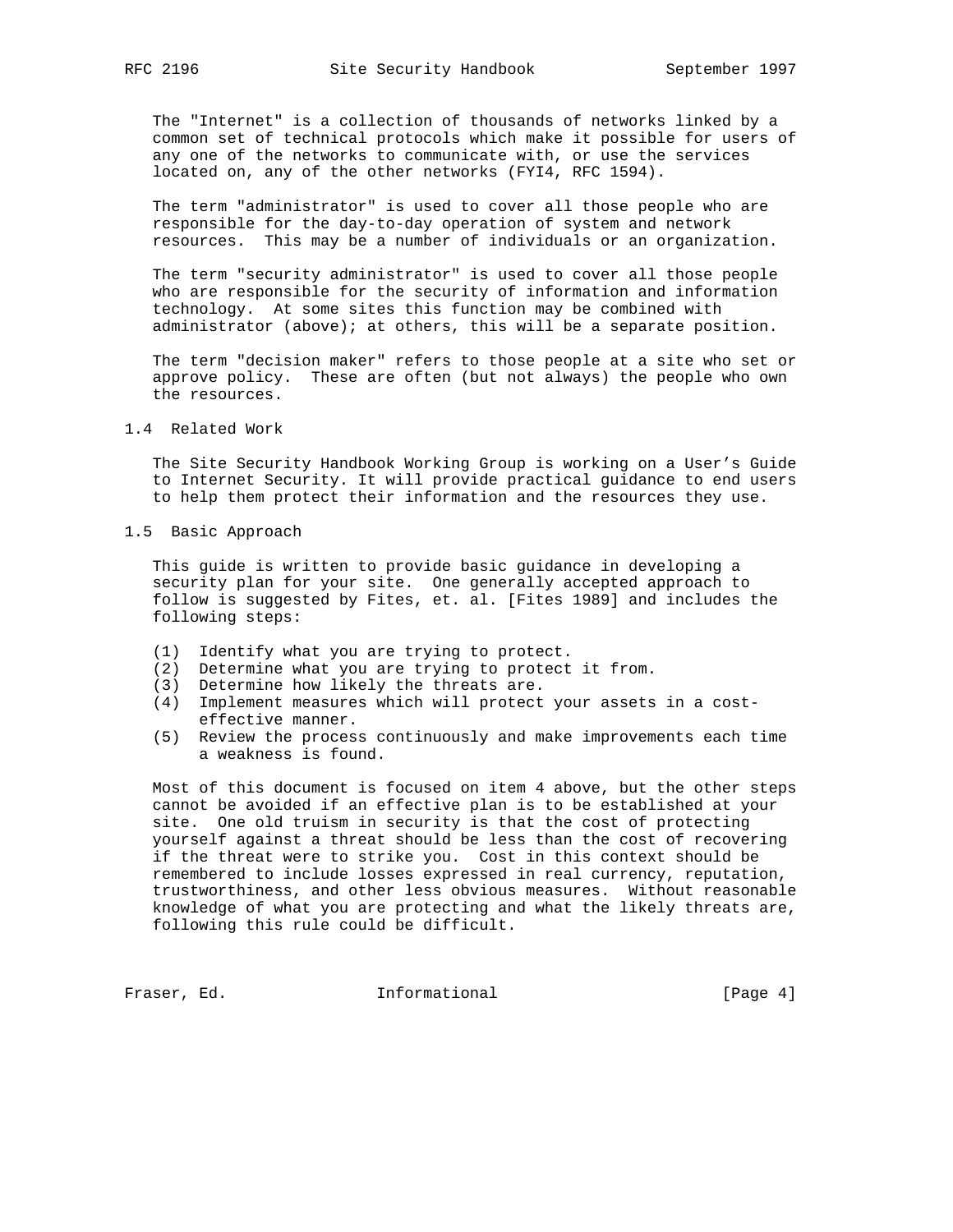The "Internet" is a collection of thousands of networks linked by a common set of technical protocols which make it possible for users of any one of the networks to communicate with, or use the services located on, any of the other networks (FYI4, RFC 1594).

The term "administrator" is used to cover all those people who are responsible for the day-to-day operation of system and network resources. This may be a number of individuals or an organization.

The term "security administrator" is used to cover all those people who are responsible for the security of information and information technology. At some sites this function may be combined with administrator (above); at others, this will be a separate position.

The term "decision maker" refers to those people at a site who set or approve policy. These are often (but not always) the people who own the resources.

## 1.4 Related Work

The Site Security Handbook Working Group is working on a User's Guide to Internet Security. It will provide practical guidance to end users to help them protect their information and the resources they use.

## 1.5 Basic Approach

This guide is written to provide basic guidance in developing a security plan for your site. One generally accepted approach to follow is suggested by Fites, et. al. [Fites 1989] and includes the following steps:

(1) Identify what you are trying to protect.
(2) Determine what you are trying to protect it from.
(3) Determine how likely the threats are.
(4) Implement measures which will protect your assets in a cost-effective manner.
(5) Review the process continuously and make improvements each time a weakness is found.

Most of this document is focused on item 4 above, but the other steps cannot be avoided if an effective plan is to be established at your site. One old truism in security is that the cost of protecting yourself against a threat should be less than the cost of recovering if the threat were to strike you. Cost in this context should be remembered to include losses expressed in real currency, reputation, trustworthiness, and other less obvious measures. Without reasonable knowledge of what you are protecting and what the likely threats are, following this rule could be difficult.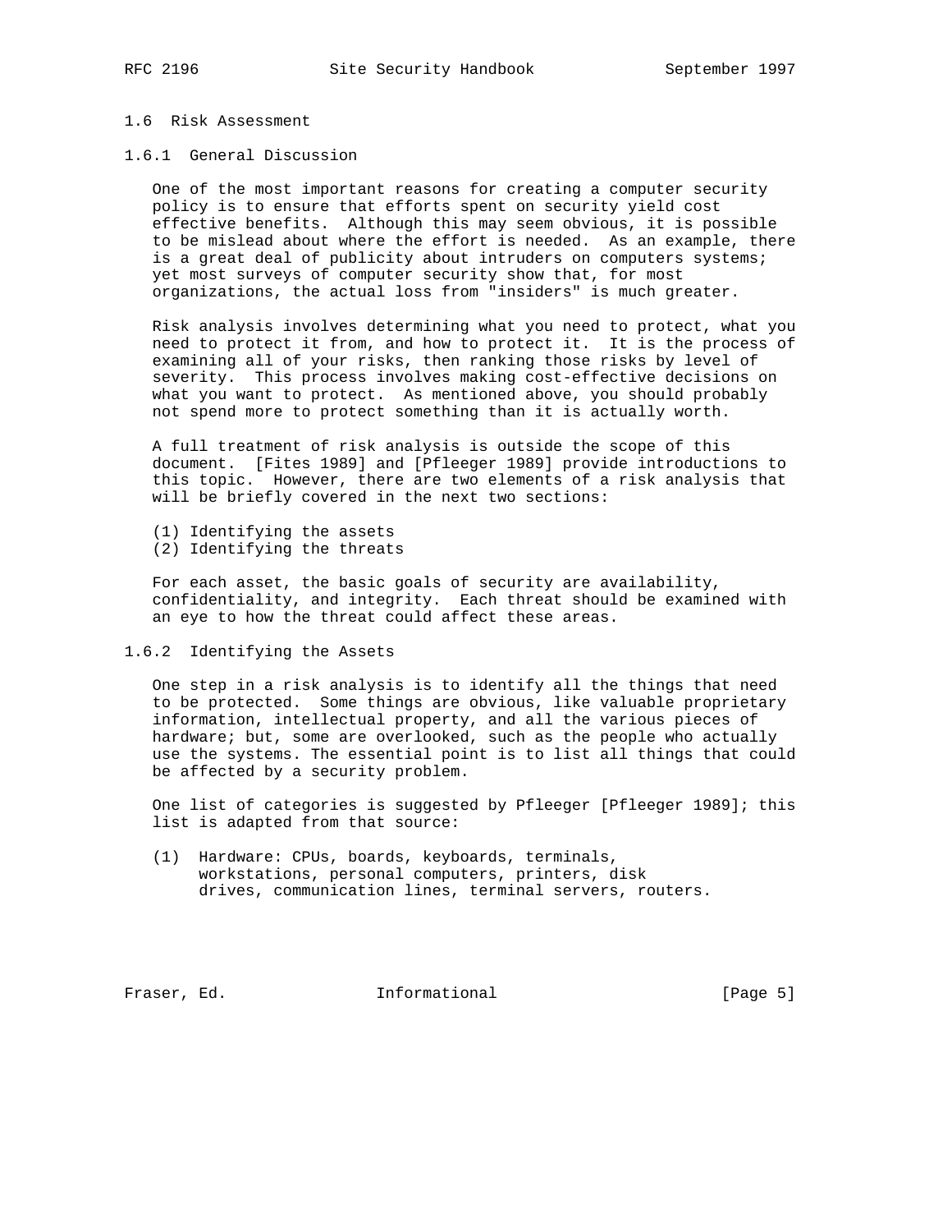## 1.6 Risk Assessment

### 1.6.1 General Discussion

One of the most important reasons for creating a computer security policy is to ensure that efforts spent on security yield cost effective benefits. Although this may seem obvious, it is possible to be mislead about where the effort is needed. As an example, there is a great deal of publicity about intruders on computers systems; yet most surveys of computer security show that, for most organizations, the actual loss from "insiders" is much greater.

Risk analysis involves determining what you need to protect, what you need to protect it from, and how to protect it. It is the process of examining all of your risks, then ranking those risks by level of severity. This process involves making cost-effective decisions on what you want to protect. As mentioned above, you should probably not spend more to protect something than it is actually worth.

A full treatment of risk analysis is outside the scope of this document. [Fites 1989] and [Pfleeger 1989] provide introductions to this topic. However, there are two elements of a risk analysis that will be briefly covered in the next two sections:

(1) Identifying the assets
(2) Identifying the threats

For each asset, the basic goals of security are availability, confidentiality, and integrity. Each threat should be examined with an eye to how the threat could affect these areas.

### 1.6.2 Identifying the Assets

One step in a risk analysis is to identify all the things that need to be protected. Some things are obvious, like valuable proprietary information, intellectual property, and all the various pieces of hardware; but, some are overlooked, such as the people who actually use the systems. The essential point is to list all things that could be affected by a security problem.

One list of categories is suggested by Pfleeger [Pfleeger 1989]; this list is adapted from that source:

(1) Hardware: CPUs, boards, keyboards, terminals, workstations, personal computers, printers, disk drives, communication lines, terminal servers, routers.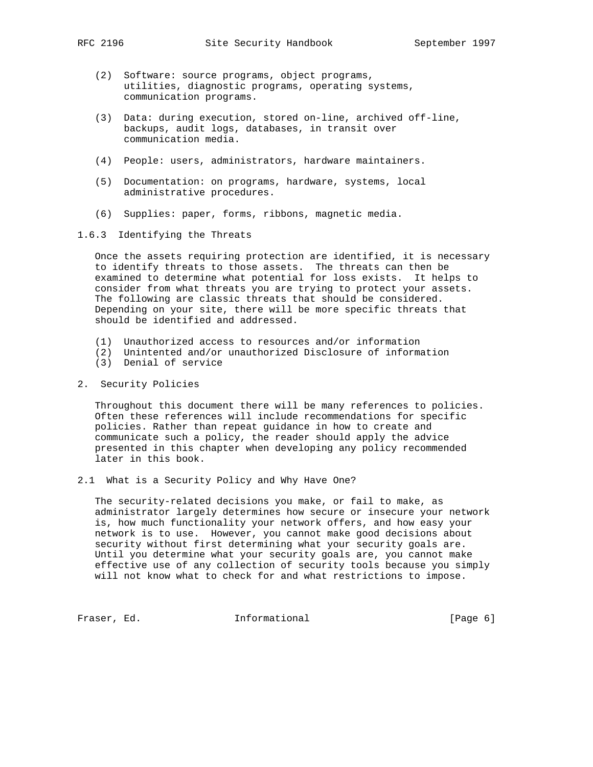(2) Software: source programs, object programs, utilities, diagnostic programs, operating systems, communication programs.

(3) Data: during execution, stored on-line, archived off-line, backups, audit logs, databases, in transit over communication media.

(4) People: users, administrators, hardware maintainers.

(5) Documentation: on programs, hardware, systems, local administrative procedures.

(6) Supplies: paper, forms, ribbons, magnetic media.

### 1.6.3 Identifying the Threats

Once the assets requiring protection are identified, it is necessary to identify threats to those assets. The threats can then be examined to determine what potential for loss exists. It helps to consider from what threats you are trying to protect your assets. The following are classic threats that should be considered. Depending on your site, there will be more specific threats that should be identified and addressed.

(1) Unauthorized access to resources and/or information
(2) Unintented and/or unauthorized Disclosure of information
(3) Denial of service

# 2. Security Policies

Throughout this document there will be many references to policies. Often these references will include recommendations for specific policies. Rather than repeat guidance in how to create and communicate such a policy, the reader should apply the advice presented in this chapter when developing any policy recommended later in this book.

## 2.1 What is a Security Policy and Why Have One?

The security-related decisions you make, or fail to make, as administrator largely determines how secure or insecure your network is, how much functionality your network offers, and how easy your network is to use. However, you cannot make good decisions about security without first determining what your security goals are. Until you determine what your security goals are, you cannot make effective use of any collection of security tools because you simply will not know what to check for and what restrictions to impose.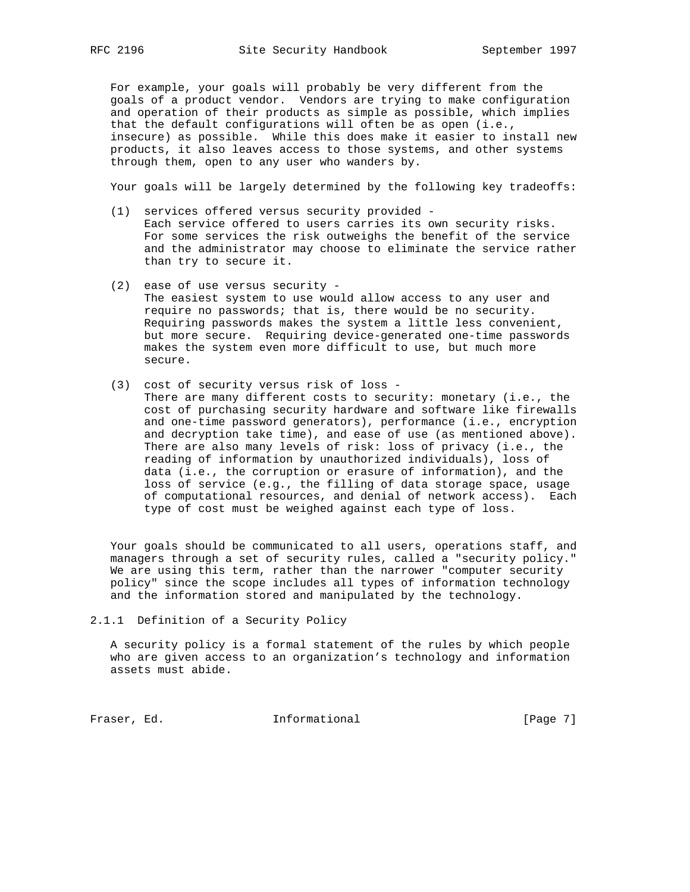For example, your goals will probably be very different from the goals of a product vendor. Vendors are trying to make configuration and operation of their products as simple as possible, which implies that the default configurations will often be as open (i.e., insecure) as possible. While this does make it easier to install new products, it also leaves access to those systems, and other systems through them, open to any user who wanders by.

Your goals will be largely determined by the following key tradeoffs:

(1) services offered versus security provided -
Each service offered to users carries its own security risks. For some services the risk outweighs the benefit of the service and the administrator may choose to eliminate the service rather than try to secure it.

(2) ease of use versus security -
The easiest system to use would allow access to any user and require no passwords; that is, there would be no security. Requiring passwords makes the system a little less convenient, but more secure. Requiring device-generated one-time passwords makes the system even more difficult to use, but much more secure.

(3) cost of security versus risk of loss -
There are many different costs to security: monetary (i.e., the cost of purchasing security hardware and software like firewalls and one-time password generators), performance (i.e., encryption and decryption take time), and ease of use (as mentioned above). There are also many levels of risk: loss of privacy (i.e., the reading of information by unauthorized individuals), loss of data (i.e., the corruption or erasure of information), and the loss of service (e.g., the filling of data storage space, usage of computational resources, and denial of network access). Each type of cost must be weighed against each type of loss.

Your goals should be communicated to all users, operations staff, and managers through a set of security rules, called a "security policy." We are using this term, rather than the narrower "computer security policy" since the scope includes all types of information technology and the information stored and manipulated by the technology.

### 2.1.1 Definition of a Security Policy

A security policy is a formal statement of the rules by which people who are given access to an organization's technology and information assets must abide.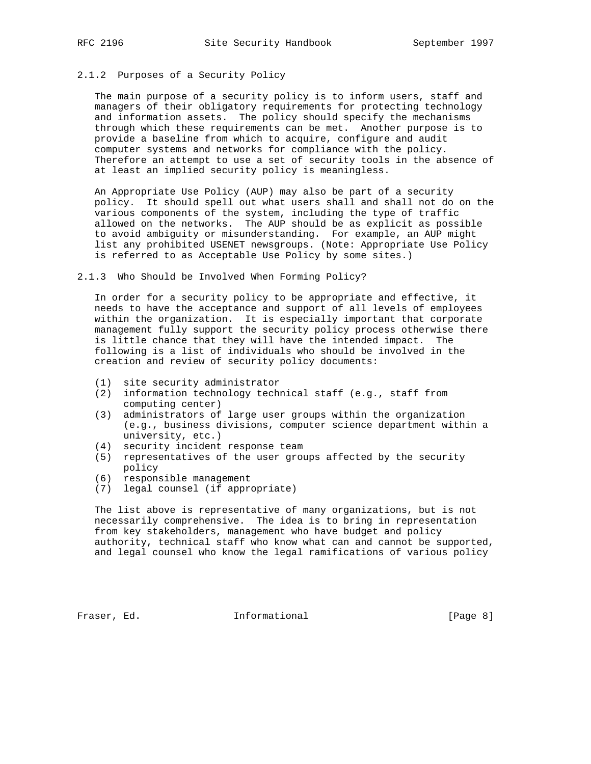### 2.1.2 Purposes of a Security Policy

The main purpose of a security policy is to inform users, staff and managers of their obligatory requirements for protecting technology and information assets. The policy should specify the mechanisms through which these requirements can be met. Another purpose is to provide a baseline from which to acquire, configure and audit computer systems and networks for compliance with the policy. Therefore an attempt to use a set of security tools in the absence of at least an implied security policy is meaningless.

An Appropriate Use Policy (AUP) may also be part of a security policy. It should spell out what users shall and shall not do on the various components of the system, including the type of traffic allowed on the networks. The AUP should be as explicit as possible to avoid ambiguity or misunderstanding. For example, an AUP might list any prohibited USENET newsgroups. (Note: Appropriate Use Policy is referred to as Acceptable Use Policy by some sites.)

### 2.1.3 Who Should be Involved When Forming Policy?

In order for a security policy to be appropriate and effective, it needs to have the acceptance and support of all levels of employees within the organization. It is especially important that corporate management fully support the security policy process otherwise there is little chance that they will have the intended impact. The following is a list of individuals who should be involved in the creation and review of security policy documents:

(1) site security administrator
(2) information technology technical staff (e.g., staff from computing center)
(3) administrators of large user groups within the organization (e.g., business divisions, computer science department within a university, etc.)
(4) security incident response team
(5) representatives of the user groups affected by the security policy
(6) responsible management
(7) legal counsel (if appropriate)

The list above is representative of many organizations, but is not necessarily comprehensive. The idea is to bring in representation from key stakeholders, management who have budget and policy authority, technical staff who know what can and cannot be supported, and legal counsel who know the legal ramifications of various policy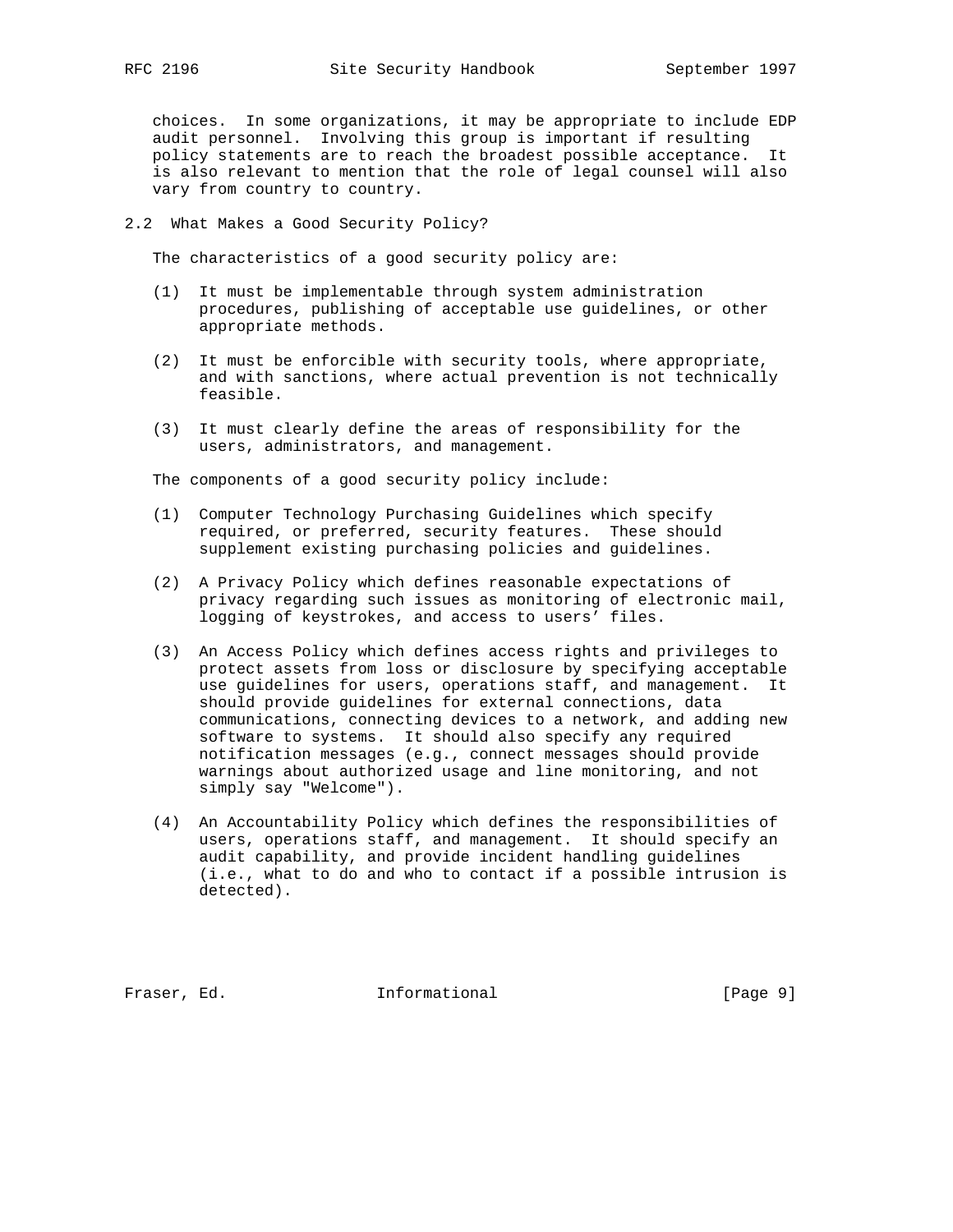choices. In some organizations, it may be appropriate to include EDP audit personnel. Involving this group is important if resulting policy statements are to reach the broadest possible acceptance. It is also relevant to mention that the role of legal counsel will also vary from country to country.

## 2.2 What Makes a Good Security Policy?

The characteristics of a good security policy are:

(1) It must be implementable through system administration procedures, publishing of acceptable use guidelines, or other appropriate methods.

(2) It must be enforcible with security tools, where appropriate, and with sanctions, where actual prevention is not technically feasible.

(3) It must clearly define the areas of responsibility for the users, administrators, and management.

The components of a good security policy include:

(1) Computer Technology Purchasing Guidelines which specify required, or preferred, security features. These should supplement existing purchasing policies and guidelines.

(2) A Privacy Policy which defines reasonable expectations of privacy regarding such issues as monitoring of electronic mail, logging of keystrokes, and access to users' files.

(3) An Access Policy which defines access rights and privileges to protect assets from loss or disclosure by specifying acceptable use guidelines for users, operations staff, and management. It should provide guidelines for external connections, data communications, connecting devices to a network, and adding new software to systems. It should also specify any required notification messages (e.g., connect messages should provide warnings about authorized usage and line monitoring, and not simply say "Welcome").

(4) An Accountability Policy which defines the responsibilities of users, operations staff, and management. It should specify an audit capability, and provide incident handling guidelines (i.e., what to do and who to contact if a possible intrusion is detected).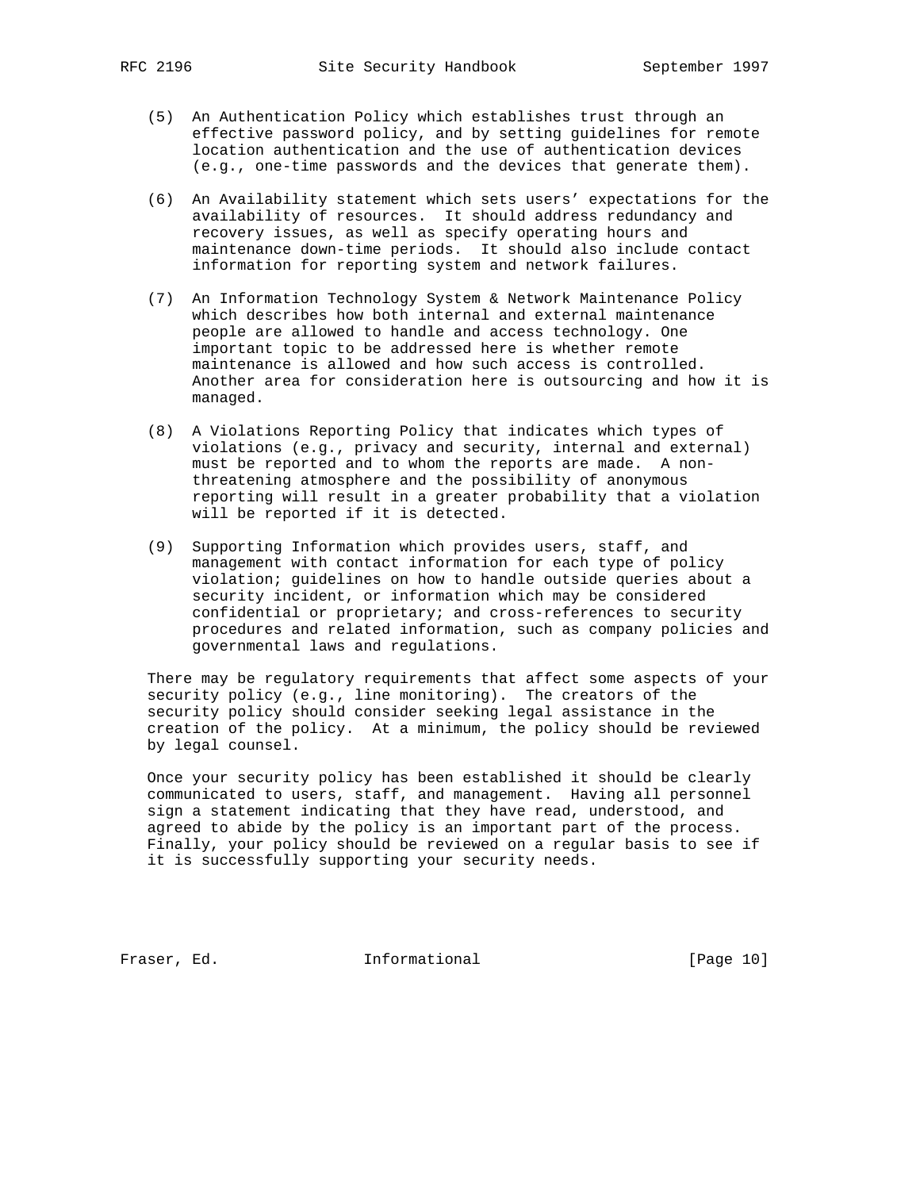(5) An Authentication Policy which establishes trust through an effective password policy, and by setting guidelines for remote location authentication and the use of authentication devices (e.g., one-time passwords and the devices that generate them).

(6) An Availability statement which sets users' expectations for the availability of resources. It should address redundancy and recovery issues, as well as specify operating hours and maintenance down-time periods. It should also include contact information for reporting system and network failures.

(7) An Information Technology System & Network Maintenance Policy which describes how both internal and external maintenance people are allowed to handle and access technology. One important topic to be addressed here is whether remote maintenance is allowed and how such access is controlled. Another area for consideration here is outsourcing and how it is managed.

(8) A Violations Reporting Policy that indicates which types of violations (e.g., privacy and security, internal and external) must be reported and to whom the reports are made. A non-threatening atmosphere and the possibility of anonymous reporting will result in a greater probability that a violation will be reported if it is detected.

(9) Supporting Information which provides users, staff, and management with contact information for each type of policy violation; guidelines on how to handle outside queries about a security incident, or information which may be considered confidential or proprietary; and cross-references to security procedures and related information, such as company policies and governmental laws and regulations.

There may be regulatory requirements that affect some aspects of your security policy (e.g., line monitoring). The creators of the security policy should consider seeking legal assistance in the creation of the policy. At a minimum, the policy should be reviewed by legal counsel.

Once your security policy has been established it should be clearly communicated to users, staff, and management. Having all personnel sign a statement indicating that they have read, understood, and agreed to abide by the policy is an important part of the process. Finally, your policy should be reviewed on a regular basis to see if it is successfully supporting your security needs.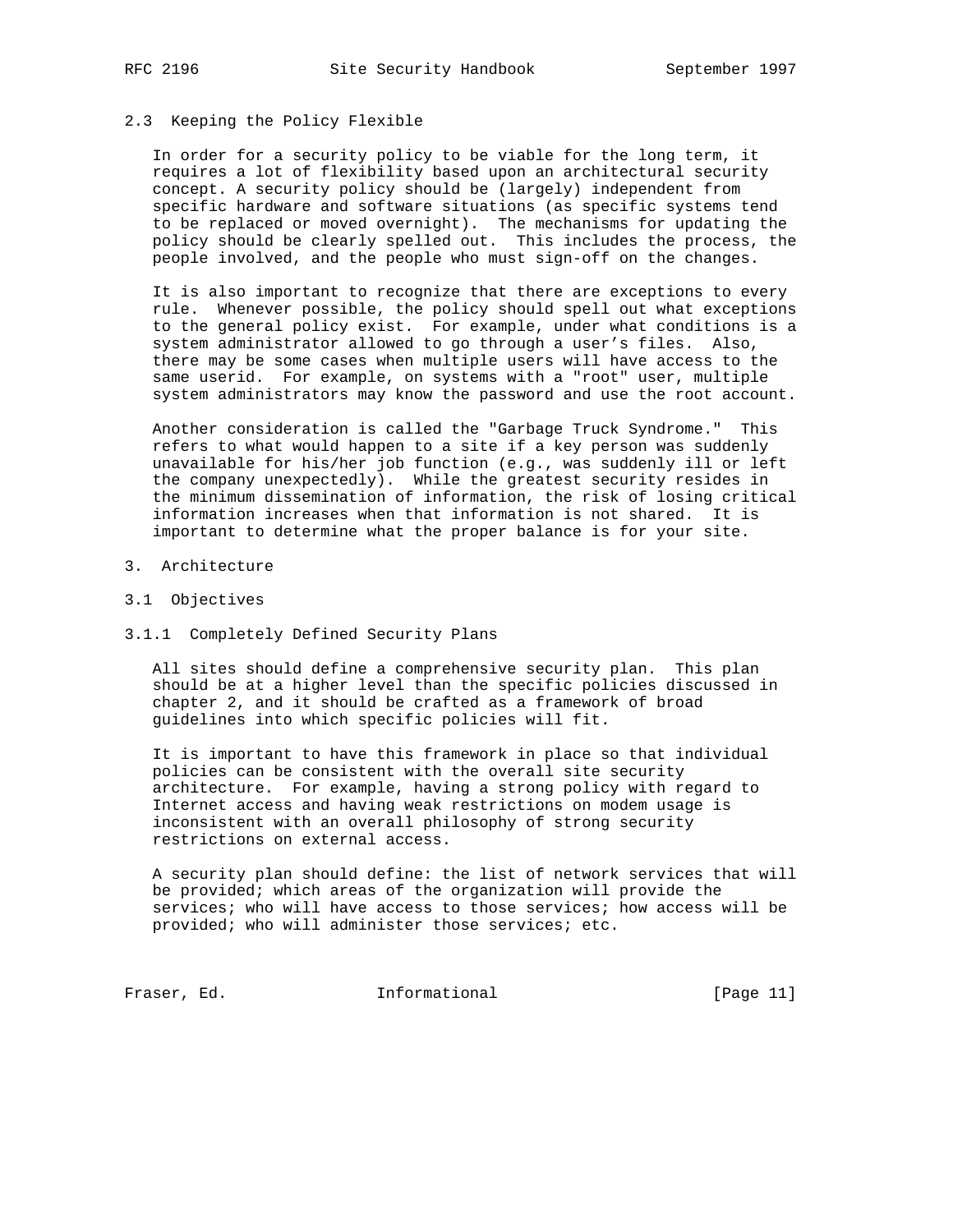### 2.3 Keeping the Policy Flexible

In order for a security policy to be viable for the long term, it requires a lot of flexibility based upon an architectural security concept. A security policy should be (largely) independent from specific hardware and software situations (as specific systems tend to be replaced or moved overnight). The mechanisms for updating the policy should be clearly spelled out. This includes the process, the people involved, and the people who must sign-off on the changes.

It is also important to recognize that there are exceptions to every rule. Whenever possible, the policy should spell out what exceptions to the general policy exist. For example, under what conditions is a system administrator allowed to go through a user's files. Also, there may be some cases when multiple users will have access to the same userid. For example, on systems with a "root" user, multiple system administrators may know the password and use the root account.

Another consideration is called the "Garbage Truck Syndrome." This refers to what would happen to a site if a key person was suddenly unavailable for his/her job function (e.g., was suddenly ill or left the company unexpectedly). While the greatest security resides in the minimum dissemination of information, the risk of losing critical information increases when that information is not shared. It is important to determine what the proper balance is for your site.

# 3. Architecture

## 3.1 Objectives

### 3.1.1 Completely Defined Security Plans

All sites should define a comprehensive security plan. This plan should be at a higher level than the specific policies discussed in chapter 2, and it should be crafted as a framework of broad guidelines into which specific policies will fit.

It is important to have this framework in place so that individual policies can be consistent with the overall site security architecture. For example, having a strong policy with regard to Internet access and having weak restrictions on modem usage is inconsistent with an overall philosophy of strong security restrictions on external access.

A security plan should define: the list of network services that will be provided; which areas of the organization will provide the services; who will have access to those services; how access will be provided; who will administer those services; etc.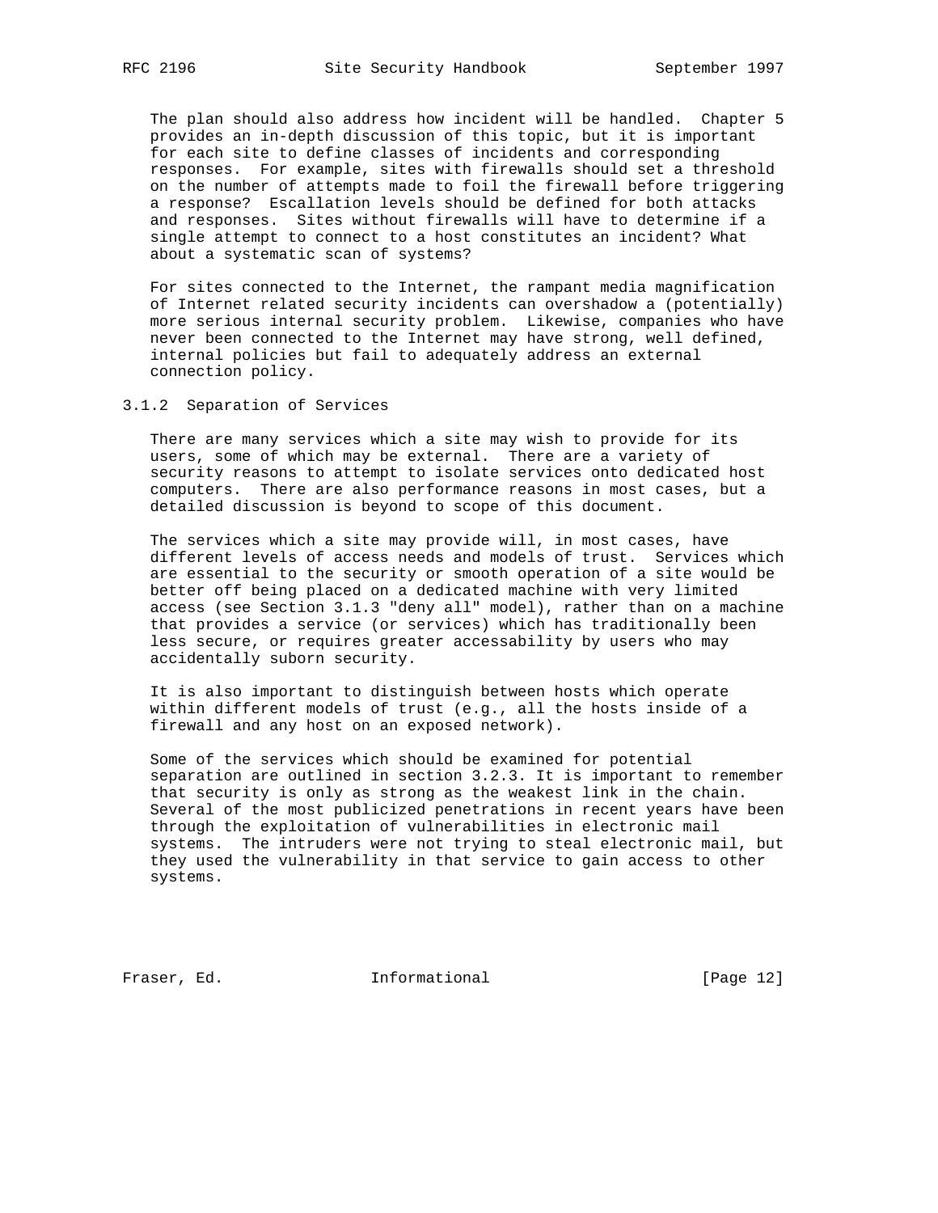The plan should also address how incident will be handled. Chapter 5 provides an in-depth discussion of this topic, but it is important for each site to define classes of incidents and corresponding responses. For example, sites with firewalls should set a threshold on the number of attempts made to foil the firewall before triggering a response? Escallation levels should be defined for both attacks and responses. Sites without firewalls will have to determine if a single attempt to connect to a host constitutes an incident? What about a systematic scan of systems?

For sites connected to the Internet, the rampant media magnification of Internet related security incidents can overshadow a (potentially) more serious internal security problem. Likewise, companies who have never been connected to the Internet may have strong, well defined, internal policies but fail to adequately address an external connection policy.

### 3.1.2 Separation of Services

There are many services which a site may wish to provide for its users, some of which may be external. There are a variety of security reasons to attempt to isolate services onto dedicated host computers. There are also performance reasons in most cases, but a detailed discussion is beyond to scope of this document.

The services which a site may provide will, in most cases, have different levels of access needs and models of trust. Services which are essential to the security or smooth operation of a site would be better off being placed on a dedicated machine with very limited access (see Section 3.1.3 "deny all" model), rather than on a machine that provides a service (or services) which has traditionally been less secure, or requires greater accessability by users who may accidentally suborn security.

It is also important to distinguish between hosts which operate within different models of trust (e.g., all the hosts inside of a firewall and any host on an exposed network).

Some of the services which should be examined for potential separation are outlined in section 3.2.3. It is important to remember that security is only as strong as the weakest link in the chain. Several of the most publicized penetrations in recent years have been through the exploitation of vulnerabilities in electronic mail systems. The intruders were not trying to steal electronic mail, but they used the vulnerability in that service to gain access to other systems.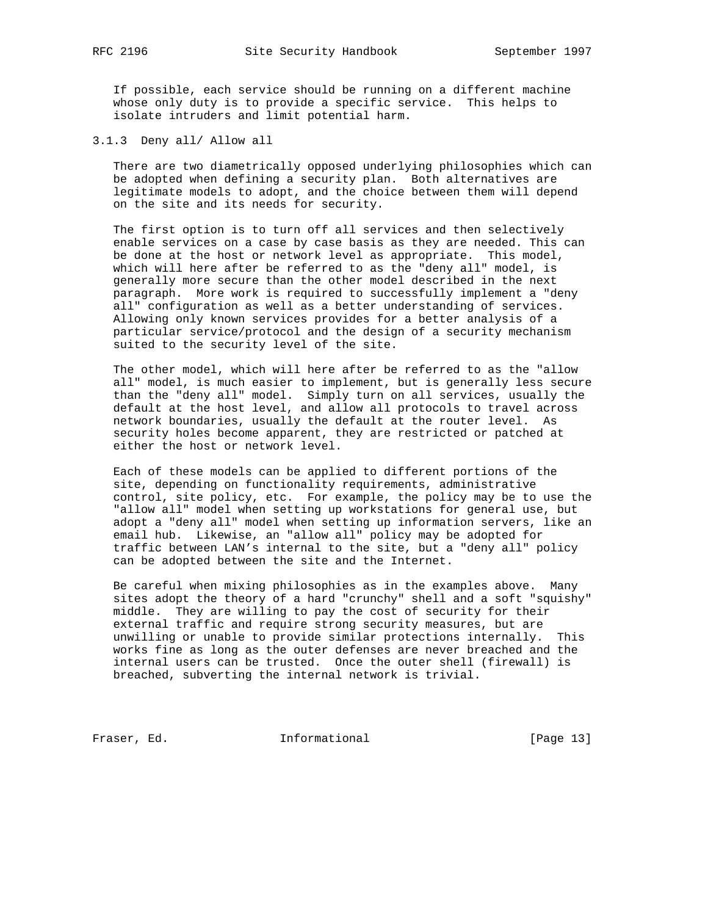If possible, each service should be running on a different machine whose only duty is to provide a specific service. This helps to isolate intruders and limit potential harm.

### 3.1.3 Deny all/ Allow all

There are two diametrically opposed underlying philosophies which can be adopted when defining a security plan. Both alternatives are legitimate models to adopt, and the choice between them will depend on the site and its needs for security.

The first option is to turn off all services and then selectively enable services on a case by case basis as they are needed. This can be done at the host or network level as appropriate. This model, which will here after be referred to as the "deny all" model, is generally more secure than the other model described in the next paragraph. More work is required to successfully implement a "deny all" configuration as well as a better understanding of services. Allowing only known services provides for a better analysis of a particular service/protocol and the design of a security mechanism suited to the security level of the site.

The other model, which will here after be referred to as the "allow all" model, is much easier to implement, but is generally less secure than the "deny all" model. Simply turn on all services, usually the default at the host level, and allow all protocols to travel across network boundaries, usually the default at the router level. As security holes become apparent, they are restricted or patched at either the host or network level.

Each of these models can be applied to different portions of the site, depending on functionality requirements, administrative control, site policy, etc. For example, the policy may be to use the "allow all" model when setting up workstations for general use, but adopt a "deny all" model when setting up information servers, like an email hub. Likewise, an "allow all" policy may be adopted for traffic between LAN's internal to the site, but a "deny all" policy can be adopted between the site and the Internet.

Be careful when mixing philosophies as in the examples above. Many sites adopt the theory of a hard "crunchy" shell and a soft "squishy" middle. They are willing to pay the cost of security for their external traffic and require strong security measures, but are unwilling or unable to provide similar protections internally. This works fine as long as the outer defenses are never breached and the internal users can be trusted. Once the outer shell (firewall) is breached, subverting the internal network is trivial.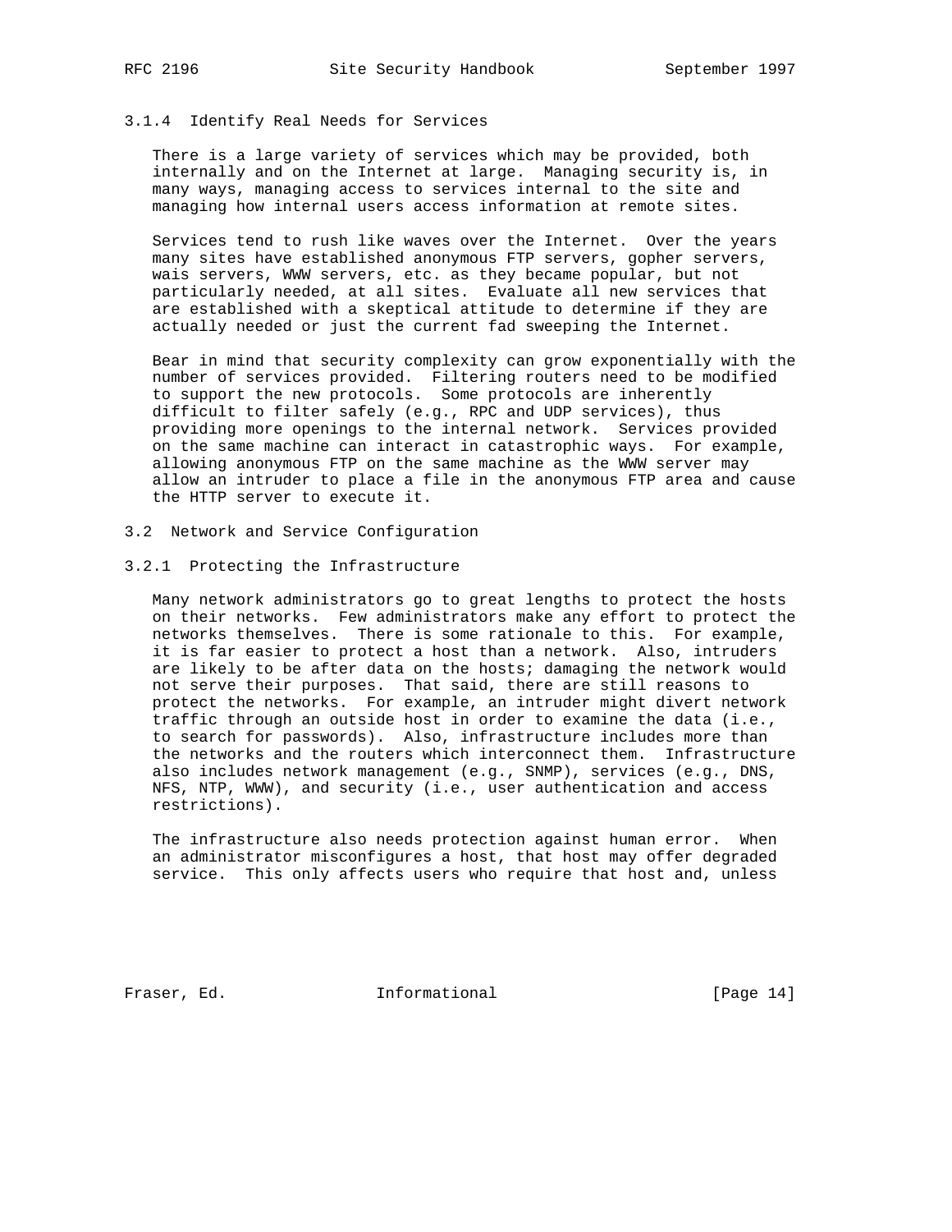### 3.1.4 Identify Real Needs for Services

There is a large variety of services which may be provided, both internally and on the Internet at large. Managing security is, in many ways, managing access to services internal to the site and managing how internal users access information at remote sites.

Services tend to rush like waves over the Internet. Over the years many sites have established anonymous FTP servers, gopher servers, wais servers, WWW servers, etc. as they became popular, but not particularly needed, at all sites. Evaluate all new services that are established with a skeptical attitude to determine if they are actually needed or just the current fad sweeping the Internet.

Bear in mind that security complexity can grow exponentially with the number of services provided. Filtering routers need to be modified to support the new protocols. Some protocols are inherently difficult to filter safely (e.g., RPC and UDP services), thus providing more openings to the internal network. Services provided on the same machine can interact in catastrophic ways. For example, allowing anonymous FTP on the same machine as the WWW server may allow an intruder to place a file in the anonymous FTP area and cause the HTTP server to execute it.

## 3.2 Network and Service Configuration

### 3.2.1 Protecting the Infrastructure

Many network administrators go to great lengths to protect the hosts on their networks. Few administrators make any effort to protect the networks themselves. There is some rationale to this. For example, it is far easier to protect a host than a network. Also, intruders are likely to be after data on the hosts; damaging the network would not serve their purposes. That said, there are still reasons to protect the networks. For example, an intruder might divert network traffic through an outside host in order to examine the data (i.e., to search for passwords). Also, infrastructure includes more than the networks and the routers which interconnect them. Infrastructure also includes network management (e.g., SNMP), services (e.g., DNS, NFS, NTP, WWW), and security (i.e., user authentication and access restrictions).

The infrastructure also needs protection against human error. When an administrator misconfigures a host, that host may offer degraded service. This only affects users who require that host and, unless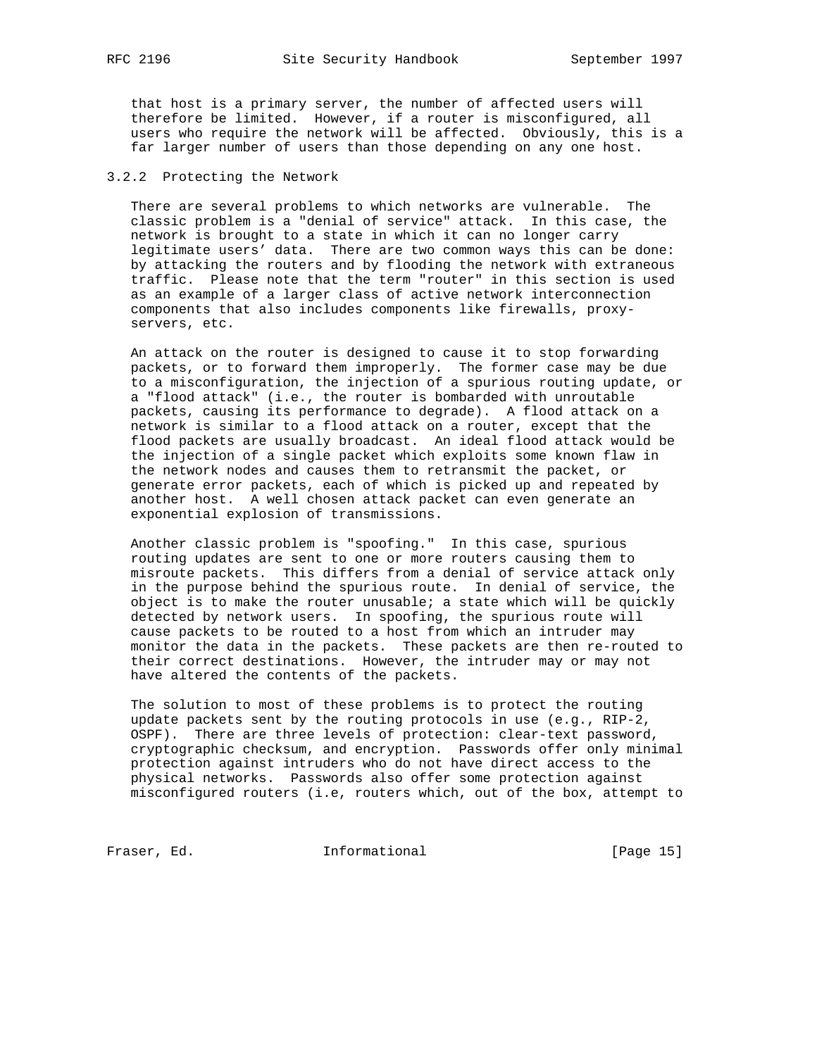that host is a primary server, the number of affected users will therefore be limited. However, if a router is misconfigured, all users who require the network will be affected. Obviously, this is a far larger number of users than those depending on any one host.

### 3.2.2 Protecting the Network

There are several problems to which networks are vulnerable. The classic problem is a "denial of service" attack. In this case, the network is brought to a state in which it can no longer carry legitimate users' data. There are two common ways this can be done: by attacking the routers and by flooding the network with extraneous traffic. Please note that the term "router" in this section is used as an example of a larger class of active network interconnection components that also includes components like firewalls, proxy-servers, etc.

An attack on the router is designed to cause it to stop forwarding packets, or to forward them improperly. The former case may be due to a misconfiguration, the injection of a spurious routing update, or a "flood attack" (i.e., the router is bombarded with unroutable packets, causing its performance to degrade). A flood attack on a network is similar to a flood attack on a router, except that the flood packets are usually broadcast. An ideal flood attack would be the injection of a single packet which exploits some known flaw in the network nodes and causes them to retransmit the packet, or generate error packets, each of which is picked up and repeated by another host. A well chosen attack packet can even generate an exponential explosion of transmissions.

Another classic problem is "spoofing." In this case, spurious routing updates are sent to one or more routers causing them to misroute packets. This differs from a denial of service attack only in the purpose behind the spurious route. In denial of service, the object is to make the router unusable; a state which will be quickly detected by network users. In spoofing, the spurious route will cause packets to be routed to a host from which an intruder may monitor the data in the packets. These packets are then re-routed to their correct destinations. However, the intruder may or may not have altered the contents of the packets.

The solution to most of these problems is to protect the routing update packets sent by the routing protocols in use (e.g., RIP-2, OSPF). There are three levels of protection: clear-text password, cryptographic checksum, and encryption. Passwords offer only minimal protection against intruders who do not have direct access to the physical networks. Passwords also offer some protection against misconfigured routers (i.e, routers which, out of the box, attempt to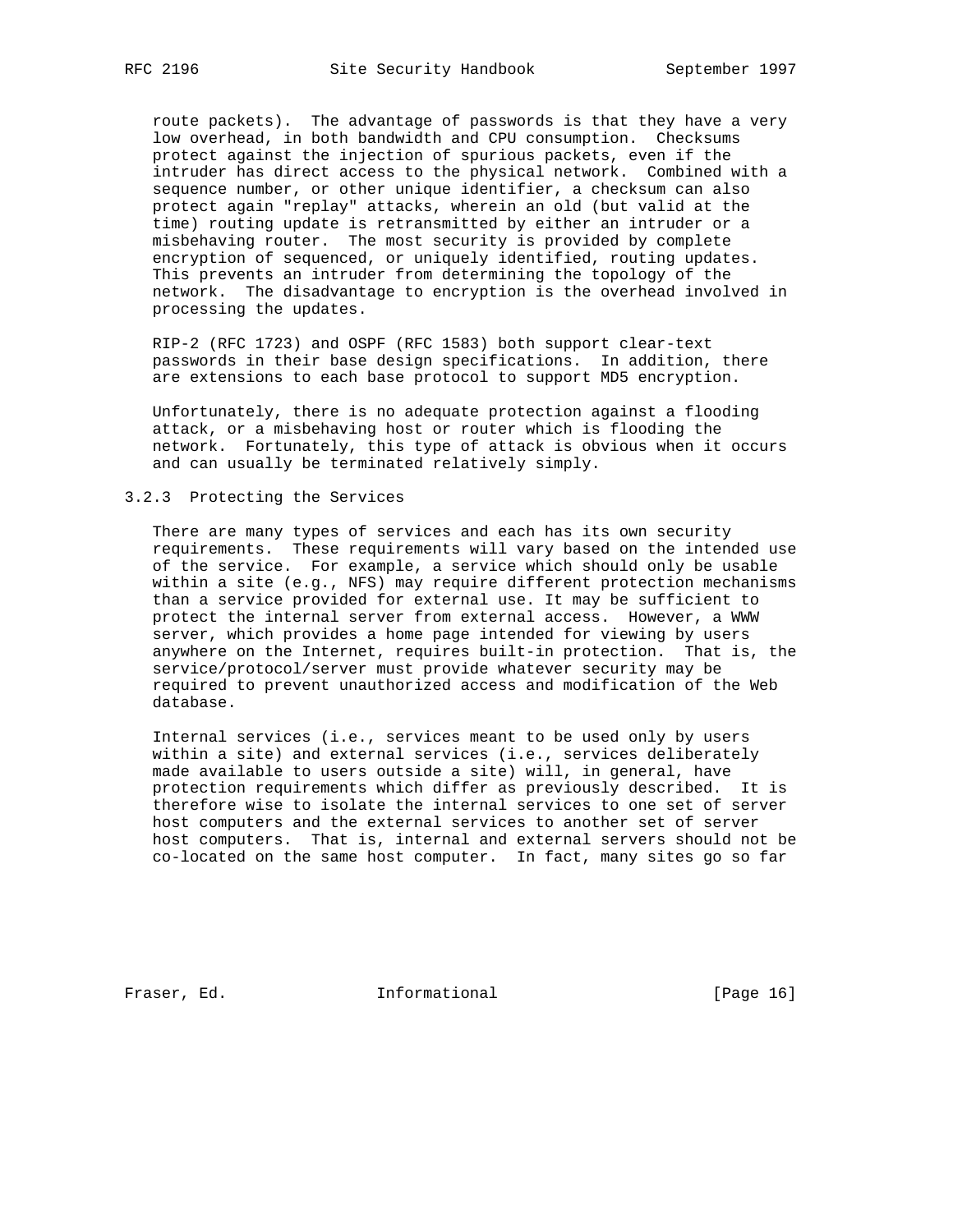route packets). The advantage of passwords is that they have a very low overhead, in both bandwidth and CPU consumption. Checksums protect against the injection of spurious packets, even if the intruder has direct access to the physical network. Combined with a sequence number, or other unique identifier, a checksum can also protect again "replay" attacks, wherein an old (but valid at the time) routing update is retransmitted by either an intruder or a misbehaving router. The most security is provided by complete encryption of sequenced, or uniquely identified, routing updates. This prevents an intruder from determining the topology of the network. The disadvantage to encryption is the overhead involved in processing the updates.

RIP-2 (RFC 1723) and OSPF (RFC 1583) both support clear-text passwords in their base design specifications. In addition, there are extensions to each base protocol to support MD5 encryption.

Unfortunately, there is no adequate protection against a flooding attack, or a misbehaving host or router which is flooding the network. Fortunately, this type of attack is obvious when it occurs and can usually be terminated relatively simply.

### 3.2.3 Protecting the Services

There are many types of services and each has its own security requirements. These requirements will vary based on the intended use of the service. For example, a service which should only be usable within a site (e.g., NFS) may require different protection mechanisms than a service provided for external use. It may be sufficient to protect the internal server from external access. However, a WWW server, which provides a home page intended for viewing by users anywhere on the Internet, requires built-in protection. That is, the service/protocol/server must provide whatever security may be required to prevent unauthorized access and modification of the Web database.

Internal services (i.e., services meant to be used only by users within a site) and external services (i.e., services deliberately made available to users outside a site) will, in general, have protection requirements which differ as previously described. It is therefore wise to isolate the internal services to one set of server host computers and the external services to another set of server host computers. That is, internal and external servers should not be co-located on the same host computer. In fact, many sites go so far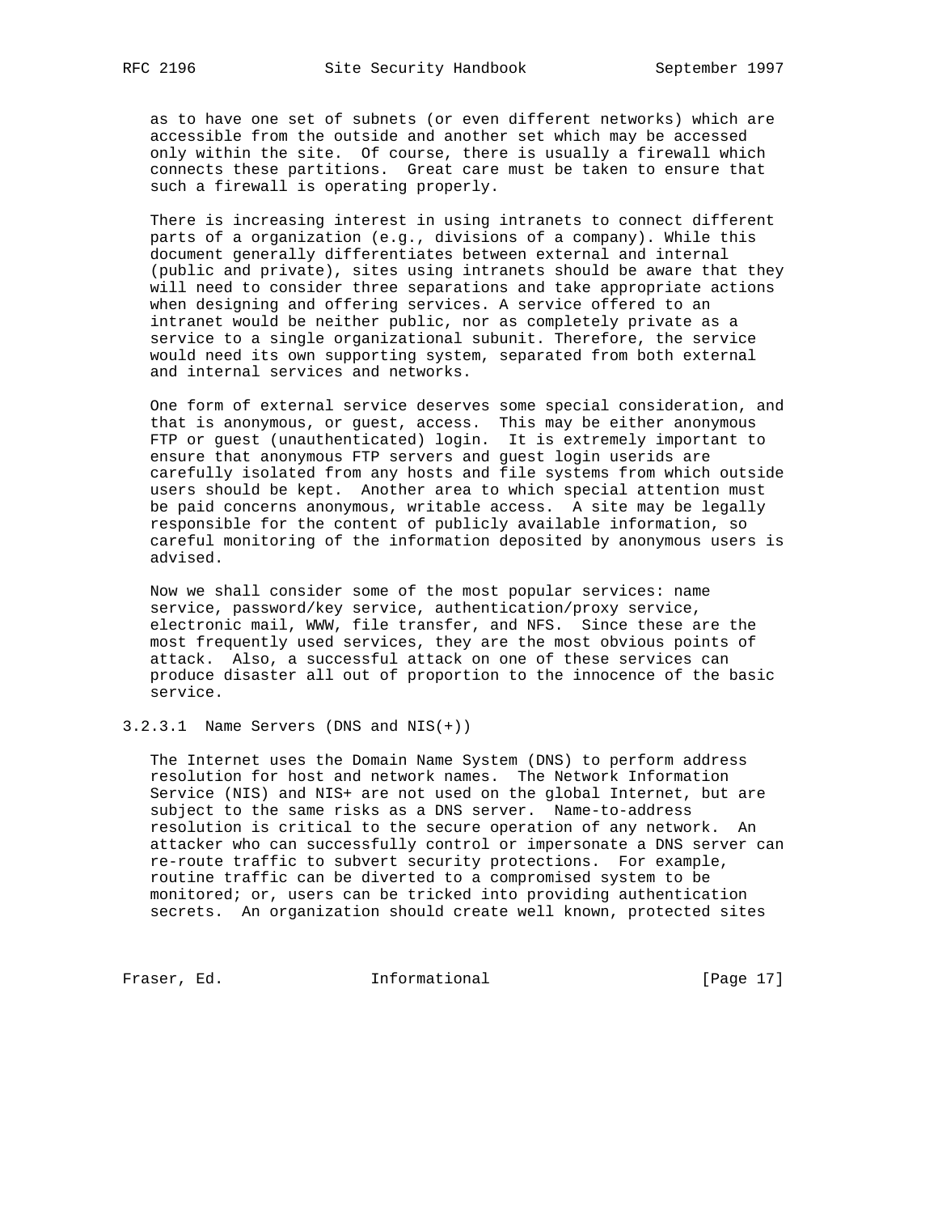as to have one set of subnets (or even different networks) which are accessible from the outside and another set which may be accessed only within the site. Of course, there is usually a firewall which connects these partitions. Great care must be taken to ensure that such a firewall is operating properly.

There is increasing interest in using intranets to connect different parts of a organization (e.g., divisions of a company). While this document generally differentiates between external and internal (public and private), sites using intranets should be aware that they will need to consider three separations and take appropriate actions when designing and offering services. A service offered to an intranet would be neither public, nor as completely private as a service to a single organizational subunit. Therefore, the service would need its own supporting system, separated from both external and internal services and networks.

One form of external service deserves some special consideration, and that is anonymous, or guest, access. This may be either anonymous FTP or guest (unauthenticated) login. It is extremely important to ensure that anonymous FTP servers and guest login userids are carefully isolated from any hosts and file systems from which outside users should be kept. Another area to which special attention must be paid concerns anonymous, writable access. A site may be legally responsible for the content of publicly available information, so careful monitoring of the information deposited by anonymous users is advised.

Now we shall consider some of the most popular services: name service, password/key service, authentication/proxy service, electronic mail, WWW, file transfer, and NFS. Since these are the most frequently used services, they are the most obvious points of attack. Also, a successful attack on one of these services can produce disaster all out of proportion to the innocence of the basic service.

#### 3.2.3.1 Name Servers (DNS and NIS(+))

The Internet uses the Domain Name System (DNS) to perform address resolution for host and network names. The Network Information Service (NIS) and NIS+ are not used on the global Internet, but are subject to the same risks as a DNS server. Name-to-address resolution is critical to the secure operation of any network. An attacker who can successfully control or impersonate a DNS server can re-route traffic to subvert security protections. For example, routine traffic can be diverted to a compromised system to be monitored; or, users can be tricked into providing authentication secrets. An organization should create well known, protected sites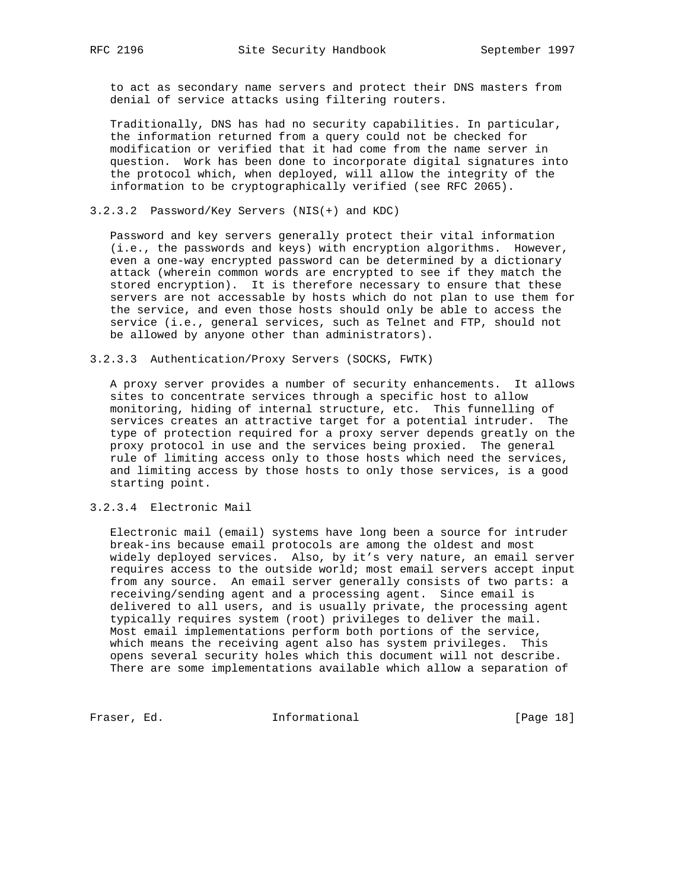to act as secondary name servers and protect their DNS masters from denial of service attacks using filtering routers.

Traditionally, DNS has had no security capabilities. In particular, the information returned from a query could not be checked for modification or verified that it had come from the name server in question. Work has been done to incorporate digital signatures into the protocol which, when deployed, will allow the integrity of the information to be cryptographically verified (see RFC 2065).

#### 3.2.3.2 Password/Key Servers (NIS(+) and KDC)

Password and key servers generally protect their vital information (i.e., the passwords and keys) with encryption algorithms. However, even a one-way encrypted password can be determined by a dictionary attack (wherein common words are encrypted to see if they match the stored encryption). It is therefore necessary to ensure that these servers are not accessable by hosts which do not plan to use them for the service, and even those hosts should only be able to access the service (i.e., general services, such as Telnet and FTP, should not be allowed by anyone other than administrators).

#### 3.2.3.3 Authentication/Proxy Servers (SOCKS, FWTK)

A proxy server provides a number of security enhancements. It allows sites to concentrate services through a specific host to allow monitoring, hiding of internal structure, etc. This funnelling of services creates an attractive target for a potential intruder. The type of protection required for a proxy server depends greatly on the proxy protocol in use and the services being proxied. The general rule of limiting access only to those hosts which need the services, and limiting access by those hosts to only those services, is a good starting point.

#### 3.2.3.4 Electronic Mail

Electronic mail (email) systems have long been a source for intruder break-ins because email protocols are among the oldest and most widely deployed services. Also, by it’s very nature, an email server requires access to the outside world; most email servers accept input from any source. An email server generally consists of two parts: a receiving/sending agent and a processing agent. Since email is delivered to all users, and is usually private, the processing agent typically requires system (root) privileges to deliver the mail. Most email implementations perform both portions of the service, which means the receiving agent also has system privileges. This opens several security holes which this document will not describe. There are some implementations available which allow a separation of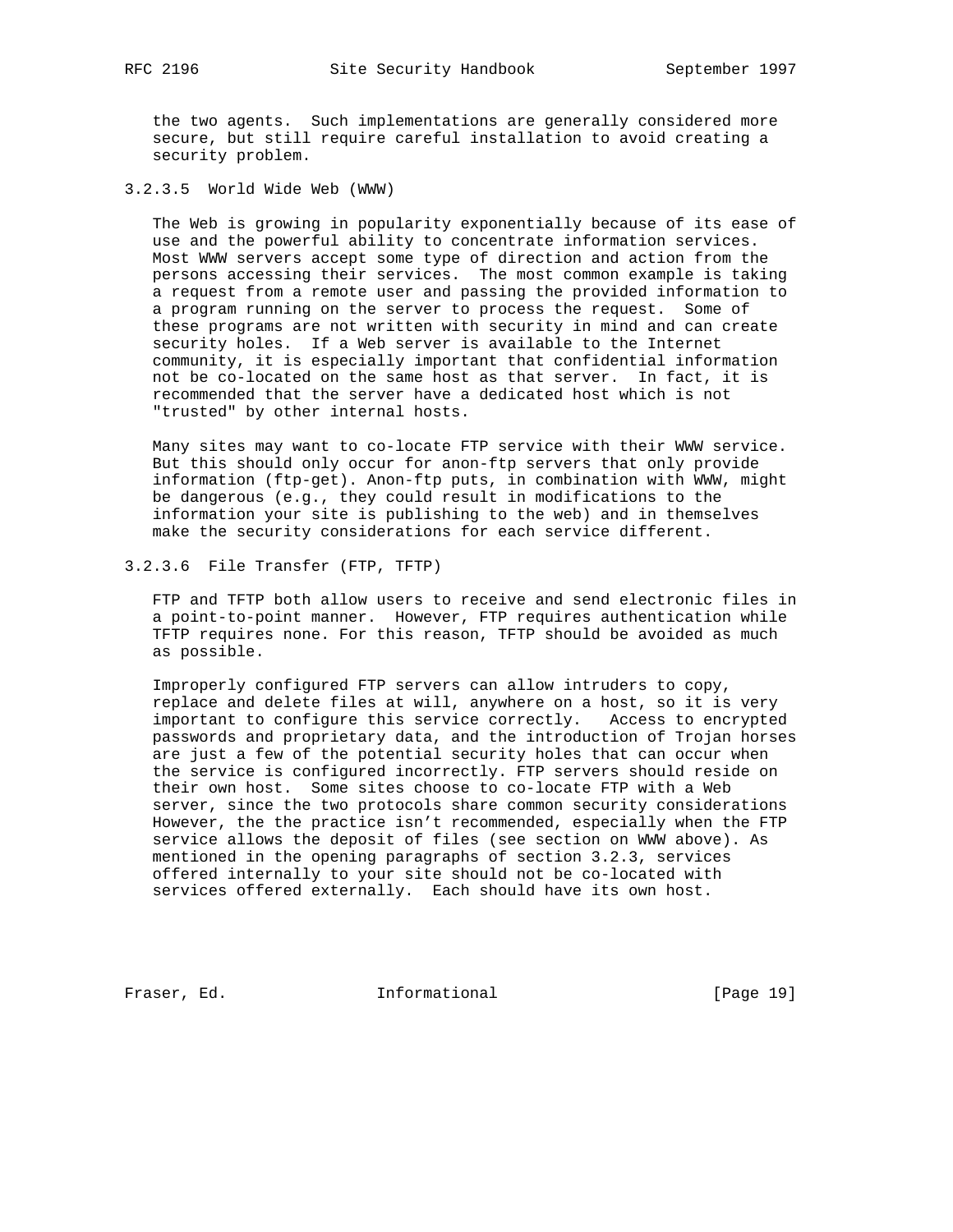the two agents. Such implementations are generally considered more secure, but still require careful installation to avoid creating a security problem.

#### 3.2.3.5 World Wide Web (WWW)

The Web is growing in popularity exponentially because of its ease of use and the powerful ability to concentrate information services. Most WWW servers accept some type of direction and action from the persons accessing their services. The most common example is taking a request from a remote user and passing the provided information to a program running on the server to process the request. Some of these programs are not written with security in mind and can create security holes. If a Web server is available to the Internet community, it is especially important that confidential information not be co-located on the same host as that server. In fact, it is recommended that the server have a dedicated host which is not "trusted" by other internal hosts.

Many sites may want to co-locate FTP service with their WWW service. But this should only occur for anon-ftp servers that only provide information (ftp-get). Anon-ftp puts, in combination with WWW, might be dangerous (e.g., they could result in modifications to the information your site is publishing to the web) and in themselves make the security considerations for each service different.

#### 3.2.3.6 File Transfer (FTP, TFTP)

FTP and TFTP both allow users to receive and send electronic files in a point-to-point manner. However, FTP requires authentication while TFTP requires none. For this reason, TFTP should be avoided as much as possible.

Improperly configured FTP servers can allow intruders to copy, replace and delete files at will, anywhere on a host, so it is very important to configure this service correctly. Access to encrypted passwords and proprietary data, and the introduction of Trojan horses are just a few of the potential security holes that can occur when the service is configured incorrectly. FTP servers should reside on their own host. Some sites choose to co-locate FTP with a Web server, since the two protocols share common security considerations However, the the practice isn't recommended, especially when the FTP service allows the deposit of files (see section on WWW above). As mentioned in the opening paragraphs of section 3.2.3, services offered internally to your site should not be co-located with services offered externally. Each should have its own host.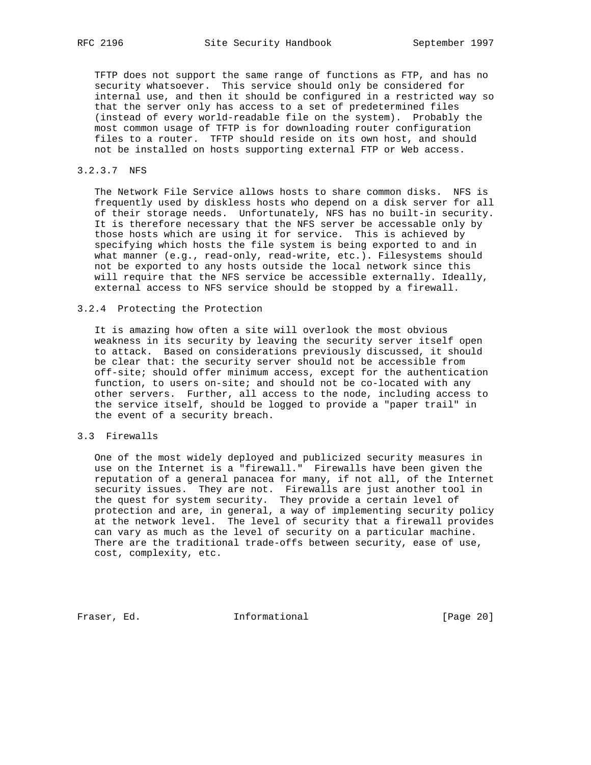TFTP does not support the same range of functions as FTP, and has no security whatsoever. This service should only be considered for internal use, and then it should be configured in a restricted way so that the server only has access to a set of predetermined files (instead of every world-readable file on the system). Probably the most common usage of TFTP is for downloading router configuration files to a router. TFTP should reside on its own host, and should not be installed on hosts supporting external FTP or Web access.

#### 3.2.3.7 NFS

The Network File Service allows hosts to share common disks. NFS is frequently used by diskless hosts who depend on a disk server for all of their storage needs. Unfortunately, NFS has no built-in security. It is therefore necessary that the NFS server be accessable only by those hosts which are using it for service. This is achieved by specifying which hosts the file system is being exported to and in what manner (e.g., read-only, read-write, etc.). Filesystems should not be exported to any hosts outside the local network since this will require that the NFS service be accessible externally. Ideally, external access to NFS service should be stopped by a firewall.

### 3.2.4 Protecting the Protection

It is amazing how often a site will overlook the most obvious weakness in its security by leaving the security server itself open to attack. Based on considerations previously discussed, it should be clear that: the security server should not be accessible from off-site; should offer minimum access, except for the authentication function, to users on-site; and should not be co-located with any other servers. Further, all access to the node, including access to the service itself, should be logged to provide a "paper trail" in the event of a security breach.

## 3.3 Firewalls

One of the most widely deployed and publicized security measures in use on the Internet is a "firewall." Firewalls have been given the reputation of a general panacea for many, if not all, of the Internet security issues. They are not. Firewalls are just another tool in the quest for system security. They provide a certain level of protection and are, in general, a way of implementing security policy at the network level. The level of security that a firewall provides can vary as much as the level of security on a particular machine. There are the traditional trade-offs between security, ease of use, cost, complexity, etc.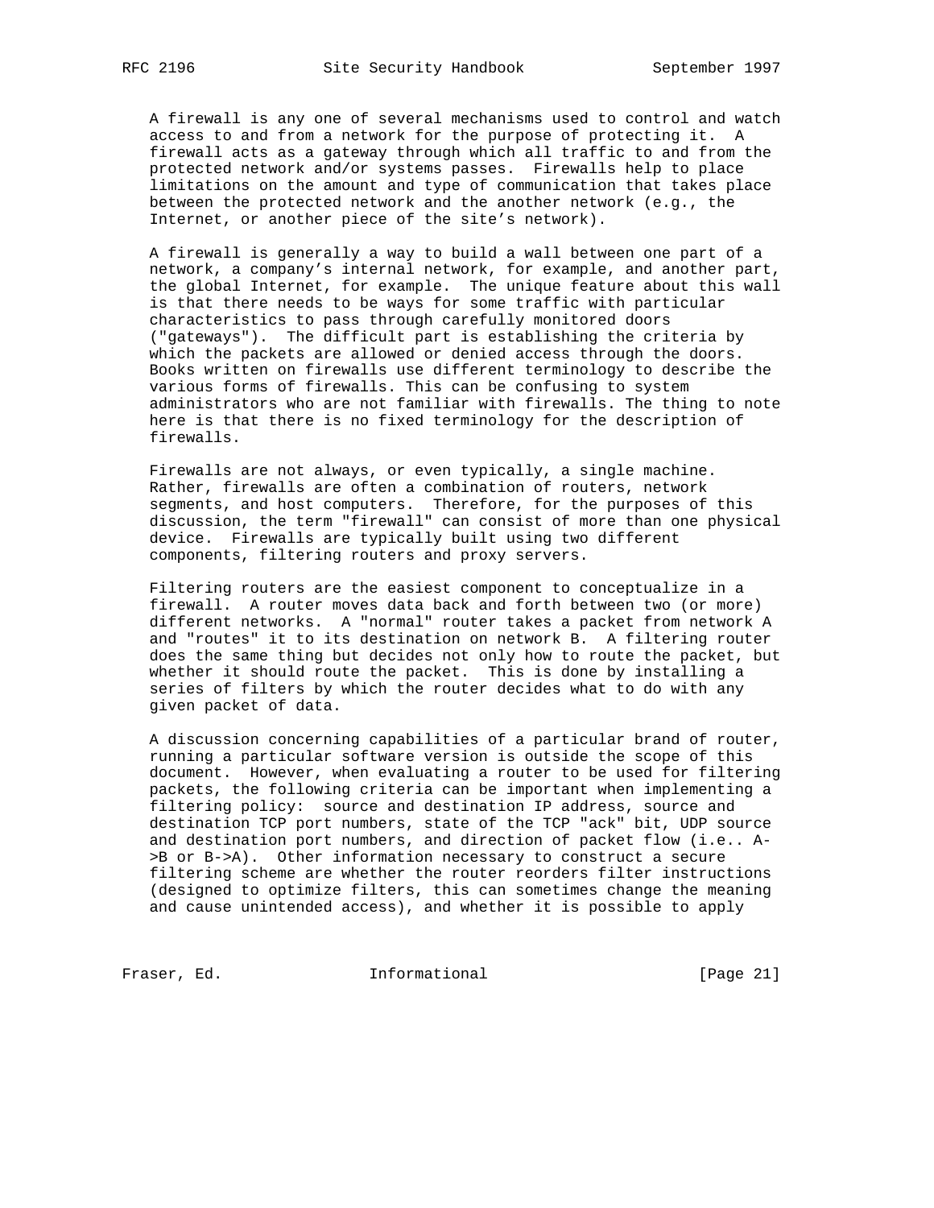A firewall is any one of several mechanisms used to control and watch access to and from a network for the purpose of protecting it. A firewall acts as a gateway through which all traffic to and from the protected network and/or systems passes. Firewalls help to place limitations on the amount and type of communication that takes place between the protected network and the another network (e.g., the Internet, or another piece of the site's network).

A firewall is generally a way to build a wall between one part of a network, a company's internal network, for example, and another part, the global Internet, for example. The unique feature about this wall is that there needs to be ways for some traffic with particular characteristics to pass through carefully monitored doors ("gateways"). The difficult part is establishing the criteria by which the packets are allowed or denied access through the doors. Books written on firewalls use different terminology to describe the various forms of firewalls. This can be confusing to system administrators who are not familiar with firewalls. The thing to note here is that there is no fixed terminology for the description of firewalls.

Firewalls are not always, or even typically, a single machine. Rather, firewalls are often a combination of routers, network segments, and host computers. Therefore, for the purposes of this discussion, the term "firewall" can consist of more than one physical device. Firewalls are typically built using two different components, filtering routers and proxy servers.

Filtering routers are the easiest component to conceptualize in a firewall. A router moves data back and forth between two (or more) different networks. A "normal" router takes a packet from network A and "routes" it to its destination on network B. A filtering router does the same thing but decides not only how to route the packet, but whether it should route the packet. This is done by installing a series of filters by which the router decides what to do with any given packet of data.

A discussion concerning capabilities of a particular brand of router, running a particular software version is outside the scope of this document. However, when evaluating a router to be used for filtering packets, the following criteria can be important when implementing a filtering policy: source and destination IP address, source and destination TCP port numbers, state of the TCP "ack" bit, UDP source and destination port numbers, and direction of packet flow (i.e.. A->B or B->A). Other information necessary to construct a secure filtering scheme are whether the router reorders filter instructions (designed to optimize filters, this can sometimes change the meaning and cause unintended access), and whether it is possible to apply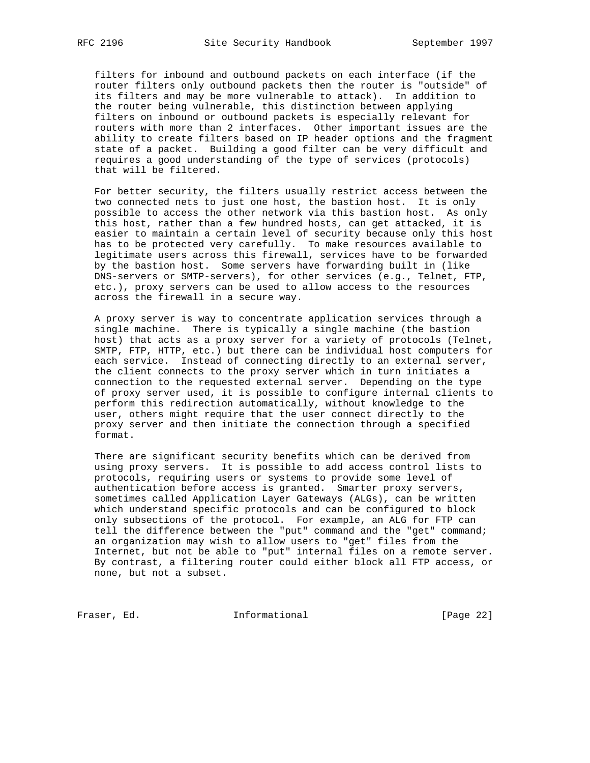filters for inbound and outbound packets on each interface (if the router filters only outbound packets then the router is "outside" of its filters and may be more vulnerable to attack). In addition to the router being vulnerable, this distinction between applying filters on inbound or outbound packets is especially relevant for routers with more than 2 interfaces. Other important issues are the ability to create filters based on IP header options and the fragment state of a packet. Building a good filter can be very difficult and requires a good understanding of the type of services (protocols) that will be filtered.

For better security, the filters usually restrict access between the two connected nets to just one host, the bastion host. It is only possible to access the other network via this bastion host. As only this host, rather than a few hundred hosts, can get attacked, it is easier to maintain a certain level of security because only this host has to be protected very carefully. To make resources available to legitimate users across this firewall, services have to be forwarded by the bastion host. Some servers have forwarding built in (like DNS-servers or SMTP-servers), for other services (e.g., Telnet, FTP, etc.), proxy servers can be used to allow access to the resources across the firewall in a secure way.

A proxy server is way to concentrate application services through a single machine. There is typically a single machine (the bastion host) that acts as a proxy server for a variety of protocols (Telnet, SMTP, FTP, HTTP, etc.) but there can be individual host computers for each service. Instead of connecting directly to an external server, the client connects to the proxy server which in turn initiates a connection to the requested external server. Depending on the type of proxy server used, it is possible to configure internal clients to perform this redirection automatically, without knowledge to the user, others might require that the user connect directly to the proxy server and then initiate the connection through a specified format.

There are significant security benefits which can be derived from using proxy servers. It is possible to add access control lists to protocols, requiring users or systems to provide some level of authentication before access is granted. Smarter proxy servers, sometimes called Application Layer Gateways (ALGs), can be written which understand specific protocols and can be configured to block only subsections of the protocol. For example, an ALG for FTP can tell the difference between the "put" command and the "get" command; an organization may wish to allow users to "get" files from the Internet, but not be able to "put" internal files on a remote server. By contrast, a filtering router could either block all FTP access, or none, but not a subset.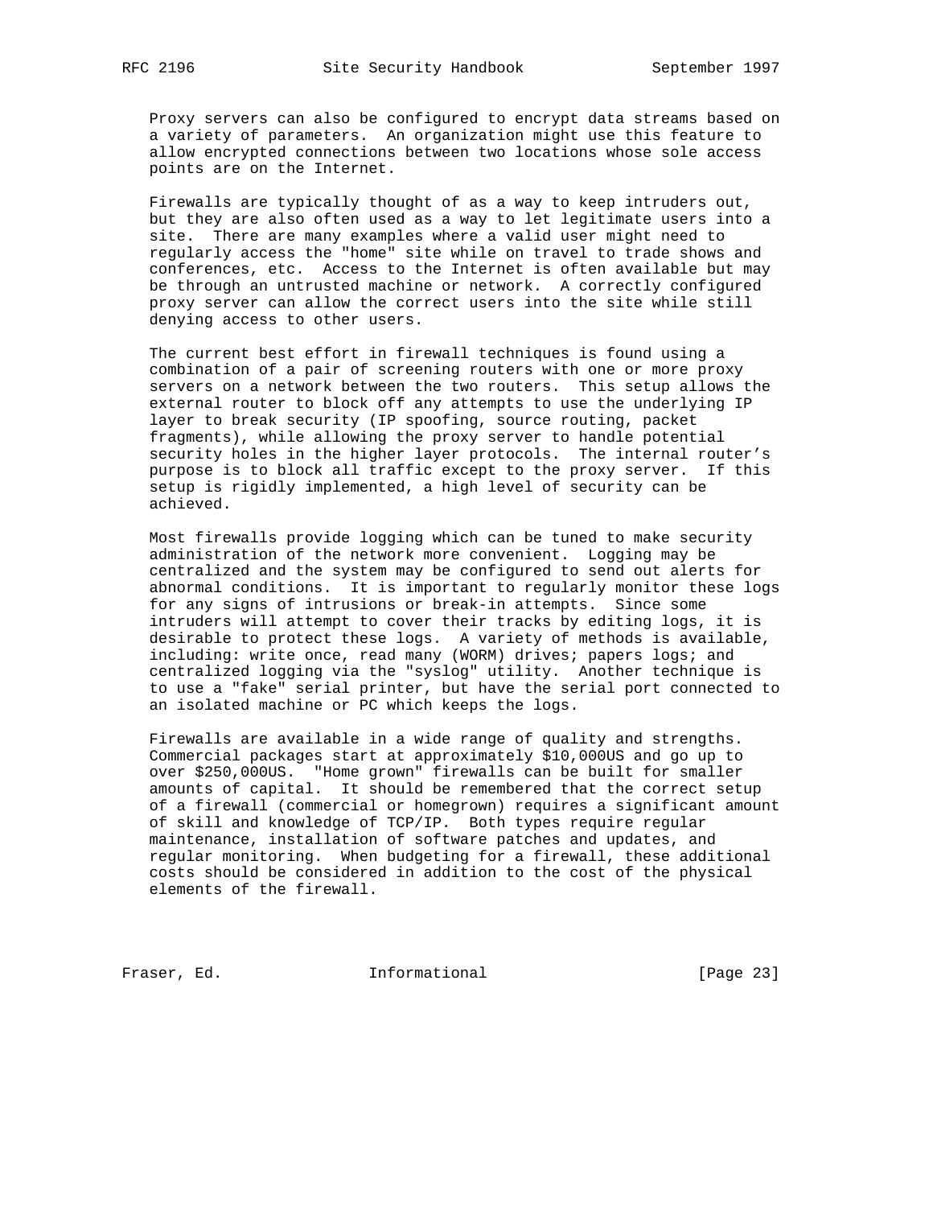Proxy servers can also be configured to encrypt data streams based on a variety of parameters. An organization might use this feature to allow encrypted connections between two locations whose sole access points are on the Internet.

Firewalls are typically thought of as a way to keep intruders out, but they are also often used as a way to let legitimate users into a site. There are many examples where a valid user might need to regularly access the "home" site while on travel to trade shows and conferences, etc. Access to the Internet is often available but may be through an untrusted machine or network. A correctly configured proxy server can allow the correct users into the site while still denying access to other users.

The current best effort in firewall techniques is found using a combination of a pair of screening routers with one or more proxy servers on a network between the two routers. This setup allows the external router to block off any attempts to use the underlying IP layer to break security (IP spoofing, source routing, packet fragments), while allowing the proxy server to handle potential security holes in the higher layer protocols. The internal router's purpose is to block all traffic except to the proxy server. If this setup is rigidly implemented, a high level of security can be achieved.

Most firewalls provide logging which can be tuned to make security administration of the network more convenient. Logging may be centralized and the system may be configured to send out alerts for abnormal conditions. It is important to regularly monitor these logs for any signs of intrusions or break-in attempts. Since some intruders will attempt to cover their tracks by editing logs, it is desirable to protect these logs. A variety of methods is available, including: write once, read many (WORM) drives; papers logs; and centralized logging via the "syslog" utility. Another technique is to use a "fake" serial printer, but have the serial port connected to an isolated machine or PC which keeps the logs.

Firewalls are available in a wide range of quality and strengths. Commercial packages start at approximately $10,000US and go up to over $250,000US. "Home grown" firewalls can be built for smaller amounts of capital. It should be remembered that the correct setup of a firewall (commercial or homegrown) requires a significant amount of skill and knowledge of TCP/IP. Both types require regular maintenance, installation of software patches and updates, and regular monitoring. When budgeting for a firewall, these additional costs should be considered in addition to the cost of the physical elements of the firewall.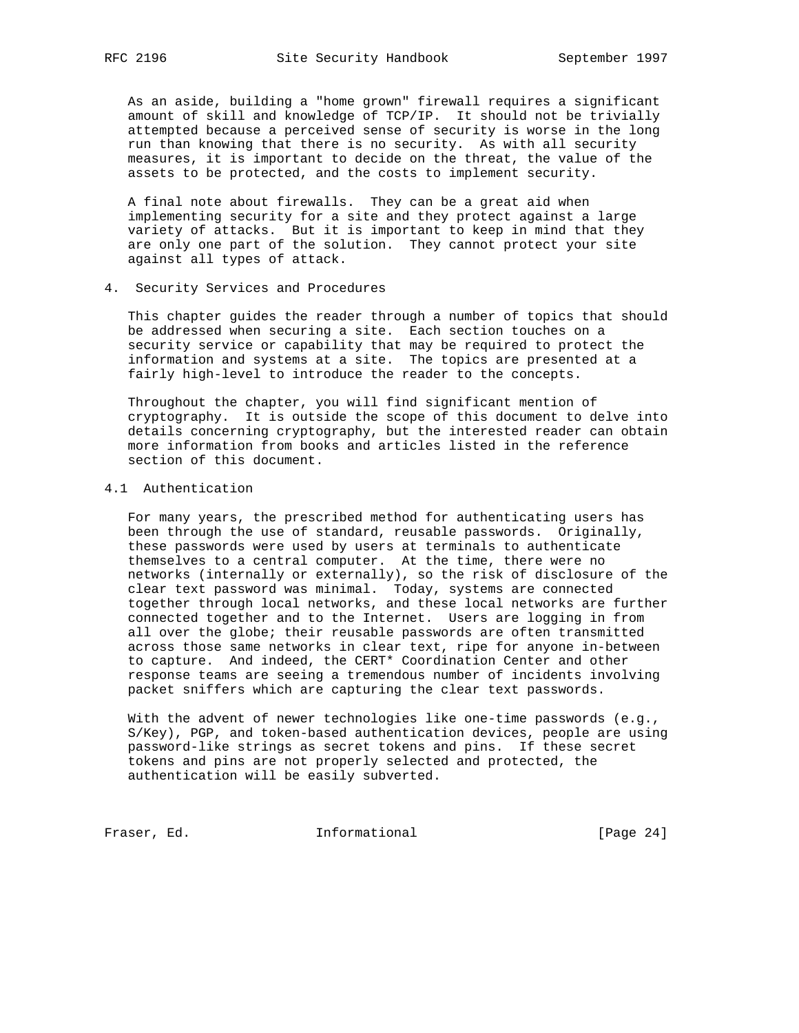As an aside, building a "home grown" firewall requires a significant amount of skill and knowledge of TCP/IP. It should not be trivially attempted because a perceived sense of security is worse in the long run than knowing that there is no security. As with all security measures, it is important to decide on the threat, the value of the assets to be protected, and the costs to implement security.

A final note about firewalls. They can be a great aid when implementing security for a site and they protect against a large variety of attacks. But it is important to keep in mind that they are only one part of the solution. They cannot protect your site against all types of attack.

## 4. Security Services and Procedures

This chapter guides the reader through a number of topics that should be addressed when securing a site. Each section touches on a security service or capability that may be required to protect the information and systems at a site. The topics are presented at a fairly high-level to introduce the reader to the concepts.

Throughout the chapter, you will find significant mention of cryptography. It is outside the scope of this document to delve into details concerning cryptography, but the interested reader can obtain more information from books and articles listed in the reference section of this document.

### 4.1 Authentication

For many years, the prescribed method for authenticating users has been through the use of standard, reusable passwords. Originally, these passwords were used by users at terminals to authenticate themselves to a central computer. At the time, there were no networks (internally or externally), so the risk of disclosure of the clear text password was minimal. Today, systems are connected together through local networks, and these local networks are further connected together and to the Internet. Users are logging in from all over the globe; their reusable passwords are often transmitted across those same networks in clear text, ripe for anyone in-between to capture. And indeed, the CERT* Coordination Center and other response teams are seeing a tremendous number of incidents involving packet sniffers which are capturing the clear text passwords.

With the advent of newer technologies like one-time passwords (e.g., S/Key), PGP, and token-based authentication devices, people are using password-like strings as secret tokens and pins. If these secret tokens and pins are not properly selected and protected, the authentication will be easily subverted.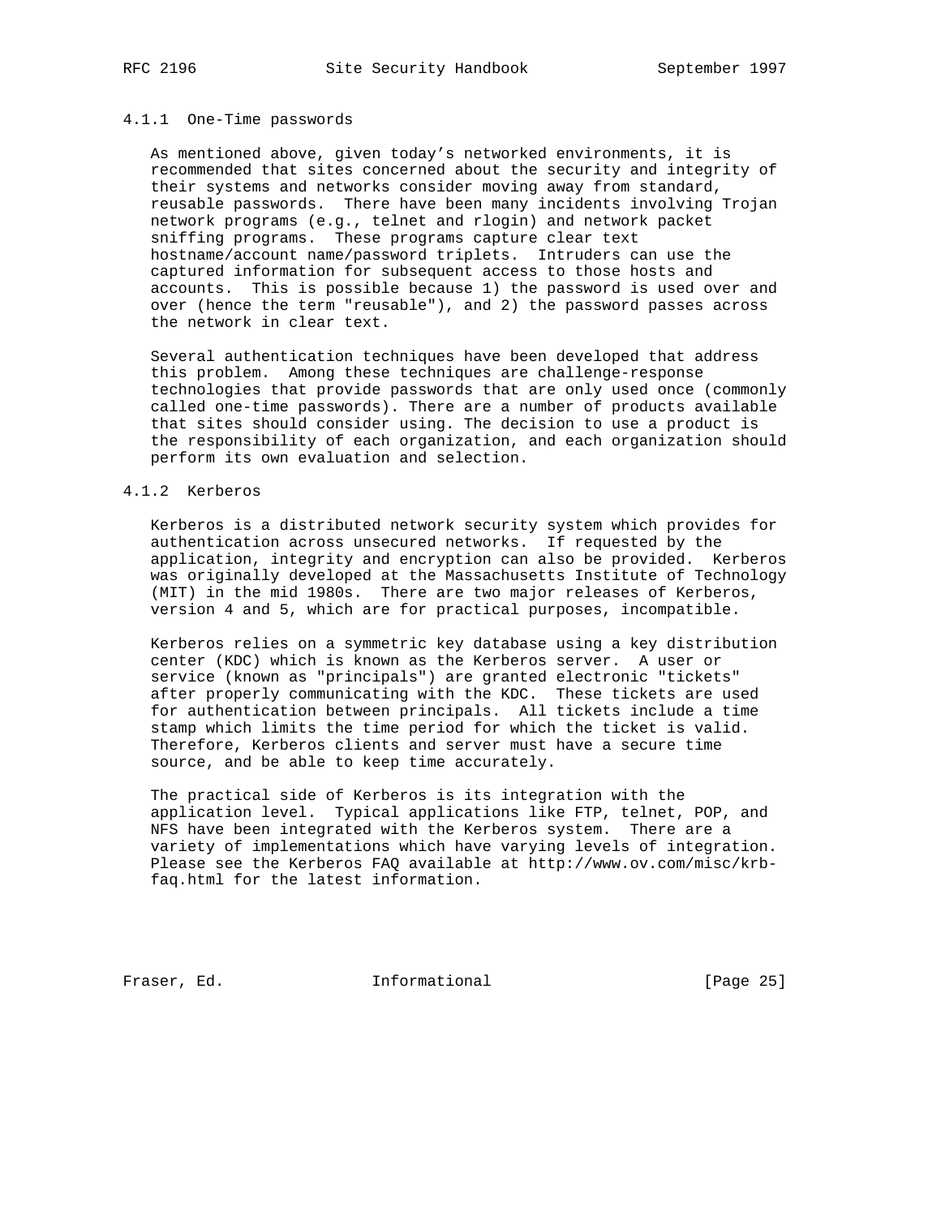### 4.1.1 One-Time passwords

As mentioned above, given today's networked environments, it is recommended that sites concerned about the security and integrity of their systems and networks consider moving away from standard, reusable passwords. There have been many incidents involving Trojan network programs (e.g., telnet and rlogin) and network packet sniffing programs. These programs capture clear text hostname/account name/password triplets. Intruders can use the captured information for subsequent access to those hosts and accounts. This is possible because 1) the password is used over and over (hence the term "reusable"), and 2) the password passes across the network in clear text.

Several authentication techniques have been developed that address this problem. Among these techniques are challenge-response technologies that provide passwords that are only used once (commonly called one-time passwords). There are a number of products available that sites should consider using. The decision to use a product is the responsibility of each organization, and each organization should perform its own evaluation and selection.

### 4.1.2 Kerberos

Kerberos is a distributed network security system which provides for authentication across unsecured networks. If requested by the application, integrity and encryption can also be provided. Kerberos was originally developed at the Massachusetts Institute of Technology (MIT) in the mid 1980s. There are two major releases of Kerberos, version 4 and 5, which are for practical purposes, incompatible.

Kerberos relies on a symmetric key database using a key distribution center (KDC) which is known as the Kerberos server. A user or service (known as "principals") are granted electronic "tickets" after properly communicating with the KDC. These tickets are used for authentication between principals. All tickets include a time stamp which limits the time period for which the ticket is valid. Therefore, Kerberos clients and server must have a secure time source, and be able to keep time accurately.

The practical side of Kerberos is its integration with the application level. Typical applications like FTP, telnet, POP, and NFS have been integrated with the Kerberos system. There are a variety of implementations which have varying levels of integration. Please see the Kerberos FAQ available at http://www.ov.com/misc/krb-faq.html for the latest information.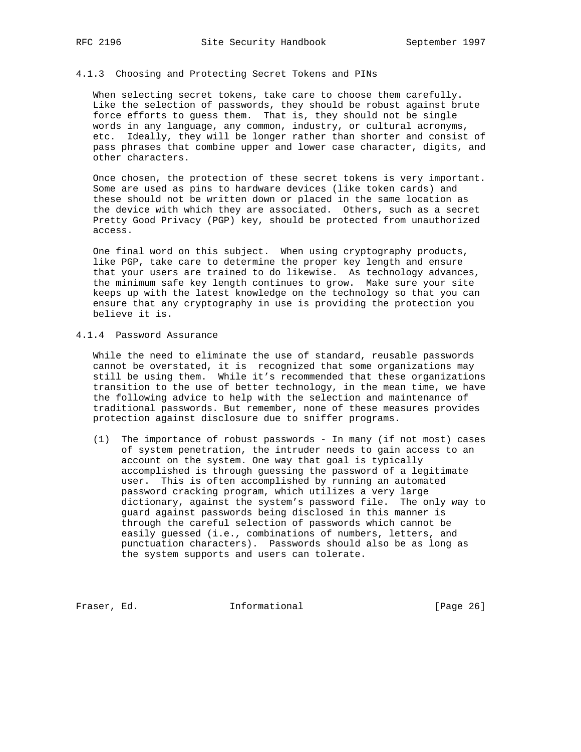### 4.1.3 Choosing and Protecting Secret Tokens and PINs

When selecting secret tokens, take care to choose them carefully. Like the selection of passwords, they should be robust against brute force efforts to guess them. That is, they should not be single words in any language, any common, industry, or cultural acronyms, etc. Ideally, they will be longer rather than shorter and consist of pass phrases that combine upper and lower case character, digits, and other characters.

Once chosen, the protection of these secret tokens is very important. Some are used as pins to hardware devices (like token cards) and these should not be written down or placed in the same location as the device with which they are associated. Others, such as a secret Pretty Good Privacy (PGP) key, should be protected from unauthorized access.

One final word on this subject. When using cryptography products, like PGP, take care to determine the proper key length and ensure that your users are trained to do likewise. As technology advances, the minimum safe key length continues to grow. Make sure your site keeps up with the latest knowledge on the technology so that you can ensure that any cryptography in use is providing the protection you believe it is.

### 4.1.4 Password Assurance

While the need to eliminate the use of standard, reusable passwords cannot be overstated, it is recognized that some organizations may still be using them. While it’s recommended that these organizations transition to the use of better technology, in the mean time, we have the following advice to help with the selection and maintenance of traditional passwords. But remember, none of these measures provides protection against disclosure due to sniffer programs.

(1) The importance of robust passwords - In many (if not most) cases of system penetration, the intruder needs to gain access to an account on the system. One way that goal is typically accomplished is through guessing the password of a legitimate user. This is often accomplished by running an automated password cracking program, which utilizes a very large dictionary, against the system’s password file. The only way to guard against passwords being disclosed in this manner is through the careful selection of passwords which cannot be easily guessed (i.e., combinations of numbers, letters, and punctuation characters). Passwords should also be as long as the system supports and users can tolerate.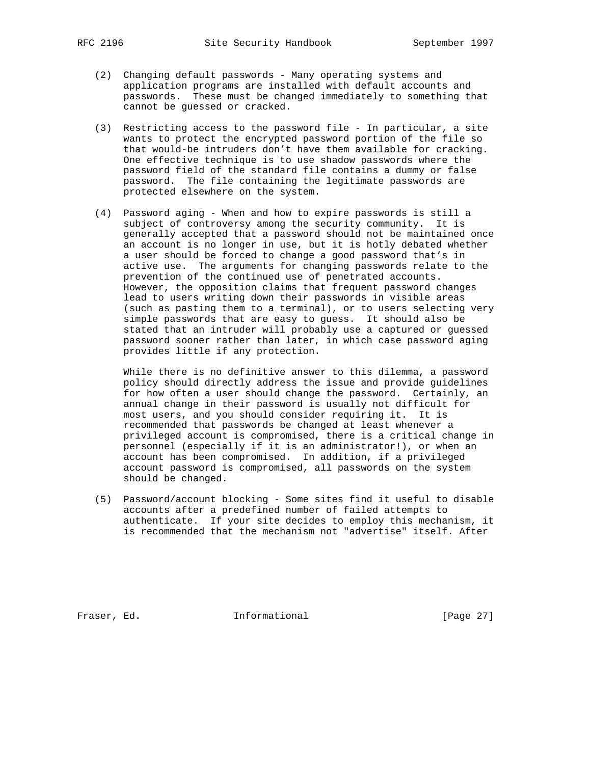(2) Changing default passwords - Many operating systems and application programs are installed with default accounts and passwords. These must be changed immediately to something that cannot be guessed or cracked.

(3) Restricting access to the password file - In particular, a site wants to protect the encrypted password portion of the file so that would-be intruders don't have them available for cracking. One effective technique is to use shadow passwords where the password field of the standard file contains a dummy or false password. The file containing the legitimate passwords are protected elsewhere on the system.

(4) Password aging - When and how to expire passwords is still a subject of controversy among the security community. It is generally accepted that a password should not be maintained once an account is no longer in use, but it is hotly debated whether a user should be forced to change a good password that's in active use. The arguments for changing passwords relate to the prevention of the continued use of penetrated accounts. However, the opposition claims that frequent password changes lead to users writing down their passwords in visible areas (such as pasting them to a terminal), or to users selecting very simple passwords that are easy to guess. It should also be stated that an intruder will probably use a captured or guessed password sooner rather than later, in which case password aging provides little if any protection.

While there is no definitive answer to this dilemma, a password policy should directly address the issue and provide guidelines for how often a user should change the password. Certainly, an annual change in their password is usually not difficult for most users, and you should consider requiring it. It is recommended that passwords be changed at least whenever a privileged account is compromised, there is a critical change in personnel (especially if it is an administrator!), or when an account has been compromised. In addition, if a privileged account password is compromised, all passwords on the system should be changed.

(5) Password/account blocking - Some sites find it useful to disable accounts after a predefined number of failed attempts to authenticate. If your site decides to employ this mechanism, it is recommended that the mechanism not "advertise" itself. After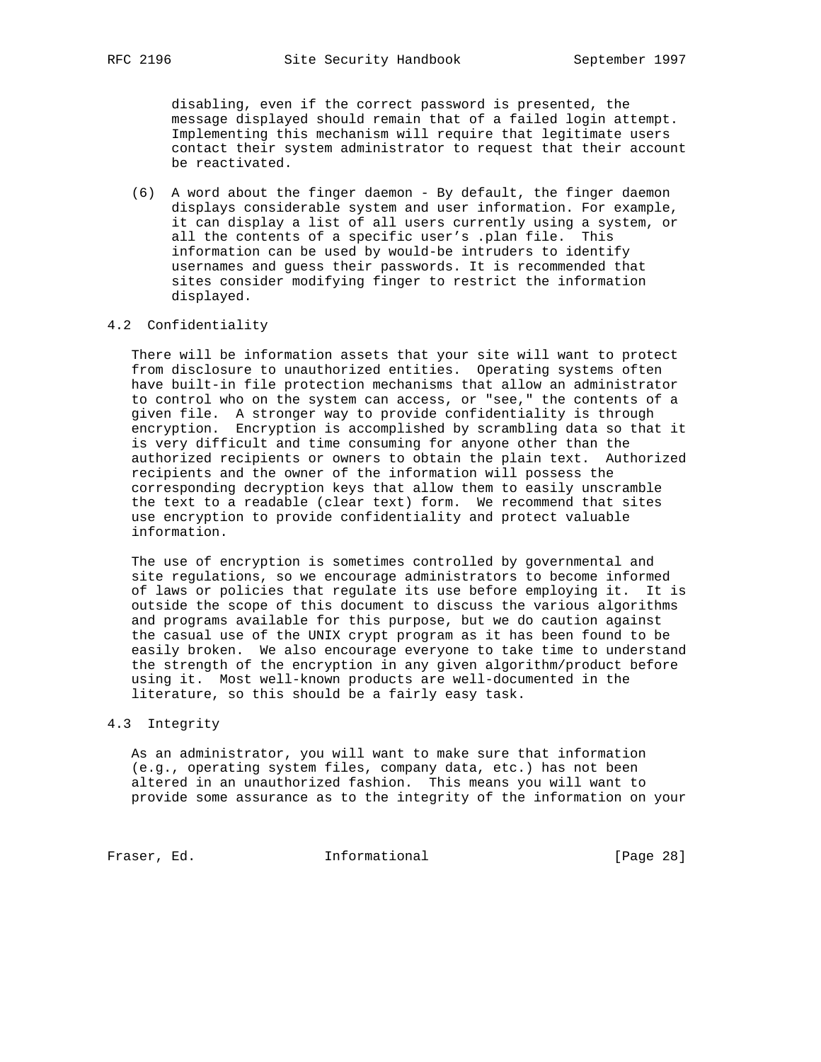disabling, even if the correct password is presented, the message displayed should remain that of a failed login attempt. Implementing this mechanism will require that legitimate users contact their system administrator to request that their account be reactivated.

(6) A word about the finger daemon - By default, the finger daemon displays considerable system and user information. For example, it can display a list of all users currently using a system, or all the contents of a specific user's .plan file. This information can be used by would-be intruders to identify usernames and guess their passwords. It is recommended that sites consider modifying finger to restrict the information displayed.

## 4.2 Confidentiality

There will be information assets that your site will want to protect from disclosure to unauthorized entities. Operating systems often have built-in file protection mechanisms that allow an administrator to control who on the system can access, or "see," the contents of a given file. A stronger way to provide confidentiality is through encryption. Encryption is accomplished by scrambling data so that it is very difficult and time consuming for anyone other than the authorized recipients or owners to obtain the plain text. Authorized recipients and the owner of the information will possess the corresponding decryption keys that allow them to easily unscramble the text to a readable (clear text) form. We recommend that sites use encryption to provide confidentiality and protect valuable information.

The use of encryption is sometimes controlled by governmental and site regulations, so we encourage administrators to become informed of laws or policies that regulate its use before employing it. It is outside the scope of this document to discuss the various algorithms and programs available for this purpose, but we do caution against the casual use of the UNIX crypt program as it has been found to be easily broken. We also encourage everyone to take time to understand the strength of the encryption in any given algorithm/product before using it. Most well-known products are well-documented in the literature, so this should be a fairly easy task.

## 4.3 Integrity

As an administrator, you will want to make sure that information (e.g., operating system files, company data, etc.) has not been altered in an unauthorized fashion. This means you will want to provide some assurance as to the integrity of the information on your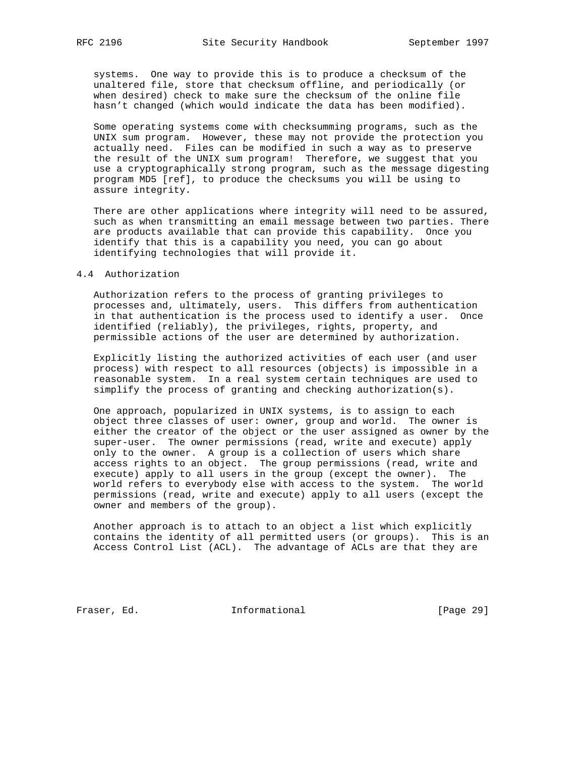systems. One way to provide this is to produce a checksum of the unaltered file, store that checksum offline, and periodically (or when desired) check to make sure the checksum of the online file hasn't changed (which would indicate the data has been modified).

Some operating systems come with checksumming programs, such as the UNIX sum program. However, these may not provide the protection you actually need. Files can be modified in such a way as to preserve the result of the UNIX sum program! Therefore, we suggest that you use a cryptographically strong program, such as the message digesting program MD5 [ref], to produce the checksums you will be using to assure integrity.

There are other applications where integrity will need to be assured, such as when transmitting an email message between two parties. There are products available that can provide this capability. Once you identify that this is a capability you need, you can go about identifying technologies that will provide it.

### 4.4 Authorization

Authorization refers to the process of granting privileges to processes and, ultimately, users. This differs from authentication in that authentication is the process used to identify a user. Once identified (reliably), the privileges, rights, property, and permissible actions of the user are determined by authorization.

Explicitly listing the authorized activities of each user (and user process) with respect to all resources (objects) is impossible in a reasonable system. In a real system certain techniques are used to simplify the process of granting and checking authorization(s).

One approach, popularized in UNIX systems, is to assign to each object three classes of user: owner, group and world. The owner is either the creator of the object or the user assigned as owner by the super-user. The owner permissions (read, write and execute) apply only to the owner. A group is a collection of users which share access rights to an object. The group permissions (read, write and execute) apply to all users in the group (except the owner). The world refers to everybody else with access to the system. The world permissions (read, write and execute) apply to all users (except the owner and members of the group).

Another approach is to attach to an object a list which explicitly contains the identity of all permitted users (or groups). This is an Access Control List (ACL). The advantage of ACLs are that they are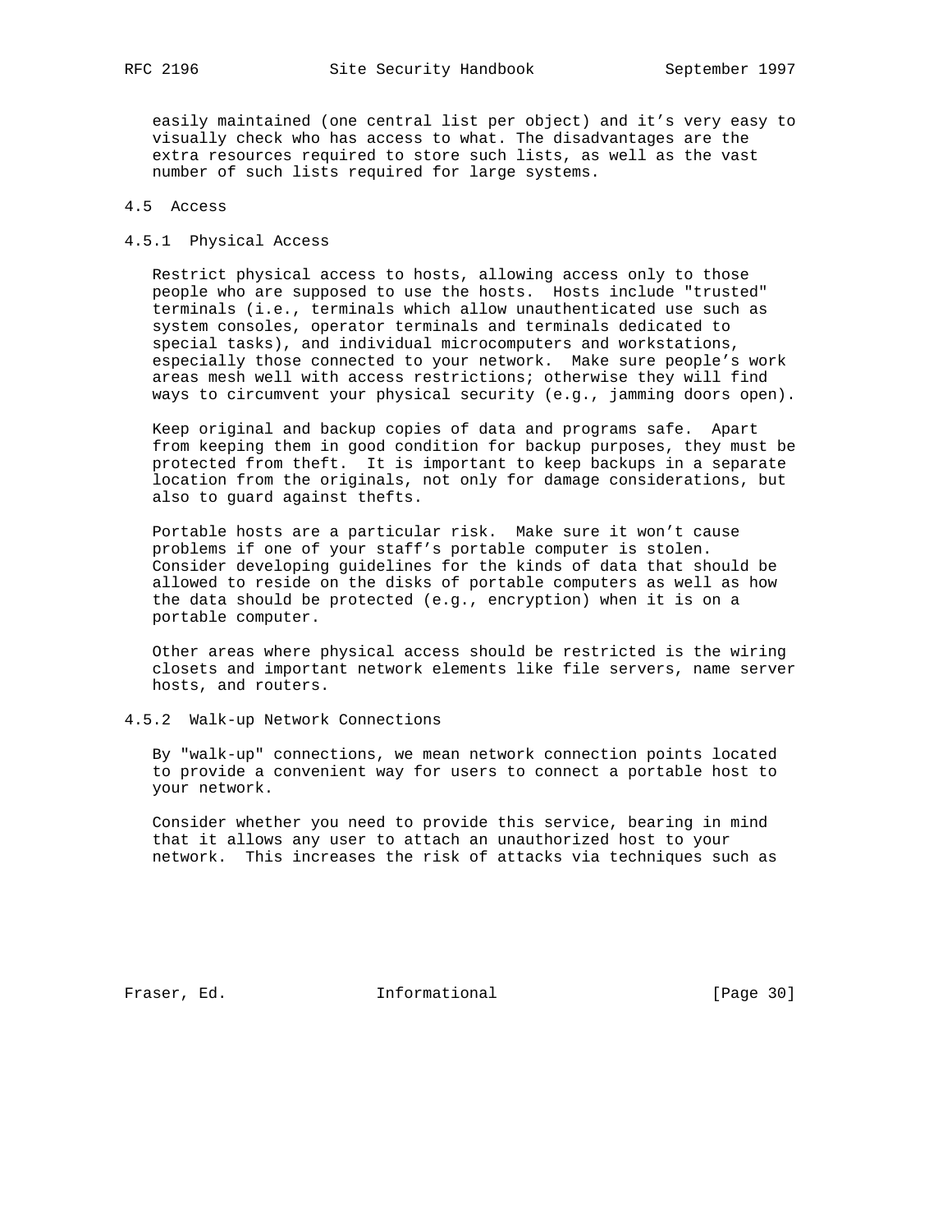easily maintained (one central list per object) and it's very easy to visually check who has access to what. The disadvantages are the extra resources required to store such lists, as well as the vast number of such lists required for large systems.

## 4.5 Access

### 4.5.1 Physical Access

Restrict physical access to hosts, allowing access only to those people who are supposed to use the hosts. Hosts include "trusted" terminals (i.e., terminals which allow unauthenticated use such as system consoles, operator terminals and terminals dedicated to special tasks), and individual microcomputers and workstations, especially those connected to your network. Make sure people's work areas mesh well with access restrictions; otherwise they will find ways to circumvent your physical security (e.g., jamming doors open).

Keep original and backup copies of data and programs safe. Apart from keeping them in good condition for backup purposes, they must be protected from theft. It is important to keep backups in a separate location from the originals, not only for damage considerations, but also to guard against thefts.

Portable hosts are a particular risk. Make sure it won't cause problems if one of your staff's portable computer is stolen. Consider developing guidelines for the kinds of data that should be allowed to reside on the disks of portable computers as well as how the data should be protected (e.g., encryption) when it is on a portable computer.

Other areas where physical access should be restricted is the wiring closets and important network elements like file servers, name server hosts, and routers.

### 4.5.2 Walk-up Network Connections

By "walk-up" connections, we mean network connection points located to provide a convenient way for users to connect a portable host to your network.

Consider whether you need to provide this service, bearing in mind that it allows any user to attach an unauthorized host to your network. This increases the risk of attacks via techniques such as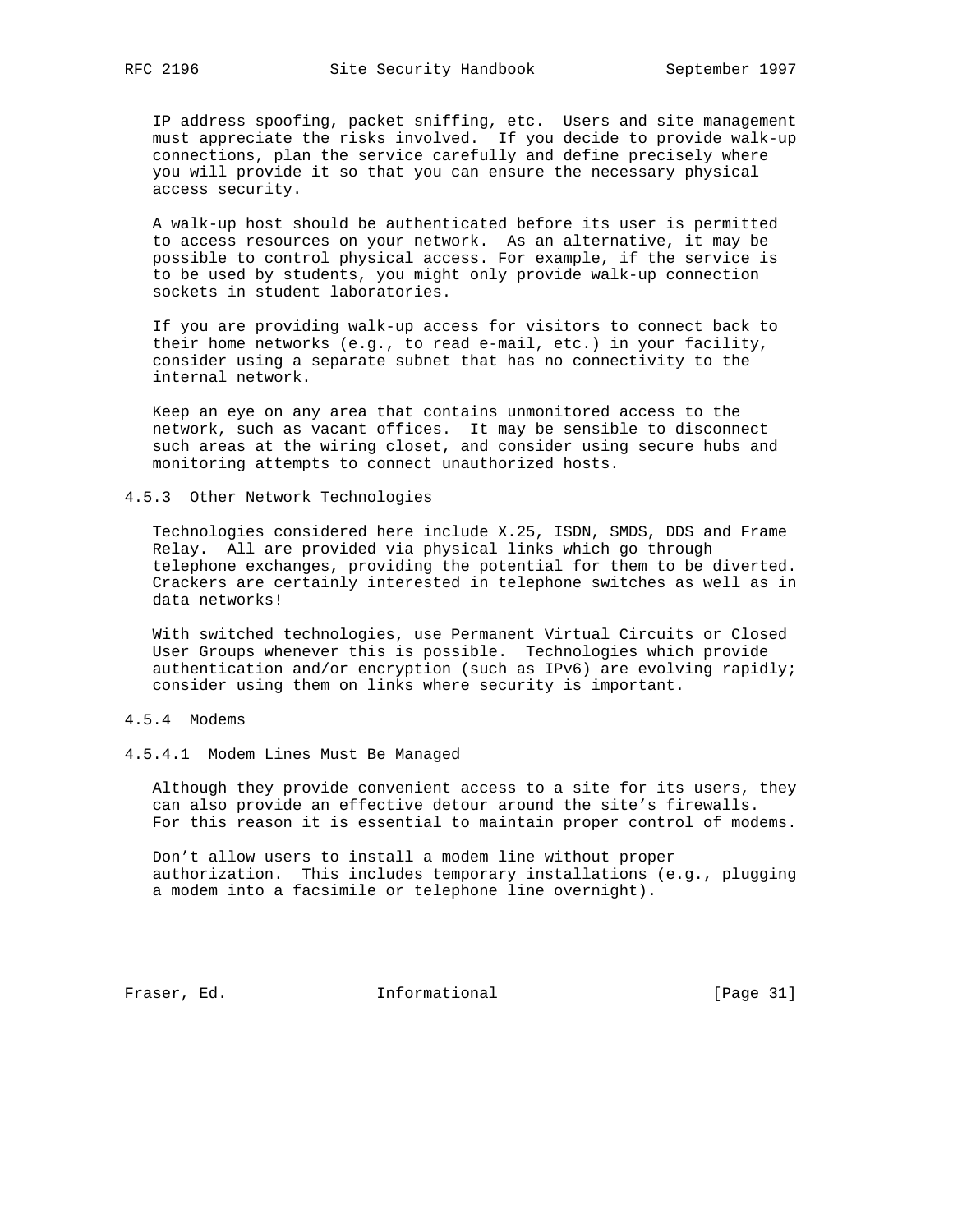IP address spoofing, packet sniffing, etc. Users and site management must appreciate the risks involved. If you decide to provide walk-up connections, plan the service carefully and define precisely where you will provide it so that you can ensure the necessary physical access security.

A walk-up host should be authenticated before its user is permitted to access resources on your network. As an alternative, it may be possible to control physical access. For example, if the service is to be used by students, you might only provide walk-up connection sockets in student laboratories.

If you are providing walk-up access for visitors to connect back to their home networks (e.g., to read e-mail, etc.) in your facility, consider using a separate subnet that has no connectivity to the internal network.

Keep an eye on any area that contains unmonitored access to the network, such as vacant offices. It may be sensible to disconnect such areas at the wiring closet, and consider using secure hubs and monitoring attempts to connect unauthorized hosts.

### 4.5.3 Other Network Technologies

Technologies considered here include X.25, ISDN, SMDS, DDS and Frame Relay. All are provided via physical links which go through telephone exchanges, providing the potential for them to be diverted. Crackers are certainly interested in telephone switches as well as in data networks!

With switched technologies, use Permanent Virtual Circuits or Closed User Groups whenever this is possible. Technologies which provide authentication and/or encryption (such as IPv6) are evolving rapidly; consider using them on links where security is important.

### 4.5.4 Modems

#### 4.5.4.1 Modem Lines Must Be Managed

Although they provide convenient access to a site for its users, they can also provide an effective detour around the site's firewalls. For this reason it is essential to maintain proper control of modems.

Don't allow users to install a modem line without proper authorization. This includes temporary installations (e.g., plugging a modem into a facsimile or telephone line overnight).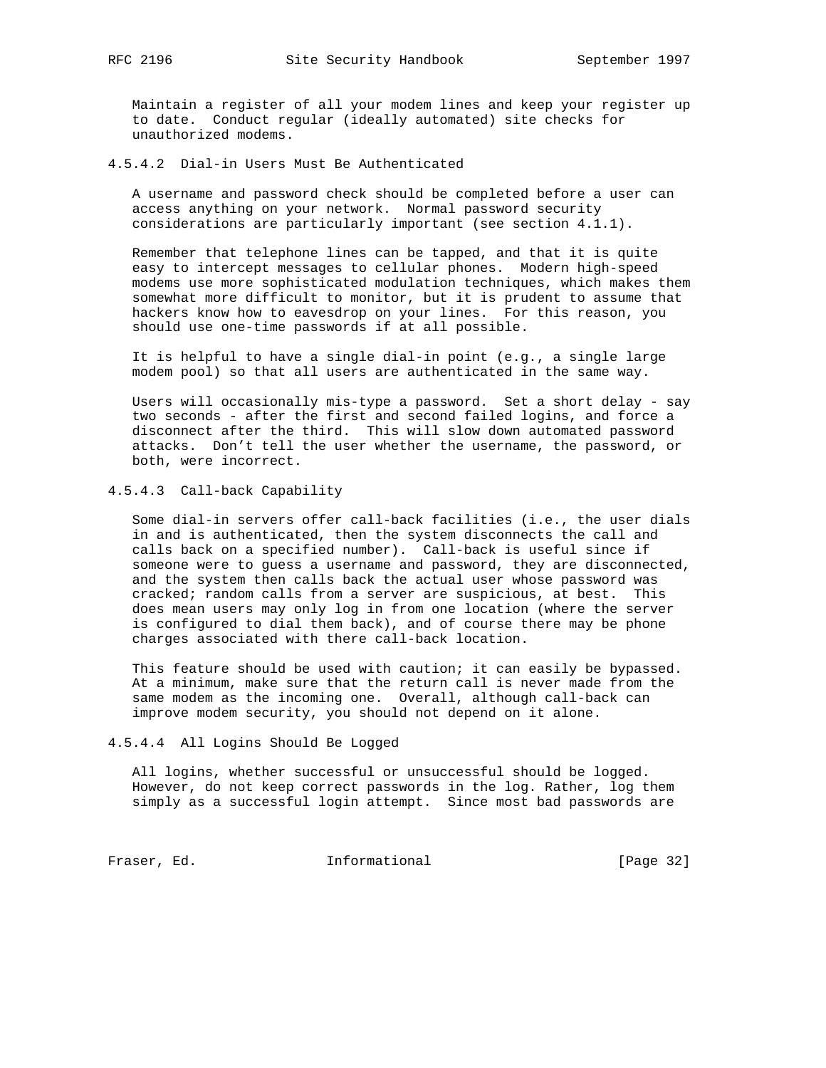Maintain a register of all your modem lines and keep your register up to date. Conduct regular (ideally automated) site checks for unauthorized modems.

#### 4.5.4.2 Dial-in Users Must Be Authenticated

A username and password check should be completed before a user can access anything on your network. Normal password security considerations are particularly important (see section 4.1.1).

Remember that telephone lines can be tapped, and that it is quite easy to intercept messages to cellular phones. Modern high-speed modems use more sophisticated modulation techniques, which makes them somewhat more difficult to monitor, but it is prudent to assume that hackers know how to eavesdrop on your lines. For this reason, you should use one-time passwords if at all possible.

It is helpful to have a single dial-in point (e.g., a single large modem pool) so that all users are authenticated in the same way.

Users will occasionally mis-type a password. Set a short delay - say two seconds - after the first and second failed logins, and force a disconnect after the third. This will slow down automated password attacks. Don't tell the user whether the username, the password, or both, were incorrect.

#### 4.5.4.3 Call-back Capability

Some dial-in servers offer call-back facilities (i.e., the user dials in and is authenticated, then the system disconnects the call and calls back on a specified number). Call-back is useful since if someone were to guess a username and password, they are disconnected, and the system then calls back the actual user whose password was cracked; random calls from a server are suspicious, at best. This does mean users may only log in from one location (where the server is configured to dial them back), and of course there may be phone charges associated with there call-back location.

This feature should be used with caution; it can easily be bypassed. At a minimum, make sure that the return call is never made from the same modem as the incoming one. Overall, although call-back can improve modem security, you should not depend on it alone.

#### 4.5.4.4 All Logins Should Be Logged

All logins, whether successful or unsuccessful should be logged. However, do not keep correct passwords in the log. Rather, log them simply as a successful login attempt. Since most bad passwords are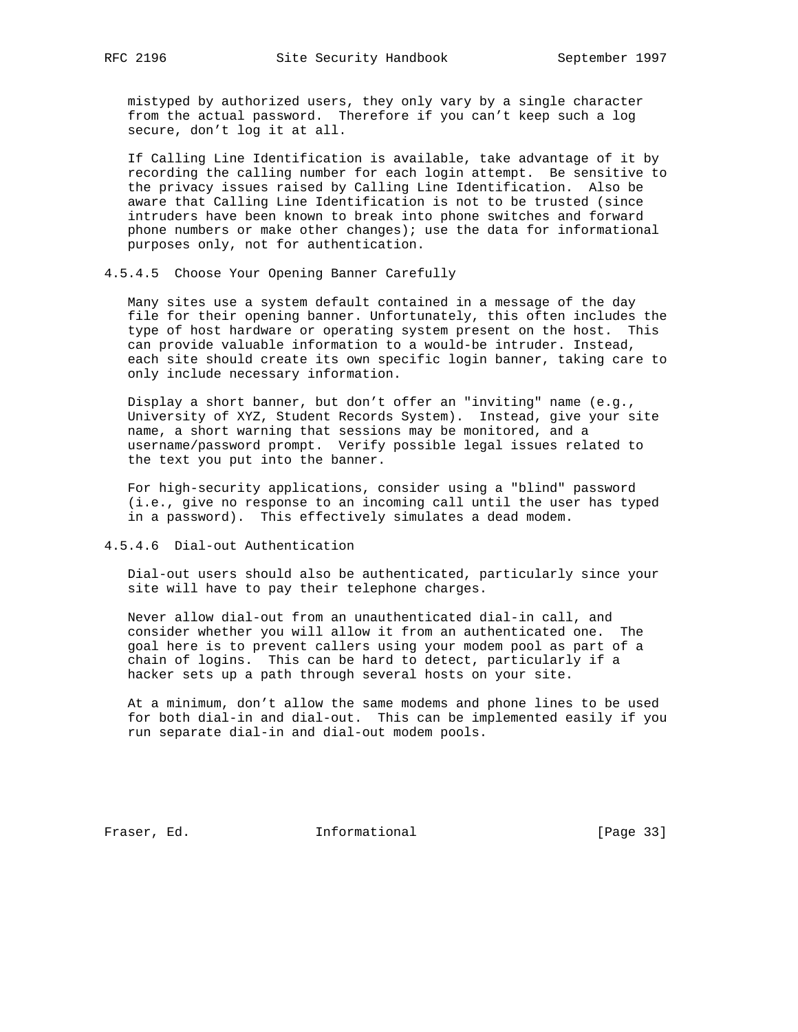mistyped by authorized users, they only vary by a single character from the actual password. Therefore if you can't keep such a log secure, don't log it at all.

If Calling Line Identification is available, take advantage of it by recording the calling number for each login attempt. Be sensitive to the privacy issues raised by Calling Line Identification. Also be aware that Calling Line Identification is not to be trusted (since intruders have been known to break into phone switches and forward phone numbers or make other changes); use the data for informational purposes only, not for authentication.

#### 4.5.4.5 Choose Your Opening Banner Carefully

Many sites use a system default contained in a message of the day file for their opening banner. Unfortunately, this often includes the type of host hardware or operating system present on the host. This can provide valuable information to a would-be intruder. Instead, each site should create its own specific login banner, taking care to only include necessary information.

Display a short banner, but don't offer an "inviting" name (e.g., University of XYZ, Student Records System). Instead, give your site name, a short warning that sessions may be monitored, and a username/password prompt. Verify possible legal issues related to the text you put into the banner.

For high-security applications, consider using a "blind" password (i.e., give no response to an incoming call until the user has typed in a password). This effectively simulates a dead modem.

#### 4.5.4.6 Dial-out Authentication

Dial-out users should also be authenticated, particularly since your site will have to pay their telephone charges.

Never allow dial-out from an unauthenticated dial-in call, and consider whether you will allow it from an authenticated one. The goal here is to prevent callers using your modem pool as part of a chain of logins. This can be hard to detect, particularly if a hacker sets up a path through several hosts on your site.

At a minimum, don't allow the same modems and phone lines to be used for both dial-in and dial-out. This can be implemented easily if you run separate dial-in and dial-out modem pools.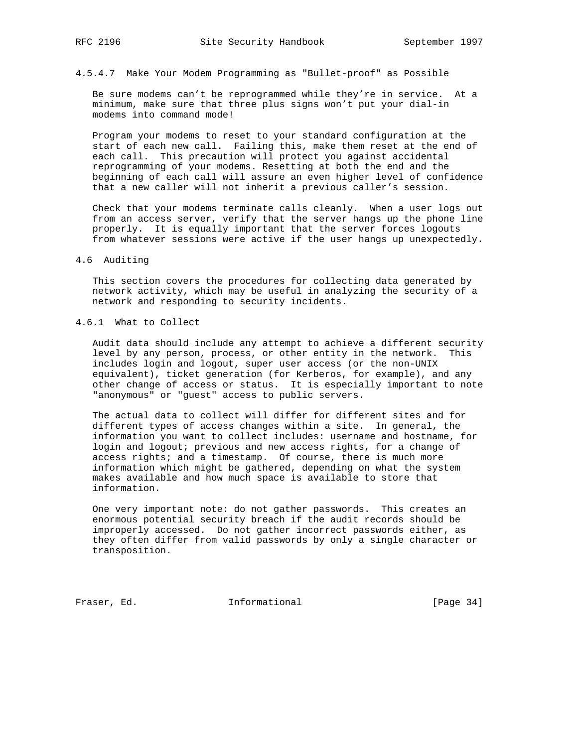#### 4.5.4.7 Make Your Modem Programming as "Bullet-proof" as Possible

Be sure modems can't be reprogrammed while they're in service. At a minimum, make sure that three plus signs won't put your dial-in modems into command mode!

Program your modems to reset to your standard configuration at the start of each new call. Failing this, make them reset at the end of each call. This precaution will protect you against accidental reprogramming of your modems. Resetting at both the end and the beginning of each call will assure an even higher level of confidence that a new caller will not inherit a previous caller's session.

Check that your modems terminate calls cleanly. When a user logs out from an access server, verify that the server hangs up the phone line properly. It is equally important that the server forces logouts from whatever sessions were active if the user hangs up unexpectedly.

## 4.6 Auditing

This section covers the procedures for collecting data generated by network activity, which may be useful in analyzing the security of a network and responding to security incidents.

### 4.6.1 What to Collect

Audit data should include any attempt to achieve a different security level by any person, process, or other entity in the network. This includes login and logout, super user access (or the non-UNIX equivalent), ticket generation (for Kerberos, for example), and any other change of access or status. It is especially important to note "anonymous" or "guest" access to public servers.

The actual data to collect will differ for different sites and for different types of access changes within a site. In general, the information you want to collect includes: username and hostname, for login and logout; previous and new access rights, for a change of access rights; and a timestamp. Of course, there is much more information which might be gathered, depending on what the system makes available and how much space is available to store that information.

One very important note: do not gather passwords. This creates an enormous potential security breach if the audit records should be improperly accessed. Do not gather incorrect passwords either, as they often differ from valid passwords by only a single character or transposition.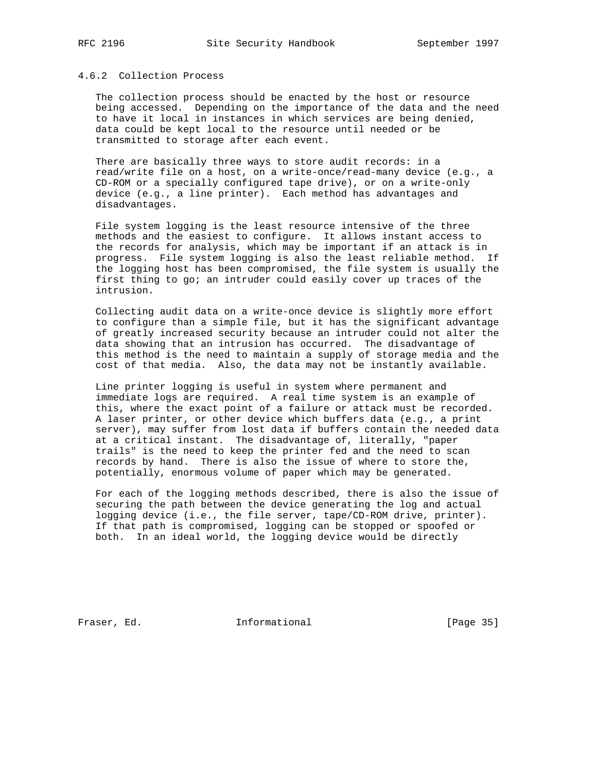### 4.6.2 Collection Process

The collection process should be enacted by the host or resource being accessed. Depending on the importance of the data and the need to have it local in instances in which services are being denied, data could be kept local to the resource until needed or be transmitted to storage after each event.

There are basically three ways to store audit records: in a read/write file on a host, on a write-once/read-many device (e.g., a CD-ROM or a specially configured tape drive), or on a write-only device (e.g., a line printer). Each method has advantages and disadvantages.

File system logging is the least resource intensive of the three methods and the easiest to configure. It allows instant access to the records for analysis, which may be important if an attack is in progress. File system logging is also the least reliable method. If the logging host has been compromised, the file system is usually the first thing to go; an intruder could easily cover up traces of the intrusion.

Collecting audit data on a write-once device is slightly more effort to configure than a simple file, but it has the significant advantage of greatly increased security because an intruder could not alter the data showing that an intrusion has occurred. The disadvantage of this method is the need to maintain a supply of storage media and the cost of that media. Also, the data may not be instantly available.

Line printer logging is useful in system where permanent and immediate logs are required. A real time system is an example of this, where the exact point of a failure or attack must be recorded. A laser printer, or other device which buffers data (e.g., a print server), may suffer from lost data if buffers contain the needed data at a critical instant. The disadvantage of, literally, "paper trails" is the need to keep the printer fed and the need to scan records by hand. There is also the issue of where to store the, potentially, enormous volume of paper which may be generated.

For each of the logging methods described, there is also the issue of securing the path between the device generating the log and actual logging device (i.e., the file server, tape/CD-ROM drive, printer). If that path is compromised, logging can be stopped or spoofed or both. In an ideal world, the logging device would be directly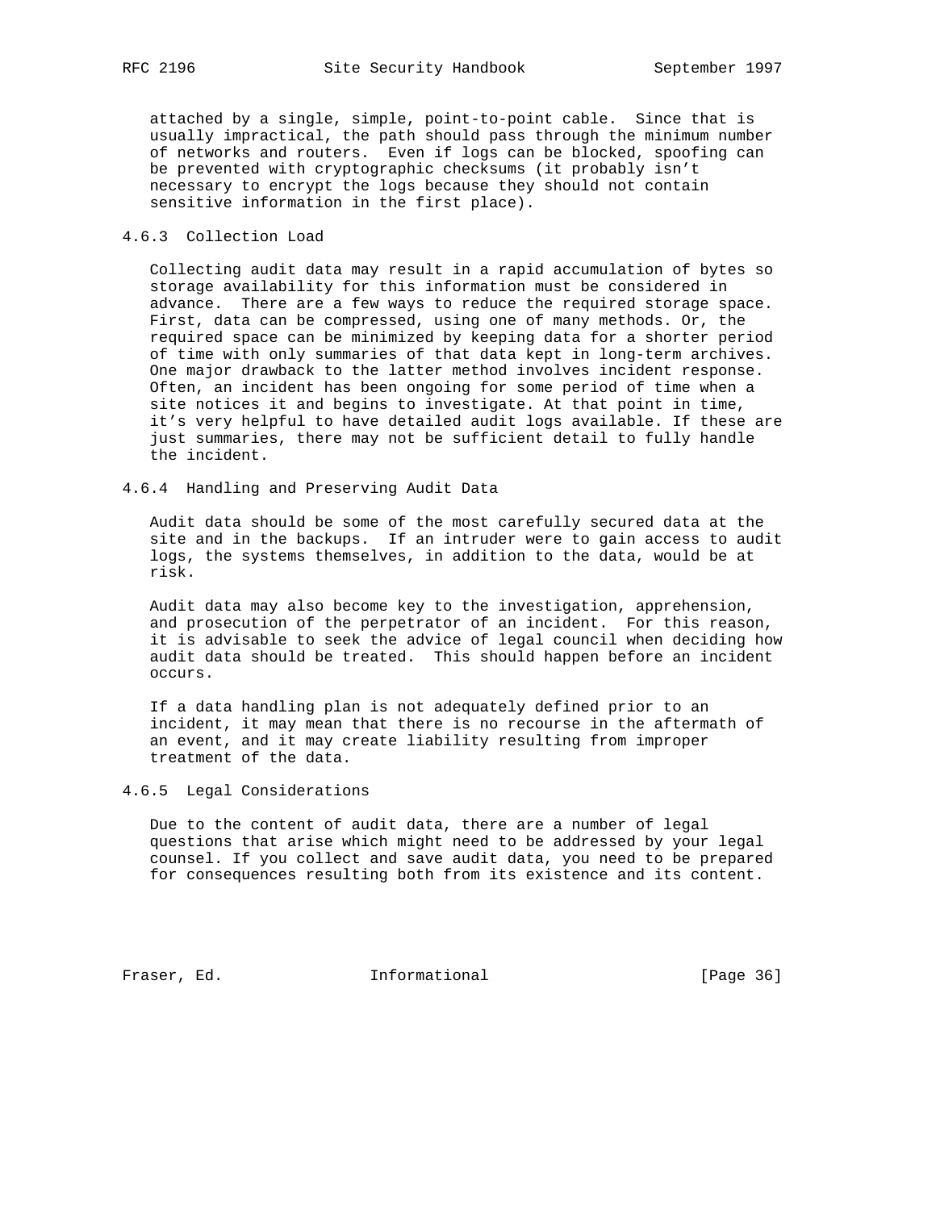attached by a single, simple, point-to-point cable. Since that is usually impractical, the path should pass through the minimum number of networks and routers. Even if logs can be blocked, spoofing can be prevented with cryptographic checksums (it probably isn't necessary to encrypt the logs because they should not contain sensitive information in the first place).

### 4.6.3 Collection Load

Collecting audit data may result in a rapid accumulation of bytes so storage availability for this information must be considered in advance. There are a few ways to reduce the required storage space. First, data can be compressed, using one of many methods. Or, the required space can be minimized by keeping data for a shorter period of time with only summaries of that data kept in long-term archives. One major drawback to the latter method involves incident response. Often, an incident has been ongoing for some period of time when a site notices it and begins to investigate. At that point in time, it's very helpful to have detailed audit logs available. If these are just summaries, there may not be sufficient detail to fully handle the incident.

### 4.6.4 Handling and Preserving Audit Data

Audit data should be some of the most carefully secured data at the site and in the backups. If an intruder were to gain access to audit logs, the systems themselves, in addition to the data, would be at risk.

Audit data may also become key to the investigation, apprehension, and prosecution of the perpetrator of an incident. For this reason, it is advisable to seek the advice of legal council when deciding how audit data should be treated. This should happen before an incident occurs.

If a data handling plan is not adequately defined prior to an incident, it may mean that there is no recourse in the aftermath of an event, and it may create liability resulting from improper treatment of the data.

### 4.6.5 Legal Considerations

Due to the content of audit data, there are a number of legal questions that arise which might need to be addressed by your legal counsel. If you collect and save audit data, you need to be prepared for consequences resulting both from its existence and its content.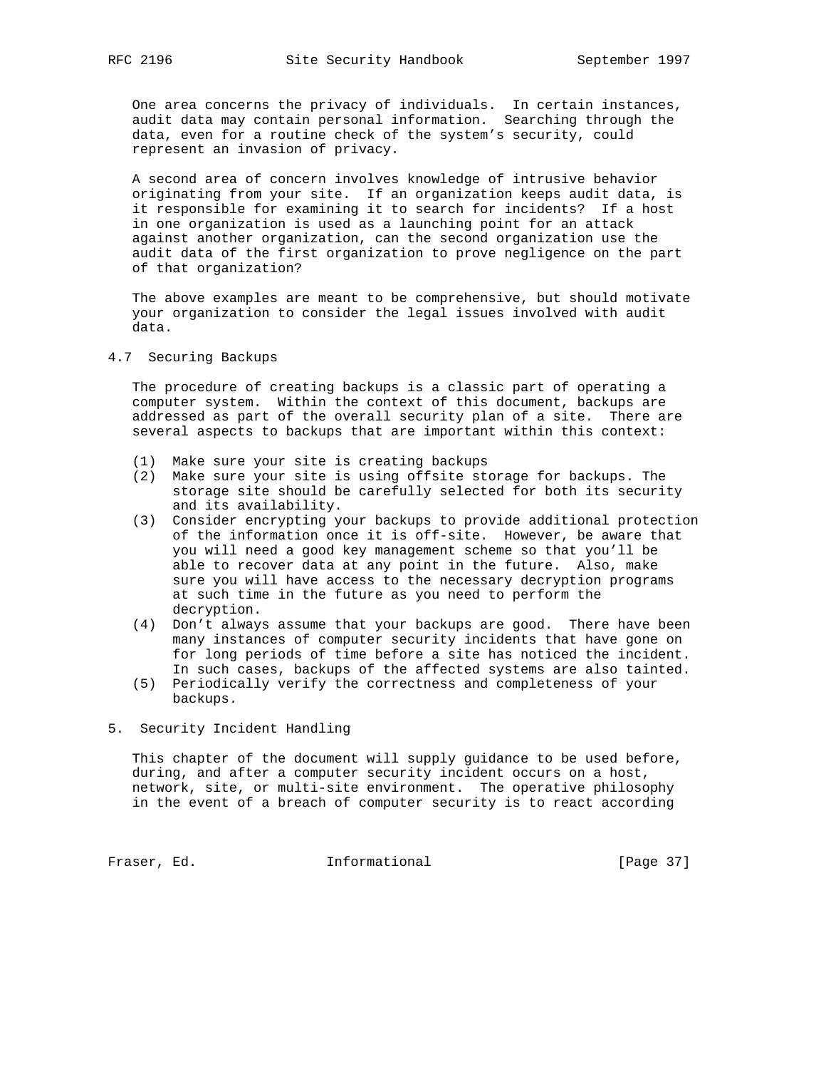One area concerns the privacy of individuals. In certain instances, audit data may contain personal information. Searching through the data, even for a routine check of the system's security, could represent an invasion of privacy.

A second area of concern involves knowledge of intrusive behavior originating from your site. If an organization keeps audit data, is it responsible for examining it to search for incidents? If a host in one organization is used as a launching point for an attack against another organization, can the second organization use the audit data of the first organization to prove negligence on the part of that organization?

The above examples are meant to be comprehensive, but should motivate your organization to consider the legal issues involved with audit data.

## 4.7 Securing Backups

The procedure of creating backups is a classic part of operating a computer system. Within the context of this document, backups are addressed as part of the overall security plan of a site. There are several aspects to backups that are important within this context:

1. Make sure your site is creating backups
2. Make sure your site is using offsite storage for backups. The storage site should be carefully selected for both its security and its availability.
3. Consider encrypting your backups to provide additional protection of the information once it is off-site. However, be aware that you will need a good key management scheme so that you'll be able to recover data at any point in the future. Also, make sure you will have access to the necessary decryption programs at such time in the future as you need to perform the decryption.
4. Don't always assume that your backups are good. There have been many instances of computer security incidents that have gone on for long periods of time before a site has noticed the incident. In such cases, backups of the affected systems are also tainted.
5. Periodically verify the correctness and completeness of your backups.

# 5. Security Incident Handling

This chapter of the document will supply guidance to be used before, during, and after a computer security incident occurs on a host, network, site, or multi-site environment. The operative philosophy in the event of a breach of computer security is to react according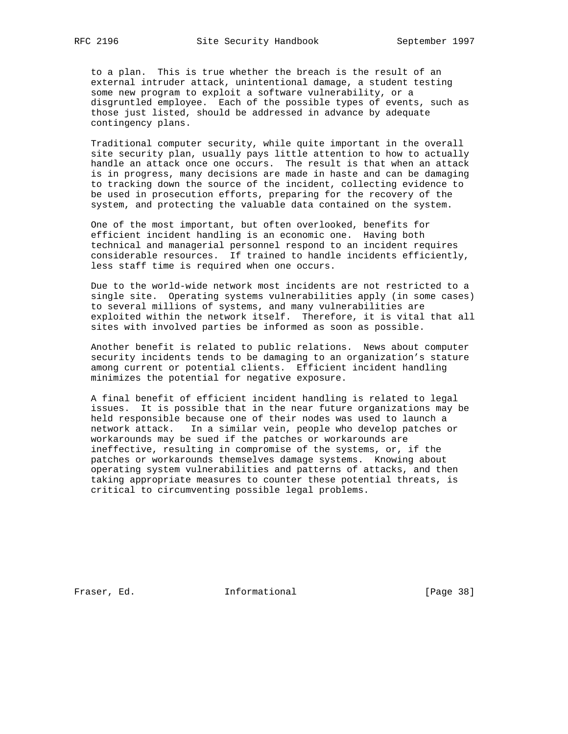to a plan. This is true whether the breach is the result of an external intruder attack, unintentional damage, a student testing some new program to exploit a software vulnerability, or a disgruntled employee. Each of the possible types of events, such as those just listed, should be addressed in advance by adequate contingency plans.

Traditional computer security, while quite important in the overall site security plan, usually pays little attention to how to actually handle an attack once one occurs. The result is that when an attack is in progress, many decisions are made in haste and can be damaging to tracking down the source of the incident, collecting evidence to be used in prosecution efforts, preparing for the recovery of the system, and protecting the valuable data contained on the system.

One of the most important, but often overlooked, benefits for efficient incident handling is an economic one. Having both technical and managerial personnel respond to an incident requires considerable resources. If trained to handle incidents efficiently, less staff time is required when one occurs.

Due to the world-wide network most incidents are not restricted to a single site. Operating systems vulnerabilities apply (in some cases) to several millions of systems, and many vulnerabilities are exploited within the network itself. Therefore, it is vital that all sites with involved parties be informed as soon as possible.

Another benefit is related to public relations. News about computer security incidents tends to be damaging to an organization’s stature among current or potential clients. Efficient incident handling minimizes the potential for negative exposure.

A final benefit of efficient incident handling is related to legal issues. It is possible that in the near future organizations may be held responsible because one of their nodes was used to launch a network attack. In a similar vein, people who develop patches or workarounds may be sued if the patches or workarounds are ineffective, resulting in compromise of the systems, or, if the patches or workarounds themselves damage systems. Knowing about operating system vulnerabilities and patterns of attacks, and then taking appropriate measures to counter these potential threats, is critical to circumventing possible legal problems.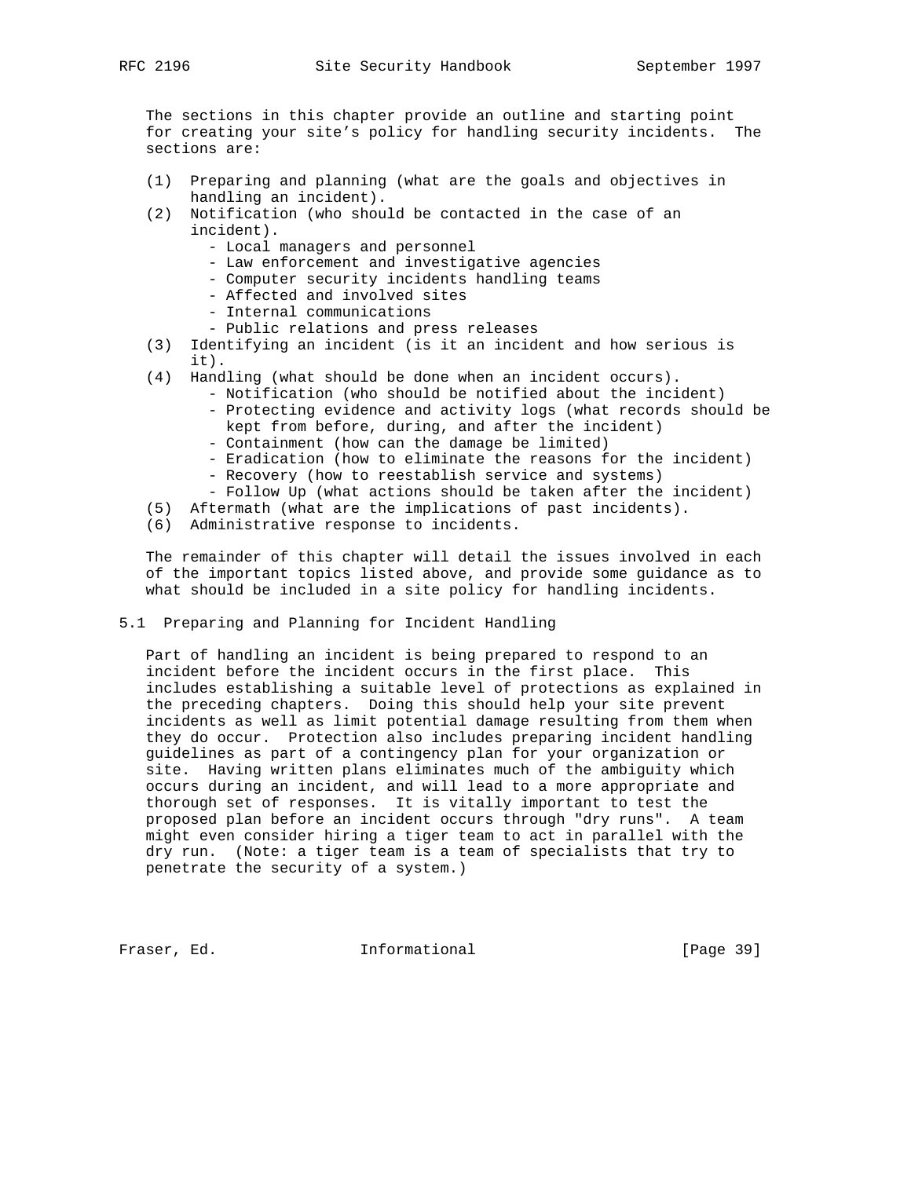The sections in this chapter provide an outline and starting point for creating your site's policy for handling security incidents. The sections are:

(1) Preparing and planning (what are the goals and objectives in handling an incident).
(2) Notification (who should be contacted in the case of an incident).
   - Local managers and personnel
   - Law enforcement and investigative agencies
   - Computer security incidents handling teams
   - Affected and involved sites
   - Internal communications
   - Public relations and press releases
(3) Identifying an incident (is it an incident and how serious is it).
(4) Handling (what should be done when an incident occurs).
   - Notification (who should be notified about the incident)
   - Protecting evidence and activity logs (what records should be kept from before, during, and after the incident)
   - Containment (how can the damage be limited)
   - Eradication (how to eliminate the reasons for the incident)
   - Recovery (how to reestablish service and systems)
   - Follow Up (what actions should be taken after the incident)
(5) Aftermath (what are the implications of past incidents).
(6) Administrative response to incidents.

The remainder of this chapter will detail the issues involved in each of the important topics listed above, and provide some guidance as to what should be included in a site policy for handling incidents.

## 5.1 Preparing and Planning for Incident Handling

Part of handling an incident is being prepared to respond to an incident before the incident occurs in the first place. This includes establishing a suitable level of protections as explained in the preceding chapters. Doing this should help your site prevent incidents as well as limit potential damage resulting from them when they do occur. Protection also includes preparing incident handling guidelines as part of a contingency plan for your organization or site. Having written plans eliminates much of the ambiguity which occurs during an incident, and will lead to a more appropriate and thorough set of responses. It is vitally important to test the proposed plan before an incident occurs through "dry runs". A team might even consider hiring a tiger team to act in parallel with the dry run. (Note: a tiger team is a team of specialists that try to penetrate the security of a system.)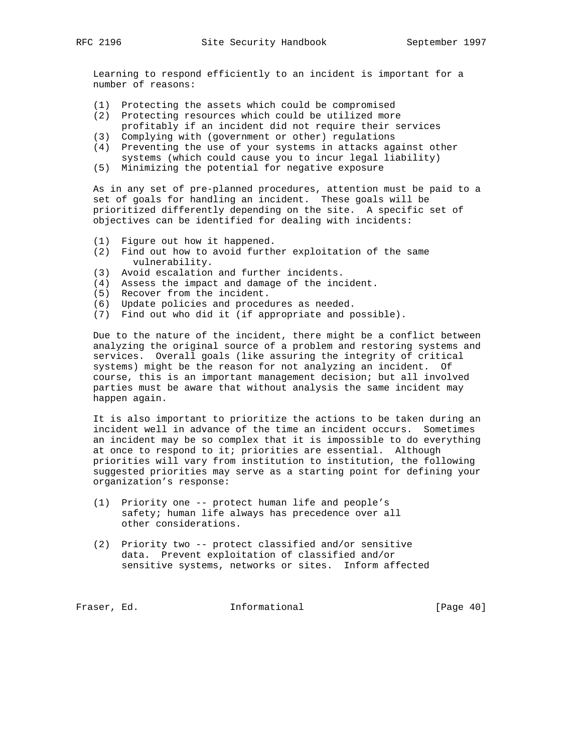Learning to respond efficiently to an incident is important for a number of reasons:

(1) Protecting the assets which could be compromised
(2) Protecting resources which could be utilized more profitably if an incident did not require their services
(3) Complying with (government or other) regulations
(4) Preventing the use of your systems in attacks against other systems (which could cause you to incur legal liability)
(5) Minimizing the potential for negative exposure

As in any set of pre-planned procedures, attention must be paid to a set of goals for handling an incident. These goals will be prioritized differently depending on the site. A specific set of objectives can be identified for dealing with incidents:

(1) Figure out how it happened.
(2) Find out how to avoid further exploitation of the same vulnerability.
(3) Avoid escalation and further incidents.
(4) Assess the impact and damage of the incident.
(5) Recover from the incident.
(6) Update policies and procedures as needed.
(7) Find out who did it (if appropriate and possible).

Due to the nature of the incident, there might be a conflict between analyzing the original source of a problem and restoring systems and services. Overall goals (like assuring the integrity of critical systems) might be the reason for not analyzing an incident. Of course, this is an important management decision; but all involved parties must be aware that without analysis the same incident may happen again.

It is also important to prioritize the actions to be taken during an incident well in advance of the time an incident occurs. Sometimes an incident may be so complex that it is impossible to do everything at once to respond to it; priorities are essential. Although priorities will vary from institution to institution, the following suggested priorities may serve as a starting point for defining your organization’s response:

(1) Priority one -- protect human life and people’s safety; human life always has precedence over all other considerations.

(2) Priority two -- protect classified and/or sensitive data. Prevent exploitation of classified and/or sensitive systems, networks or sites. Inform affected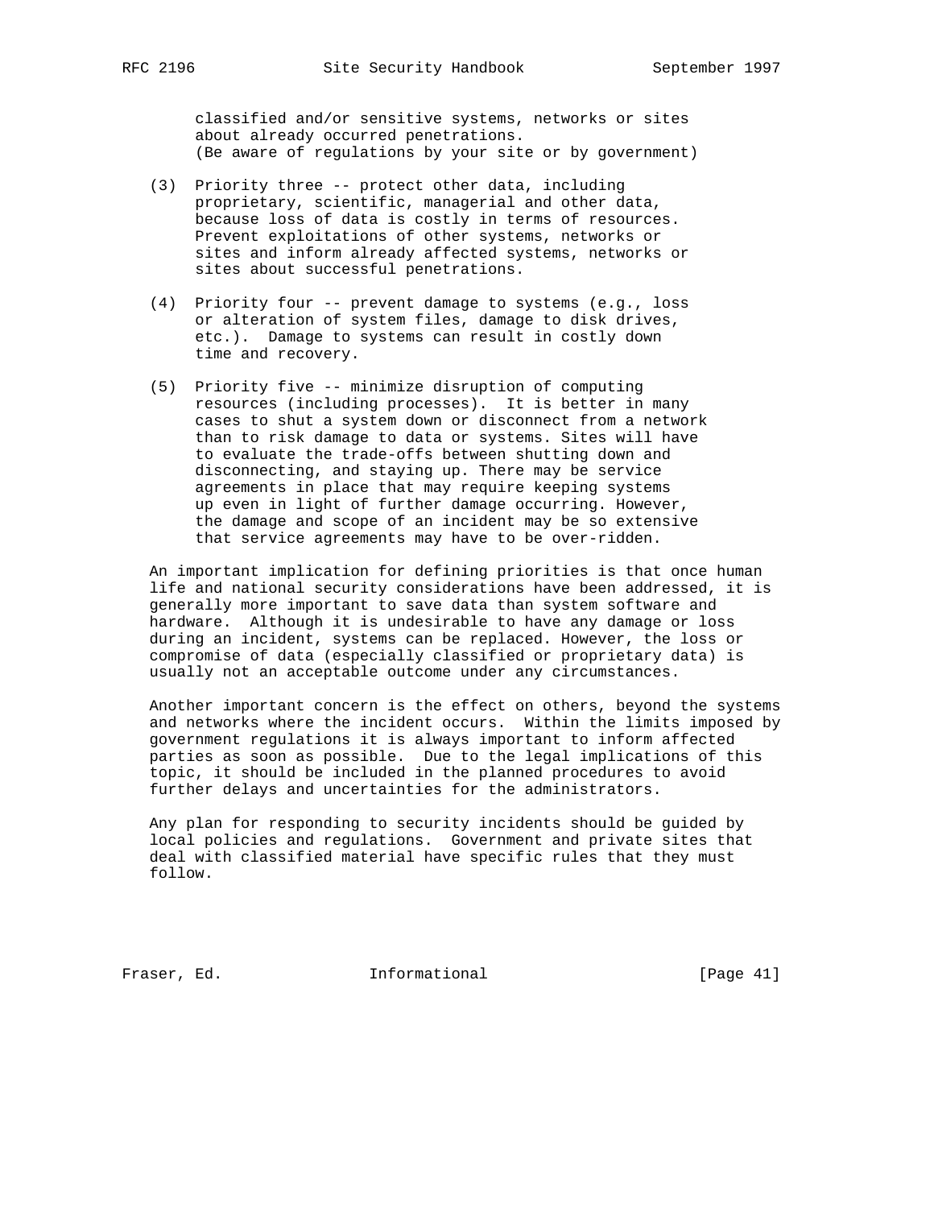classified and/or sensitive systems, networks or sites about already occurred penetrations.
(Be aware of regulations by your site or by government)

(3) Priority three -- protect other data, including proprietary, scientific, managerial and other data, because loss of data is costly in terms of resources. Prevent exploitations of other systems, networks or sites and inform already affected systems, networks or sites about successful penetrations.

(4) Priority four -- prevent damage to systems (e.g., loss or alteration of system files, damage to disk drives, etc.). Damage to systems can result in costly down time and recovery.

(5) Priority five -- minimize disruption of computing resources (including processes). It is better in many cases to shut a system down or disconnect from a network than to risk damage to data or systems. Sites will have to evaluate the trade-offs between shutting down and disconnecting, and staying up. There may be service agreements in place that may require keeping systems up even in light of further damage occurring. However, the damage and scope of an incident may be so extensive that service agreements may have to be over-ridden.

An important implication for defining priorities is that once human life and national security considerations have been addressed, it is generally more important to save data than system software and hardware. Although it is undesirable to have any damage or loss during an incident, systems can be replaced. However, the loss or compromise of data (especially classified or proprietary data) is usually not an acceptable outcome under any circumstances.

Another important concern is the effect on others, beyond the systems and networks where the incident occurs. Within the limits imposed by government regulations it is always important to inform affected parties as soon as possible. Due to the legal implications of this topic, it should be included in the planned procedures to avoid further delays and uncertainties for the administrators.

Any plan for responding to security incidents should be guided by local policies and regulations. Government and private sites that deal with classified material have specific rules that they must follow.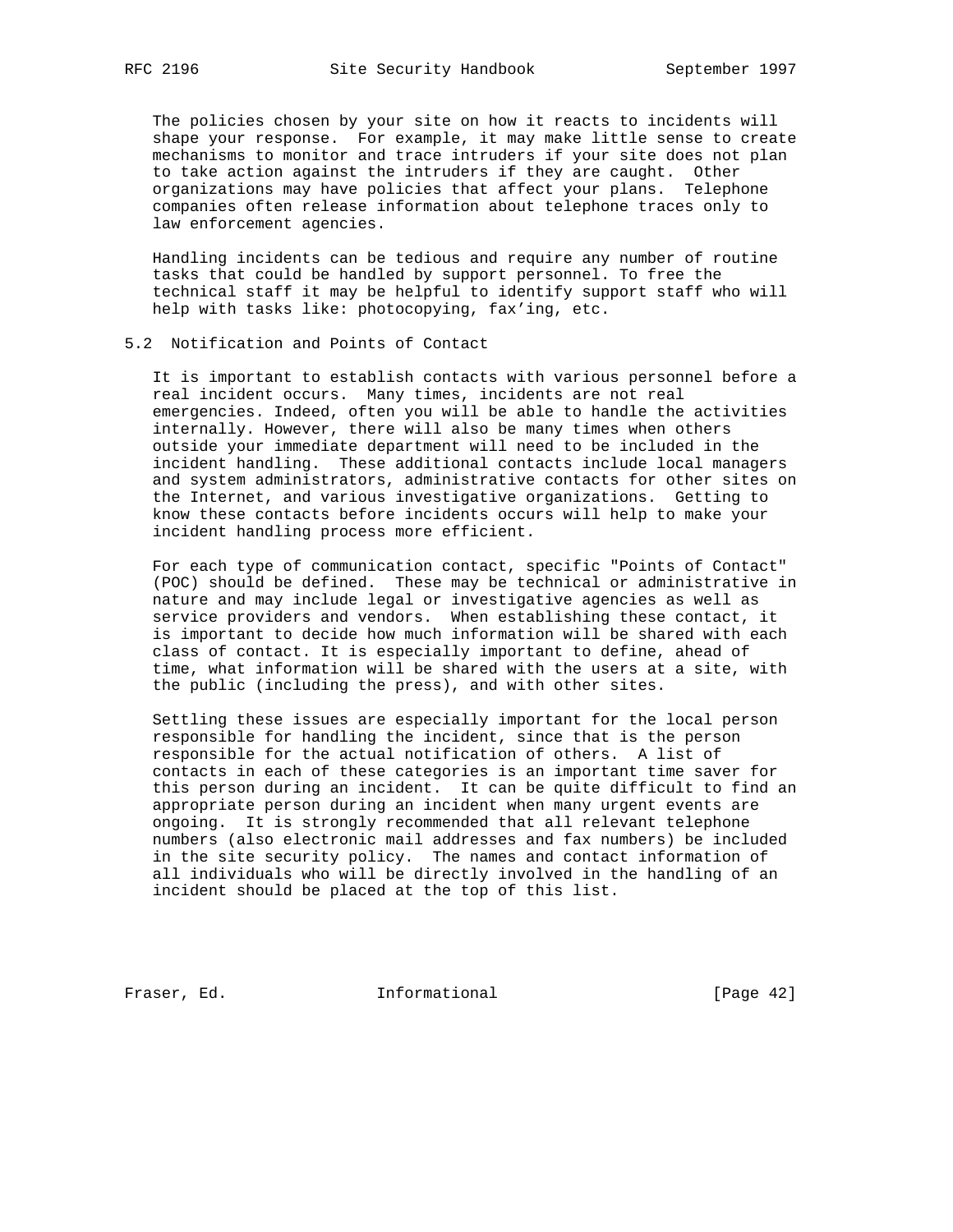The policies chosen by your site on how it reacts to incidents will shape your response. For example, it may make little sense to create mechanisms to monitor and trace intruders if your site does not plan to take action against the intruders if they are caught. Other organizations may have policies that affect your plans. Telephone companies often release information about telephone traces only to law enforcement agencies.

Handling incidents can be tedious and require any number of routine tasks that could be handled by support personnel. To free the technical staff it may be helpful to identify support staff who will help with tasks like: photocopying, fax'ing, etc.

## 5.2 Notification and Points of Contact

It is important to establish contacts with various personnel before a real incident occurs. Many times, incidents are not real emergencies. Indeed, often you will be able to handle the activities internally. However, there will also be many times when others outside your immediate department will need to be included in the incident handling. These additional contacts include local managers and system administrators, administrative contacts for other sites on the Internet, and various investigative organizations. Getting to know these contacts before incidents occurs will help to make your incident handling process more efficient.

For each type of communication contact, specific "Points of Contact" (POC) should be defined. These may be technical or administrative in nature and may include legal or investigative agencies as well as service providers and vendors. When establishing these contact, it is important to decide how much information will be shared with each class of contact. It is especially important to define, ahead of time, what information will be shared with the users at a site, with the public (including the press), and with other sites.

Settling these issues are especially important for the local person responsible for handling the incident, since that is the person responsible for the actual notification of others. A list of contacts in each of these categories is an important time saver for this person during an incident. It can be quite difficult to find an appropriate person during an incident when many urgent events are ongoing. It is strongly recommended that all relevant telephone numbers (also electronic mail addresses and fax numbers) be included in the site security policy. The names and contact information of all individuals who will be directly involved in the handling of an incident should be placed at the top of this list.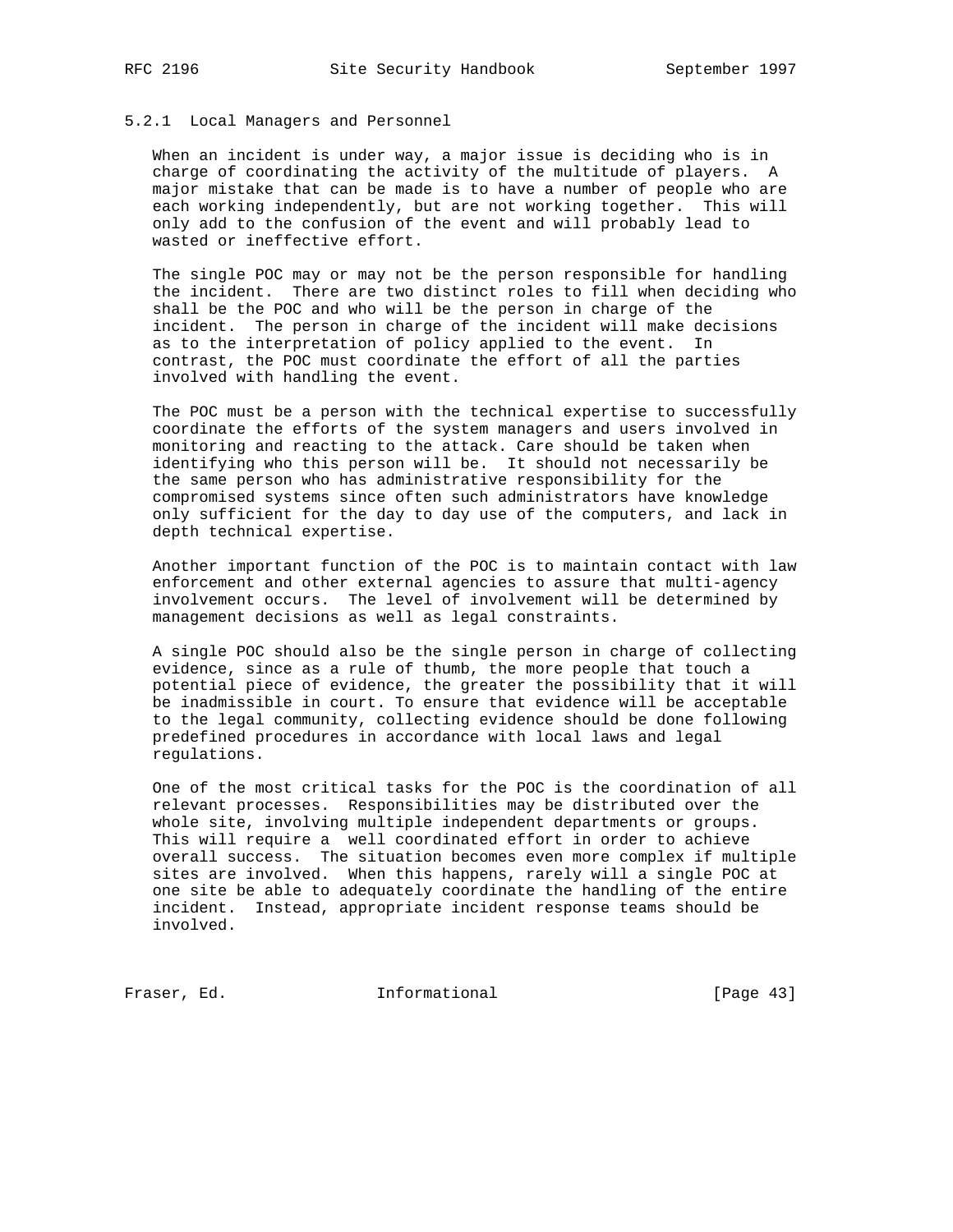### 5.2.1 Local Managers and Personnel

When an incident is under way, a major issue is deciding who is in charge of coordinating the activity of the multitude of players. A major mistake that can be made is to have a number of people who are each working independently, but are not working together. This will only add to the confusion of the event and will probably lead to wasted or ineffective effort.

The single POC may or may not be the person responsible for handling the incident. There are two distinct roles to fill when deciding who shall be the POC and who will be the person in charge of the incident. The person in charge of the incident will make decisions as to the interpretation of policy applied to the event. In contrast, the POC must coordinate the effort of all the parties involved with handling the event.

The POC must be a person with the technical expertise to successfully coordinate the efforts of the system managers and users involved in monitoring and reacting to the attack. Care should be taken when identifying who this person will be. It should not necessarily be the same person who has administrative responsibility for the compromised systems since often such administrators have knowledge only sufficient for the day to day use of the computers, and lack in depth technical expertise.

Another important function of the POC is to maintain contact with law enforcement and other external agencies to assure that multi-agency involvement occurs. The level of involvement will be determined by management decisions as well as legal constraints.

A single POC should also be the single person in charge of collecting evidence, since as a rule of thumb, the more people that touch a potential piece of evidence, the greater the possibility that it will be inadmissible in court. To ensure that evidence will be acceptable to the legal community, collecting evidence should be done following predefined procedures in accordance with local laws and legal regulations.

One of the most critical tasks for the POC is the coordination of all relevant processes. Responsibilities may be distributed over the whole site, involving multiple independent departments or groups. This will require a well coordinated effort in order to achieve overall success. The situation becomes even more complex if multiple sites are involved. When this happens, rarely will a single POC at one site be able to adequately coordinate the handling of the entire incident. Instead, appropriate incident response teams should be involved.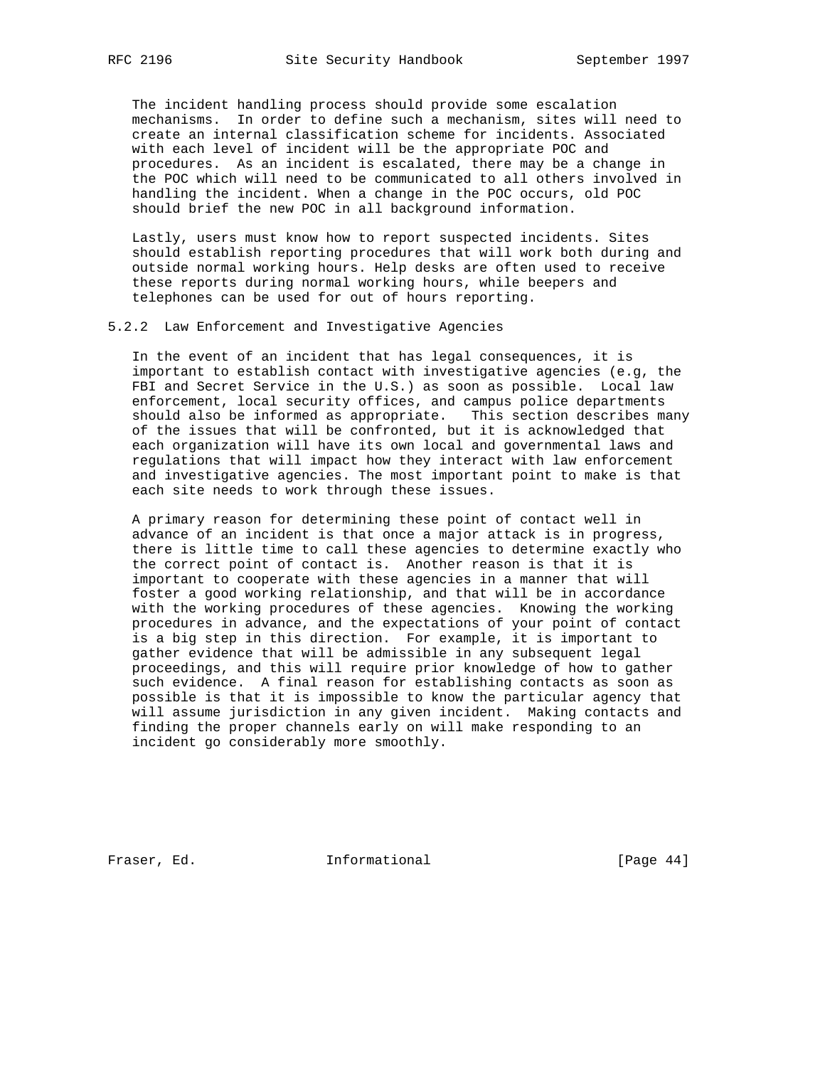The incident handling process should provide some escalation mechanisms. In order to define such a mechanism, sites will need to create an internal classification scheme for incidents. Associated with each level of incident will be the appropriate POC and procedures. As an incident is escalated, there may be a change in the POC which will need to be communicated to all others involved in handling the incident. When a change in the POC occurs, old POC should brief the new POC in all background information.

Lastly, users must know how to report suspected incidents. Sites should establish reporting procedures that will work both during and outside normal working hours. Help desks are often used to receive these reports during normal working hours, while beepers and telephones can be used for out of hours reporting.

### 5.2.2 Law Enforcement and Investigative Agencies

In the event of an incident that has legal consequences, it is important to establish contact with investigative agencies (e.g, the FBI and Secret Service in the U.S.) as soon as possible. Local law enforcement, local security offices, and campus police departments should also be informed as appropriate. This section describes many of the issues that will be confronted, but it is acknowledged that each organization will have its own local and governmental laws and regulations that will impact how they interact with law enforcement and investigative agencies. The most important point to make is that each site needs to work through these issues.

A primary reason for determining these point of contact well in advance of an incident is that once a major attack is in progress, there is little time to call these agencies to determine exactly who the correct point of contact is. Another reason is that it is important to cooperate with these agencies in a manner that will foster a good working relationship, and that will be in accordance with the working procedures of these agencies. Knowing the working procedures in advance, and the expectations of your point of contact is a big step in this direction. For example, it is important to gather evidence that will be admissible in any subsequent legal proceedings, and this will require prior knowledge of how to gather such evidence. A final reason for establishing contacts as soon as possible is that it is impossible to know the particular agency that will assume jurisdiction in any given incident. Making contacts and finding the proper channels early on will make responding to an incident go considerably more smoothly.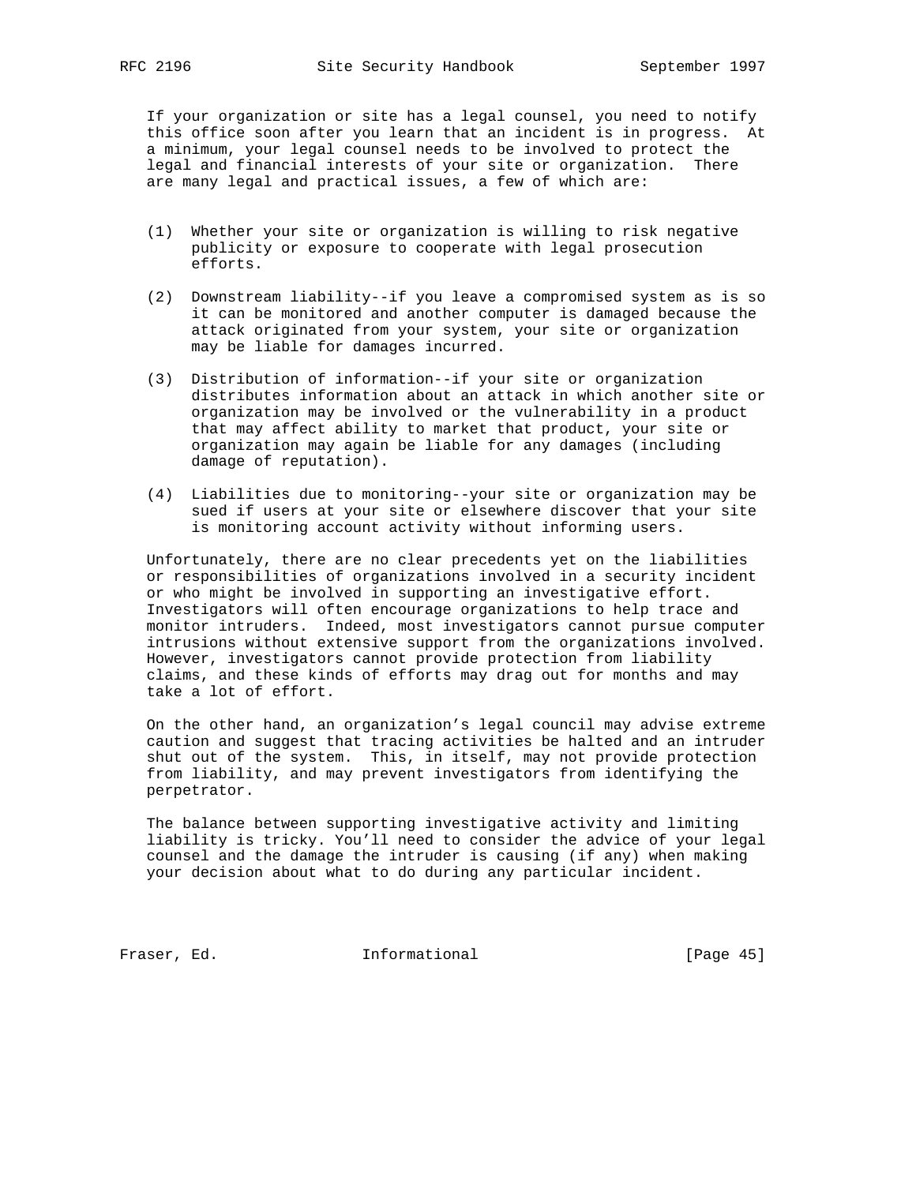If your organization or site has a legal counsel, you need to notify this office soon after you learn that an incident is in progress. At a minimum, your legal counsel needs to be involved to protect the legal and financial interests of your site or organization. There are many legal and practical issues, a few of which are:

(1) Whether your site or organization is willing to risk negative publicity or exposure to cooperate with legal prosecution efforts.

(2) Downstream liability--if you leave a compromised system as is so it can be monitored and another computer is damaged because the attack originated from your system, your site or organization may be liable for damages incurred.

(3) Distribution of information--if your site or organization distributes information about an attack in which another site or organization may be involved or the vulnerability in a product that may affect ability to market that product, your site or organization may again be liable for any damages (including damage of reputation).

(4) Liabilities due to monitoring--your site or organization may be sued if users at your site or elsewhere discover that your site is monitoring account activity without informing users.

Unfortunately, there are no clear precedents yet on the liabilities or responsibilities of organizations involved in a security incident or who might be involved in supporting an investigative effort. Investigators will often encourage organizations to help trace and monitor intruders. Indeed, most investigators cannot pursue computer intrusions without extensive support from the organizations involved. However, investigators cannot provide protection from liability claims, and these kinds of efforts may drag out for months and may take a lot of effort.

On the other hand, an organization’s legal council may advise extreme caution and suggest that tracing activities be halted and an intruder shut out of the system. This, in itself, may not provide protection from liability, and may prevent investigators from identifying the perpetrator.

The balance between supporting investigative activity and limiting liability is tricky. You’ll need to consider the advice of your legal counsel and the damage the intruder is causing (if any) when making your decision about what to do during any particular incident.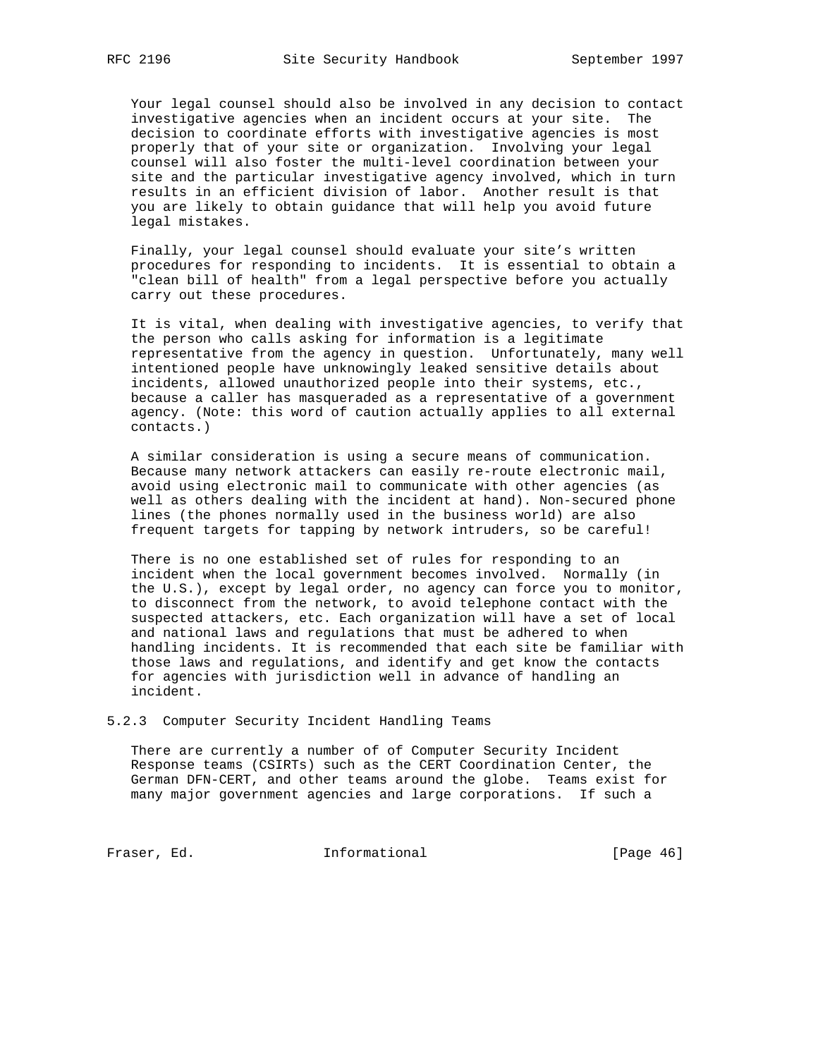Your legal counsel should also be involved in any decision to contact investigative agencies when an incident occurs at your site. The decision to coordinate efforts with investigative agencies is most properly that of your site or organization. Involving your legal counsel will also foster the multi-level coordination between your site and the particular investigative agency involved, which in turn results in an efficient division of labor. Another result is that you are likely to obtain guidance that will help you avoid future legal mistakes.

Finally, your legal counsel should evaluate your site's written procedures for responding to incidents. It is essential to obtain a "clean bill of health" from a legal perspective before you actually carry out these procedures.

It is vital, when dealing with investigative agencies, to verify that the person who calls asking for information is a legitimate representative from the agency in question. Unfortunately, many well intentioned people have unknowingly leaked sensitive details about incidents, allowed unauthorized people into their systems, etc., because a caller has masqueraded as a representative of a government agency. (Note: this word of caution actually applies to all external contacts.)

A similar consideration is using a secure means of communication. Because many network attackers can easily re-route electronic mail, avoid using electronic mail to communicate with other agencies (as well as others dealing with the incident at hand). Non-secured phone lines (the phones normally used in the business world) are also frequent targets for tapping by network intruders, so be careful!

There is no one established set of rules for responding to an incident when the local government becomes involved. Normally (in the U.S.), except by legal order, no agency can force you to monitor, to disconnect from the network, to avoid telephone contact with the suspected attackers, etc. Each organization will have a set of local and national laws and regulations that must be adhered to when handling incidents. It is recommended that each site be familiar with those laws and regulations, and identify and get know the contacts for agencies with jurisdiction well in advance of handling an incident.

### 5.2.3 Computer Security Incident Handling Teams

There are currently a number of of Computer Security Incident Response teams (CSIRTs) such as the CERT Coordination Center, the German DFN-CERT, and other teams around the globe. Teams exist for many major government agencies and large corporations. If such a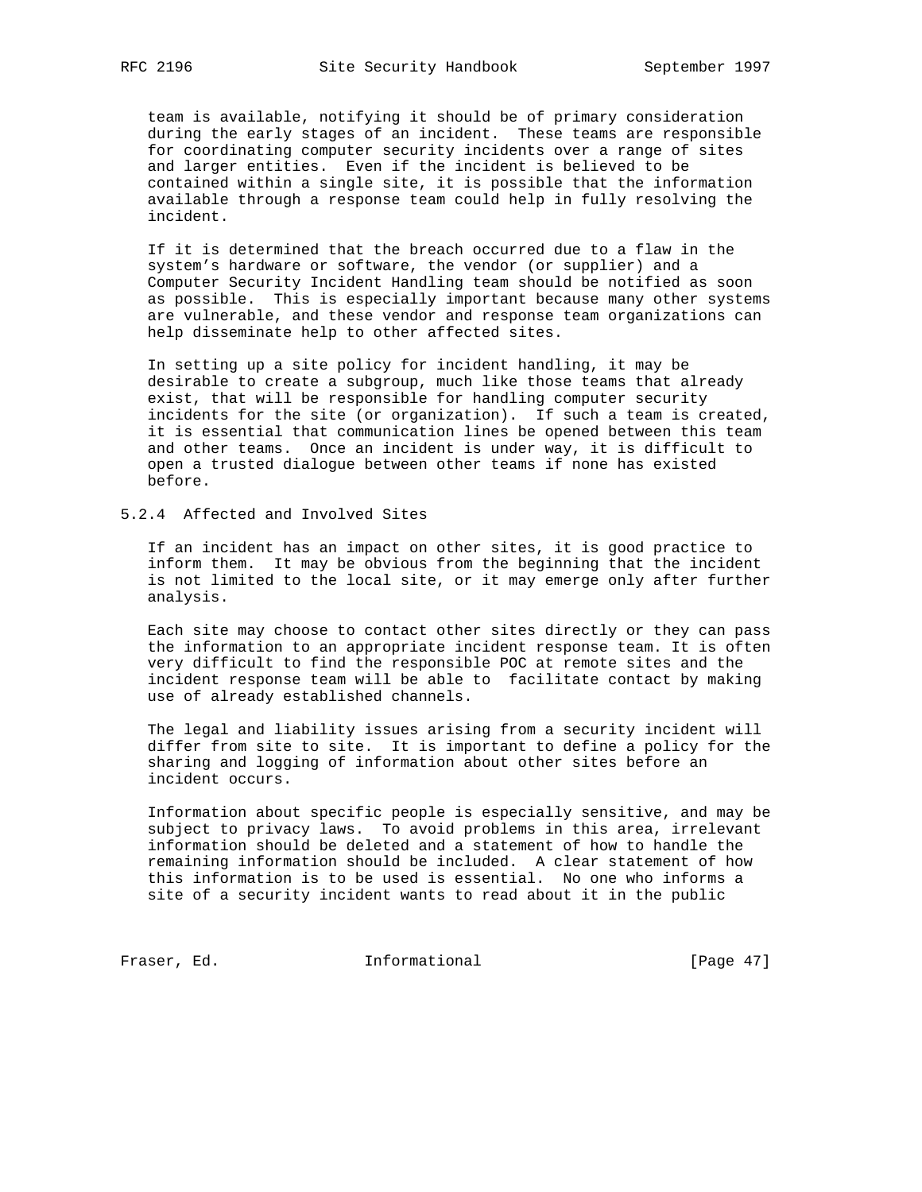team is available, notifying it should be of primary consideration during the early stages of an incident. These teams are responsible for coordinating computer security incidents over a range of sites and larger entities. Even if the incident is believed to be contained within a single site, it is possible that the information available through a response team could help in fully resolving the incident.

If it is determined that the breach occurred due to a flaw in the system's hardware or software, the vendor (or supplier) and a Computer Security Incident Handling team should be notified as soon as possible. This is especially important because many other systems are vulnerable, and these vendor and response team organizations can help disseminate help to other affected sites.

In setting up a site policy for incident handling, it may be desirable to create a subgroup, much like those teams that already exist, that will be responsible for handling computer security incidents for the site (or organization). If such a team is created, it is essential that communication lines be opened between this team and other teams. Once an incident is under way, it is difficult to open a trusted dialogue between other teams if none has existed before.

### 5.2.4 Affected and Involved Sites

If an incident has an impact on other sites, it is good practice to inform them. It may be obvious from the beginning that the incident is not limited to the local site, or it may emerge only after further analysis.

Each site may choose to contact other sites directly or they can pass the information to an appropriate incident response team. It is often very difficult to find the responsible POC at remote sites and the incident response team will be able to facilitate contact by making use of already established channels.

The legal and liability issues arising from a security incident will differ from site to site. It is important to define a policy for the sharing and logging of information about other sites before an incident occurs.

Information about specific people is especially sensitive, and may be subject to privacy laws. To avoid problems in this area, irrelevant information should be deleted and a statement of how to handle the remaining information should be included. A clear statement of how this information is to be used is essential. No one who informs a site of a security incident wants to read about it in the public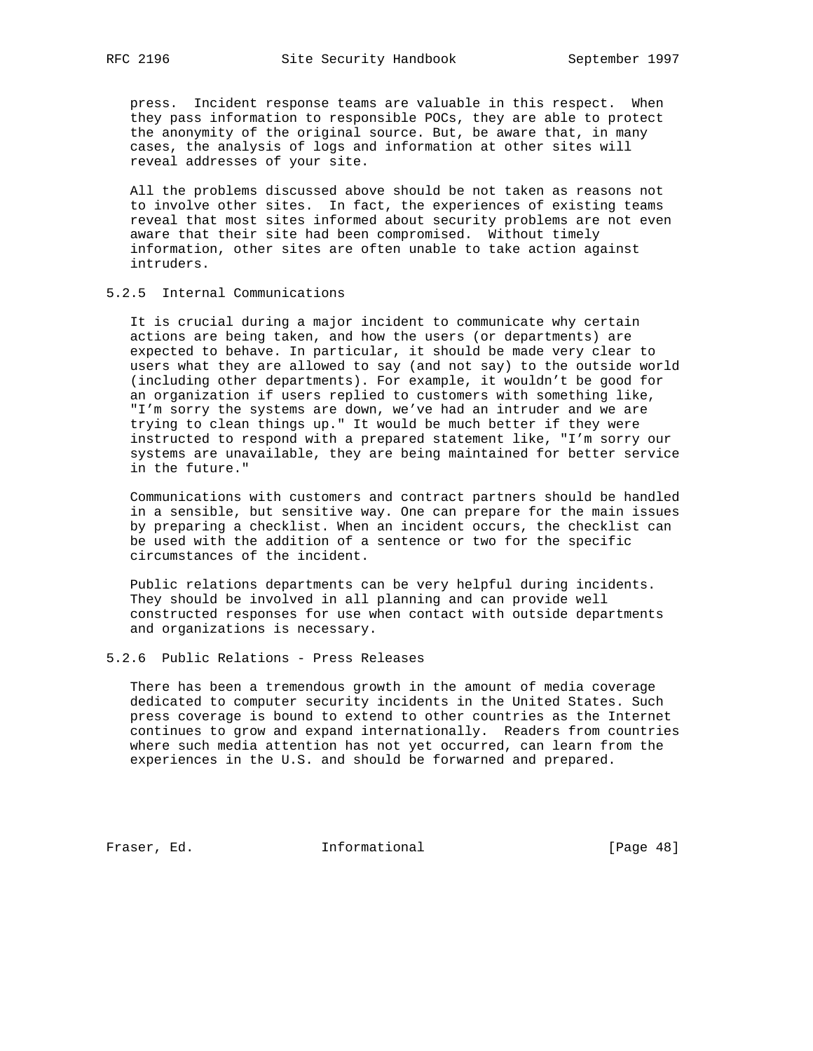press. Incident response teams are valuable in this respect. When they pass information to responsible POCs, they are able to protect the anonymity of the original source. But, be aware that, in many cases, the analysis of logs and information at other sites will reveal addresses of your site.

All the problems discussed above should be not taken as reasons not to involve other sites. In fact, the experiences of existing teams reveal that most sites informed about security problems are not even aware that their site had been compromised. Without timely information, other sites are often unable to take action against intruders.

### 5.2.5 Internal Communications

It is crucial during a major incident to communicate why certain actions are being taken, and how the users (or departments) are expected to behave. In particular, it should be made very clear to users what they are allowed to say (and not say) to the outside world (including other departments). For example, it wouldn't be good for an organization if users replied to customers with something like, "I'm sorry the systems are down, we've had an intruder and we are trying to clean things up." It would be much better if they were instructed to respond with a prepared statement like, "I'm sorry our systems are unavailable, they are being maintained for better service in the future."

Communications with customers and contract partners should be handled in a sensible, but sensitive way. One can prepare for the main issues by preparing a checklist. When an incident occurs, the checklist can be used with the addition of a sentence or two for the specific circumstances of the incident.

Public relations departments can be very helpful during incidents. They should be involved in all planning and can provide well constructed responses for use when contact with outside departments and organizations is necessary.

### 5.2.6 Public Relations - Press Releases

There has been a tremendous growth in the amount of media coverage dedicated to computer security incidents in the United States. Such press coverage is bound to extend to other countries as the Internet continues to grow and expand internationally. Readers from countries where such media attention has not yet occurred, can learn from the experiences in the U.S. and should be forwarned and prepared.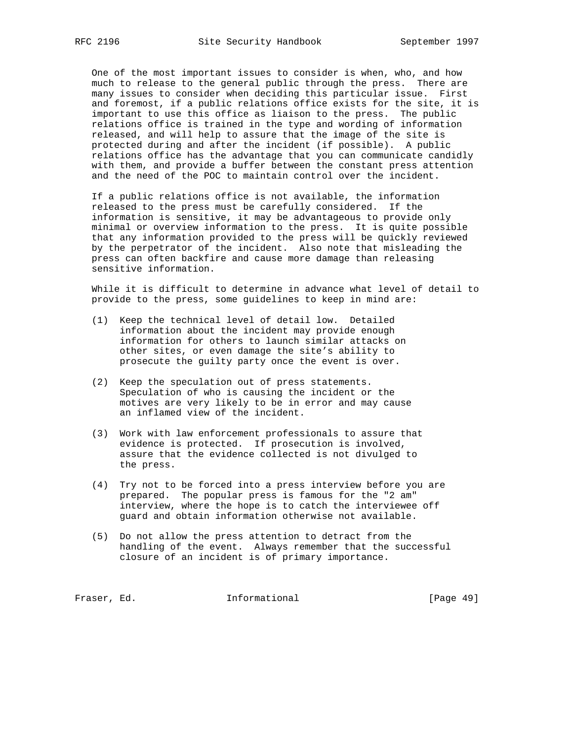One of the most important issues to consider is when, who, and how much to release to the general public through the press. There are many issues to consider when deciding this particular issue. First and foremost, if a public relations office exists for the site, it is important to use this office as liaison to the press. The public relations office is trained in the type and wording of information released, and will help to assure that the image of the site is protected during and after the incident (if possible). A public relations office has the advantage that you can communicate candidly with them, and provide a buffer between the constant press attention and the need of the POC to maintain control over the incident.

If a public relations office is not available, the information released to the press must be carefully considered. If the information is sensitive, it may be advantageous to provide only minimal or overview information to the press. It is quite possible that any information provided to the press will be quickly reviewed by the perpetrator of the incident. Also note that misleading the press can often backfire and cause more damage than releasing sensitive information.

While it is difficult to determine in advance what level of detail to provide to the press, some guidelines to keep in mind are:

(1) Keep the technical level of detail low. Detailed information about the incident may provide enough information for others to launch similar attacks on other sites, or even damage the site's ability to prosecute the guilty party once the event is over.

(2) Keep the speculation out of press statements. Speculation of who is causing the incident or the motives are very likely to be in error and may cause an inflamed view of the incident.

(3) Work with law enforcement professionals to assure that evidence is protected. If prosecution is involved, assure that the evidence collected is not divulged to the press.

(4) Try not to be forced into a press interview before you are prepared. The popular press is famous for the "2 am" interview, where the hope is to catch the interviewee off guard and obtain information otherwise not available.

(5) Do not allow the press attention to detract from the handling of the event. Always remember that the successful closure of an incident is of primary importance.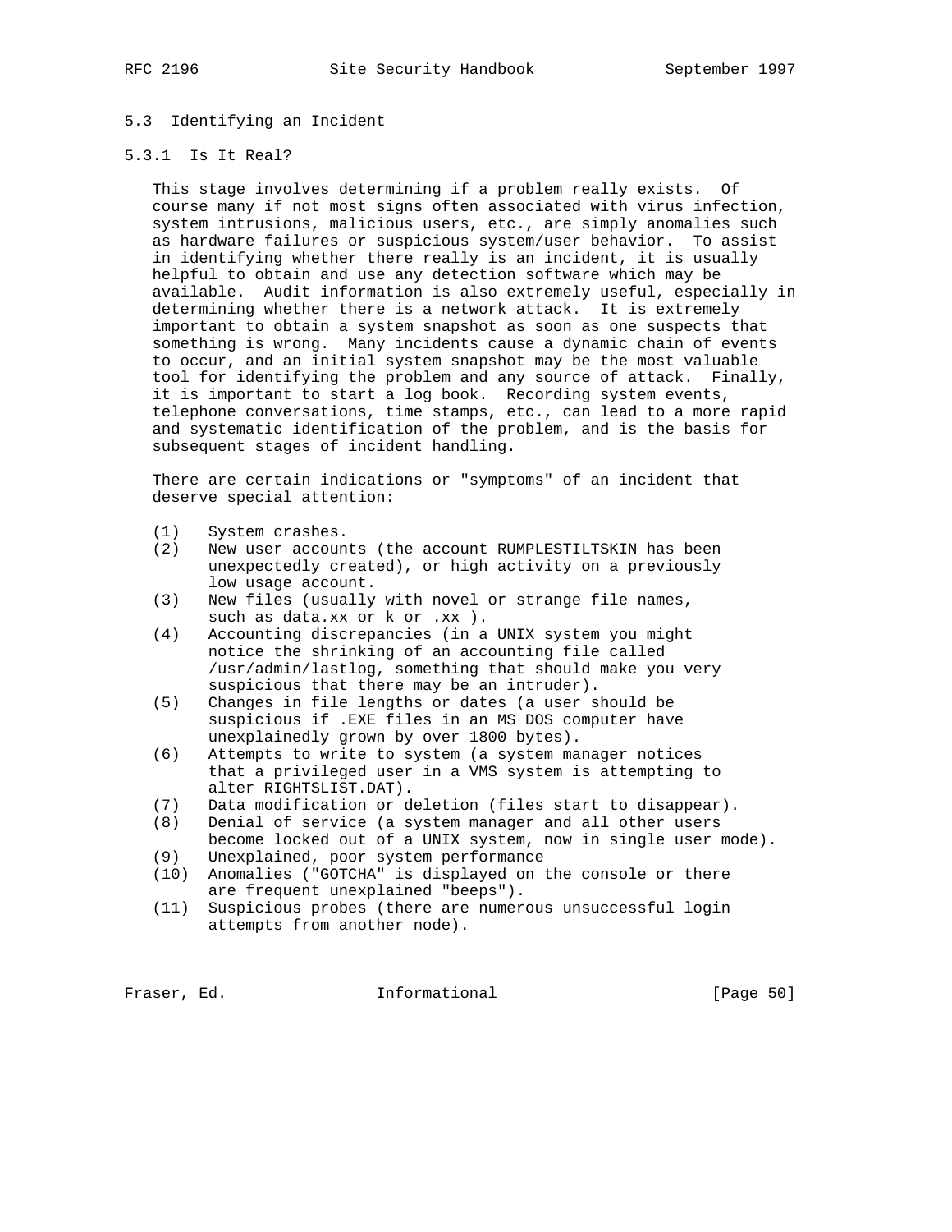### 5.3 Identifying an Incident

#### 5.3.1 Is It Real?

This stage involves determining if a problem really exists. Of course many if not most signs often associated with virus infection, system intrusions, malicious users, etc., are simply anomalies such as hardware failures or suspicious system/user behavior. To assist in identifying whether there really is an incident, it is usually helpful to obtain and use any detection software which may be available. Audit information is also extremely useful, especially in determining whether there is a network attack. It is extremely important to obtain a system snapshot as soon as one suspects that something is wrong. Many incidents cause a dynamic chain of events to occur, and an initial system snapshot may be the most valuable tool for identifying the problem and any source of attack. Finally, it is important to start a log book. Recording system events, telephone conversations, time stamps, etc., can lead to a more rapid and systematic identification of the problem, and is the basis for subsequent stages of incident handling.

There are certain indications or "symptoms" of an incident that deserve special attention:

(1) System crashes.
(2) New user accounts (the account RUMPLESTILTSKIN has been unexpectedly created), or high activity on a previously low usage account.
(3) New files (usually with novel or strange file names, such as data.xx or k or .xx ).
(4) Accounting discrepancies (in a UNIX system you might notice the shrinking of an accounting file called /usr/admin/lastlog, something that should make you very suspicious that there may be an intruder).
(5) Changes in file lengths or dates (a user should be suspicious if .EXE files in an MS DOS computer have unexplainedly grown by over 1800 bytes).
(6) Attempts to write to system (a system manager notices that a privileged user in a VMS system is attempting to alter RIGHTSLIST.DAT).
(7) Data modification or deletion (files start to disappear).
(8) Denial of service (a system manager and all other users become locked out of a UNIX system, now in single user mode).
(9) Unexplained, poor system performance
(10) Anomalies ("GOTCHA" is displayed on the console or there are frequent unexplained "beeps").
(11) Suspicious probes (there are numerous unsuccessful login attempts from another node).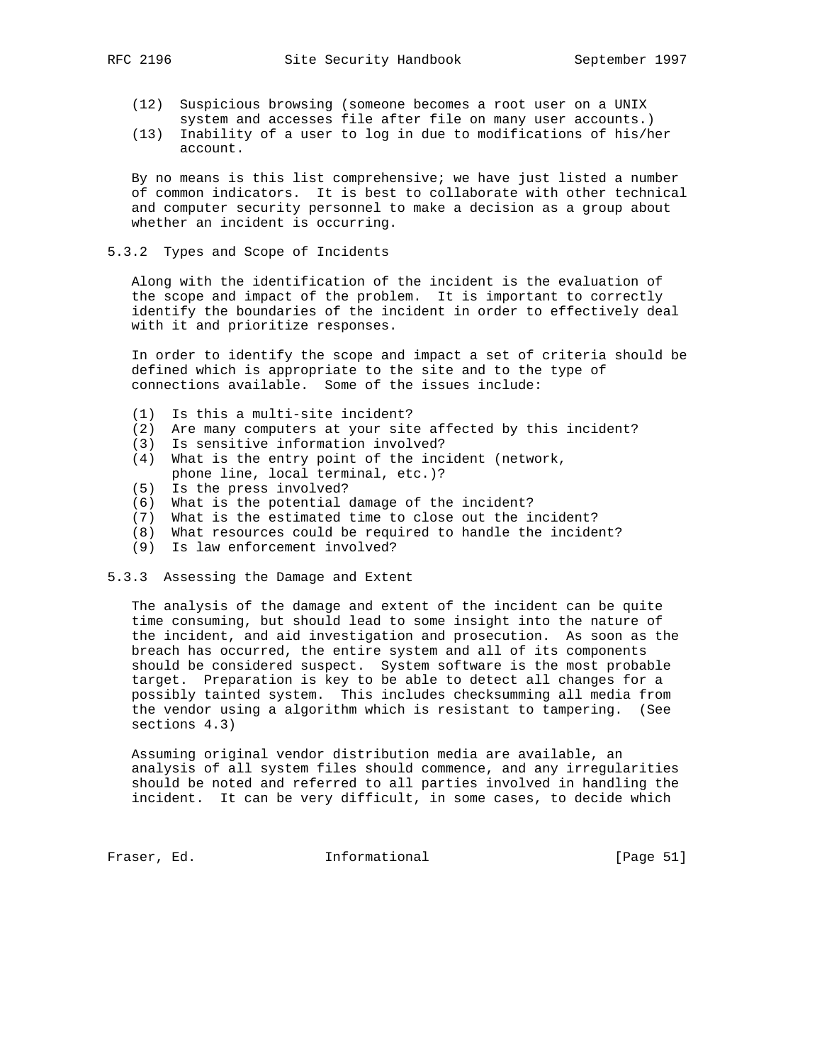(12) Suspicious browsing (someone becomes a root user on a UNIX system and accesses file after file on many user accounts.)
(13) Inability of a user to log in due to modifications of his/her account.

By no means is this list comprehensive; we have just listed a number of common indicators. It is best to collaborate with other technical and computer security personnel to make a decision as a group about whether an incident is occurring.

### 5.3.2 Types and Scope of Incidents

Along with the identification of the incident is the evaluation of the scope and impact of the problem. It is important to correctly identify the boundaries of the incident in order to effectively deal with it and prioritize responses.

In order to identify the scope and impact a set of criteria should be defined which is appropriate to the site and to the type of connections available. Some of the issues include:

(1) Is this a multi-site incident?
(2) Are many computers at your site affected by this incident?
(3) Is sensitive information involved?
(4) What is the entry point of the incident (network, phone line, local terminal, etc.)?
(5) Is the press involved?
(6) What is the potential damage of the incident?
(7) What is the estimated time to close out the incident?
(8) What resources could be required to handle the incident?
(9) Is law enforcement involved?

### 5.3.3 Assessing the Damage and Extent

The analysis of the damage and extent of the incident can be quite time consuming, but should lead to some insight into the nature of the incident, and aid investigation and prosecution. As soon as the breach has occurred, the entire system and all of its components should be considered suspect. System software is the most probable target. Preparation is key to be able to detect all changes for a possibly tainted system. This includes checksumming all media from the vendor using a algorithm which is resistant to tampering. (See sections 4.3)

Assuming original vendor distribution media are available, an analysis of all system files should commence, and any irregularities should be noted and referred to all parties involved in handling the incident. It can be very difficult, in some cases, to decide which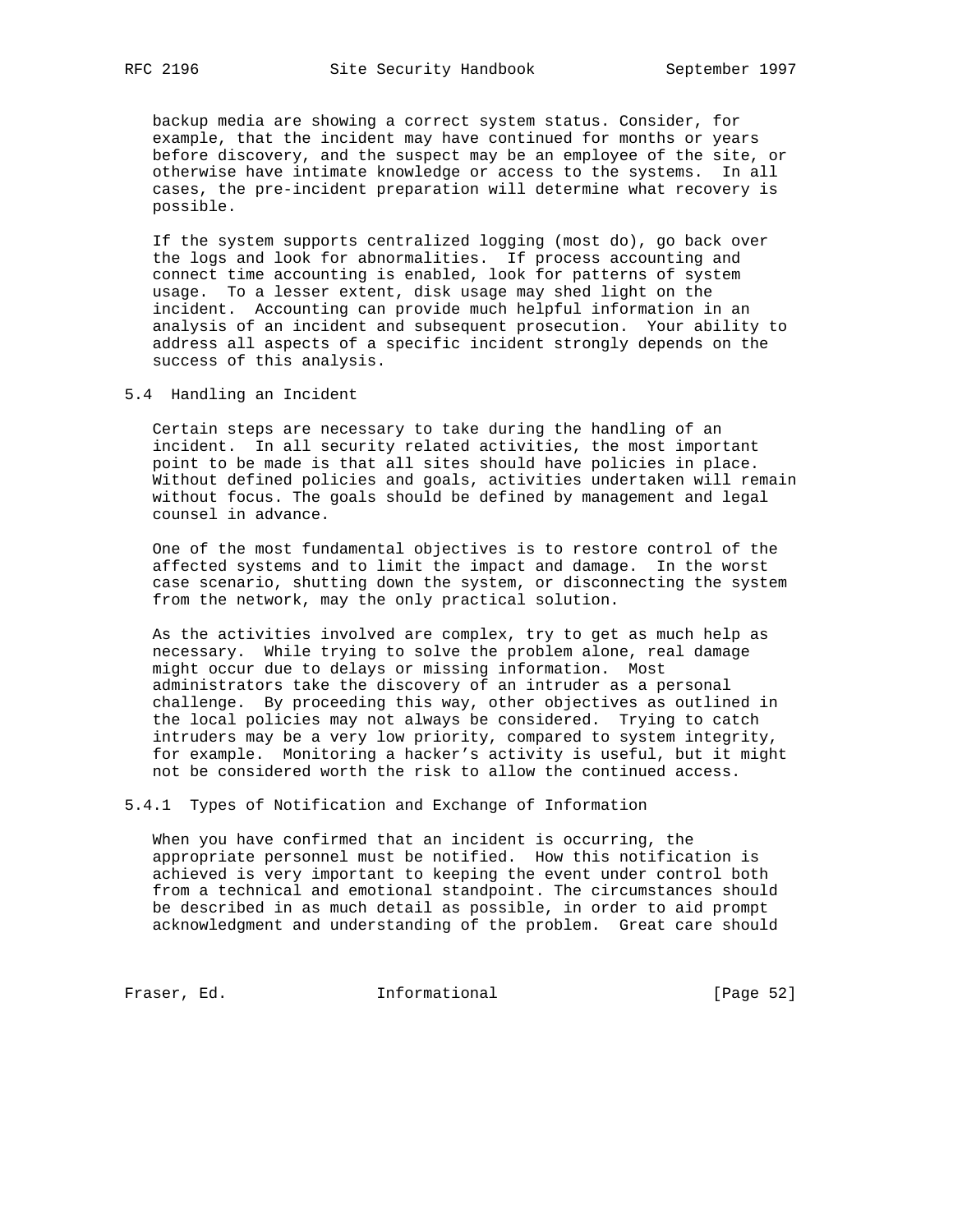backup media are showing a correct system status. Consider, for example, that the incident may have continued for months or years before discovery, and the suspect may be an employee of the site, or otherwise have intimate knowledge or access to the systems. In all cases, the pre-incident preparation will determine what recovery is possible.

If the system supports centralized logging (most do), go back over the logs and look for abnormalities. If process accounting and connect time accounting is enabled, look for patterns of system usage. To a lesser extent, disk usage may shed light on the incident. Accounting can provide much helpful information in an analysis of an incident and subsequent prosecution. Your ability to address all aspects of a specific incident strongly depends on the success of this analysis.

### 5.4 Handling an Incident

Certain steps are necessary to take during the handling of an incident. In all security related activities, the most important point to be made is that all sites should have policies in place. Without defined policies and goals, activities undertaken will remain without focus. The goals should be defined by management and legal counsel in advance.

One of the most fundamental objectives is to restore control of the affected systems and to limit the impact and damage. In the worst case scenario, shutting down the system, or disconnecting the system from the network, may the only practical solution.

As the activities involved are complex, try to get as much help as necessary. While trying to solve the problem alone, real damage might occur due to delays or missing information. Most administrators take the discovery of an intruder as a personal challenge. By proceeding this way, other objectives as outlined in the local policies may not always be considered. Trying to catch intruders may be a very low priority, compared to system integrity, for example. Monitoring a hacker's activity is useful, but it might not be considered worth the risk to allow the continued access.

#### 5.4.1 Types of Notification and Exchange of Information

When you have confirmed that an incident is occurring, the appropriate personnel must be notified. How this notification is achieved is very important to keeping the event under control both from a technical and emotional standpoint. The circumstances should be described in as much detail as possible, in order to aid prompt acknowledgment and understanding of the problem. Great care should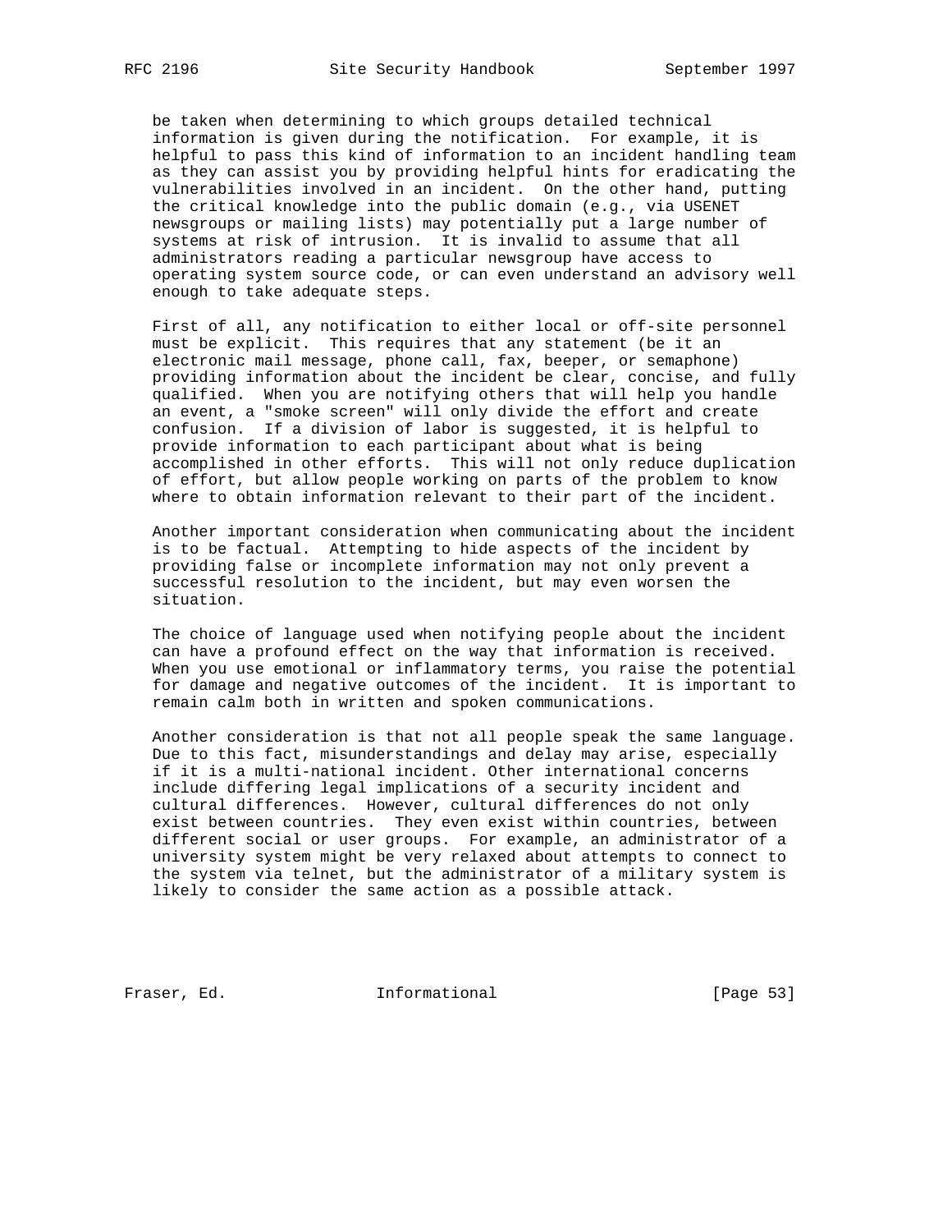be taken when determining to which groups detailed technical information is given during the notification. For example, it is helpful to pass this kind of information to an incident handling team as they can assist you by providing helpful hints for eradicating the vulnerabilities involved in an incident. On the other hand, putting the critical knowledge into the public domain (e.g., via USENET newsgroups or mailing lists) may potentially put a large number of systems at risk of intrusion. It is invalid to assume that all administrators reading a particular newsgroup have access to operating system source code, or can even understand an advisory well enough to take adequate steps.

First of all, any notification to either local or off-site personnel must be explicit. This requires that any statement (be it an electronic mail message, phone call, fax, beeper, or semaphone) providing information about the incident be clear, concise, and fully qualified. When you are notifying others that will help you handle an event, a "smoke screen" will only divide the effort and create confusion. If a division of labor is suggested, it is helpful to provide information to each participant about what is being accomplished in other efforts. This will not only reduce duplication of effort, but allow people working on parts of the problem to know where to obtain information relevant to their part of the incident.

Another important consideration when communicating about the incident is to be factual. Attempting to hide aspects of the incident by providing false or incomplete information may not only prevent a successful resolution to the incident, but may even worsen the situation.

The choice of language used when notifying people about the incident can have a profound effect on the way that information is received. When you use emotional or inflammatory terms, you raise the potential for damage and negative outcomes of the incident. It is important to remain calm both in written and spoken communications.

Another consideration is that not all people speak the same language. Due to this fact, misunderstandings and delay may arise, especially if it is a multi-national incident. Other international concerns include differing legal implications of a security incident and cultural differences. However, cultural differences do not only exist between countries. They even exist within countries, between different social or user groups. For example, an administrator of a university system might be very relaxed about attempts to connect to the system via telnet, but the administrator of a military system is likely to consider the same action as a possible attack.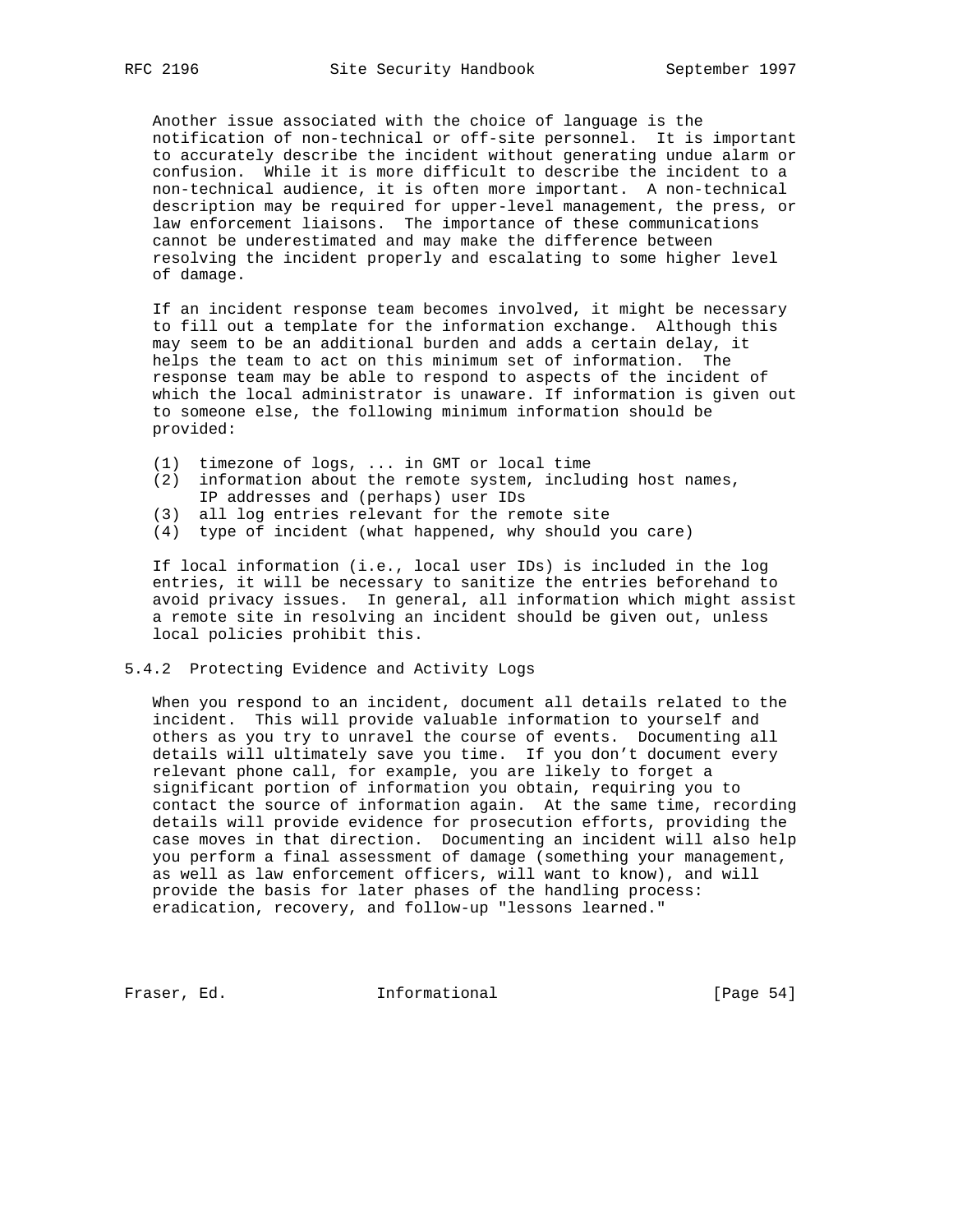Another issue associated with the choice of language is the notification of non-technical or off-site personnel. It is important to accurately describe the incident without generating undue alarm or confusion. While it is more difficult to describe the incident to a non-technical audience, it is often more important. A non-technical description may be required for upper-level management, the press, or law enforcement liaisons. The importance of these communications cannot be underestimated and may make the difference between resolving the incident properly and escalating to some higher level of damage.

If an incident response team becomes involved, it might be necessary to fill out a template for the information exchange. Although this may seem to be an additional burden and adds a certain delay, it helps the team to act on this minimum set of information. The response team may be able to respond to aspects of the incident of which the local administrator is unaware. If information is given out to someone else, the following minimum information should be provided:

(1) timezone of logs, ... in GMT or local time
(2) information about the remote system, including host names, IP addresses and (perhaps) user IDs
(3) all log entries relevant for the remote site
(4) type of incident (what happened, why should you care)

If local information (i.e., local user IDs) is included in the log entries, it will be necessary to sanitize the entries beforehand to avoid privacy issues. In general, all information which might assist a remote site in resolving an incident should be given out, unless local policies prohibit this.

### 5.4.2 Protecting Evidence and Activity Logs

When you respond to an incident, document all details related to the incident. This will provide valuable information to yourself and others as you try to unravel the course of events. Documenting all details will ultimately save you time. If you don't document every relevant phone call, for example, you are likely to forget a significant portion of information you obtain, requiring you to contact the source of information again. At the same time, recording details will provide evidence for prosecution efforts, providing the case moves in that direction. Documenting an incident will also help you perform a final assessment of damage (something your management, as well as law enforcement officers, will want to know), and will provide the basis for later phases of the handling process: eradication, recovery, and follow-up "lessons learned."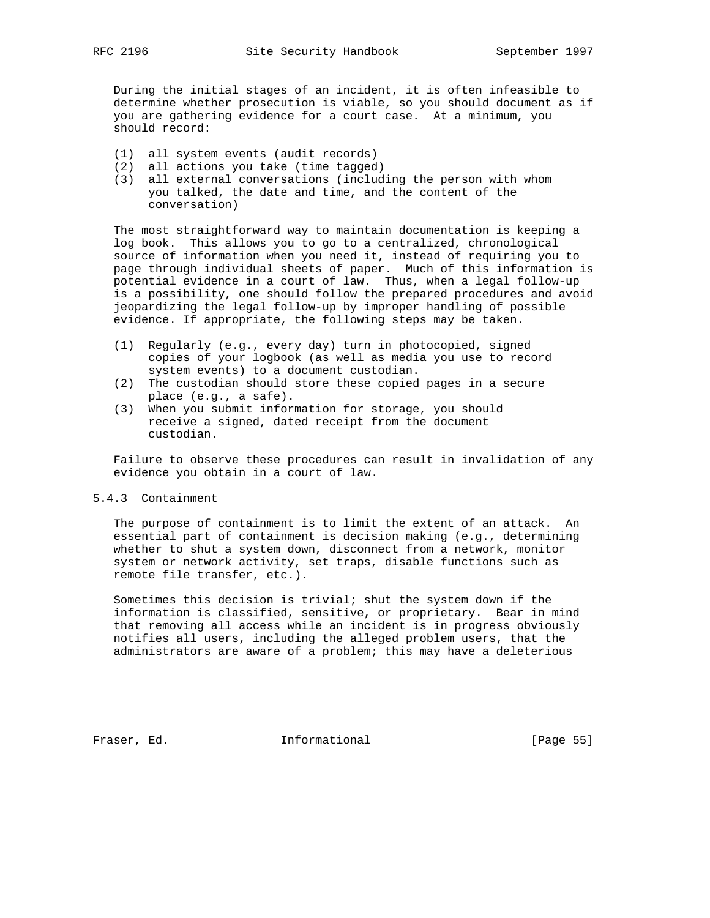During the initial stages of an incident, it is often infeasible to determine whether prosecution is viable, so you should document as if you are gathering evidence for a court case. At a minimum, you should record:

(1) all system events (audit records)
(2) all actions you take (time tagged)
(3) all external conversations (including the person with whom you talked, the date and time, and the content of the conversation)

The most straightforward way to maintain documentation is keeping a log book. This allows you to go to a centralized, chronological source of information when you need it, instead of requiring you to page through individual sheets of paper. Much of this information is potential evidence in a court of law. Thus, when a legal follow-up is a possibility, one should follow the prepared procedures and avoid jeopardizing the legal follow-up by improper handling of possible evidence. If appropriate, the following steps may be taken.

(1) Regularly (e.g., every day) turn in photocopied, signed copies of your logbook (as well as media you use to record system events) to a document custodian.
(2) The custodian should store these copied pages in a secure place (e.g., a safe).
(3) When you submit information for storage, you should receive a signed, dated receipt from the document custodian.

Failure to observe these procedures can result in invalidation of any evidence you obtain in a court of law.

### 5.4.3 Containment

The purpose of containment is to limit the extent of an attack. An essential part of containment is decision making (e.g., determining whether to shut a system down, disconnect from a network, monitor system or network activity, set traps, disable functions such as remote file transfer, etc.).

Sometimes this decision is trivial; shut the system down if the information is classified, sensitive, or proprietary. Bear in mind that removing all access while an incident is in progress obviously notifies all users, including the alleged problem users, that the administrators are aware of a problem; this may have a deleterious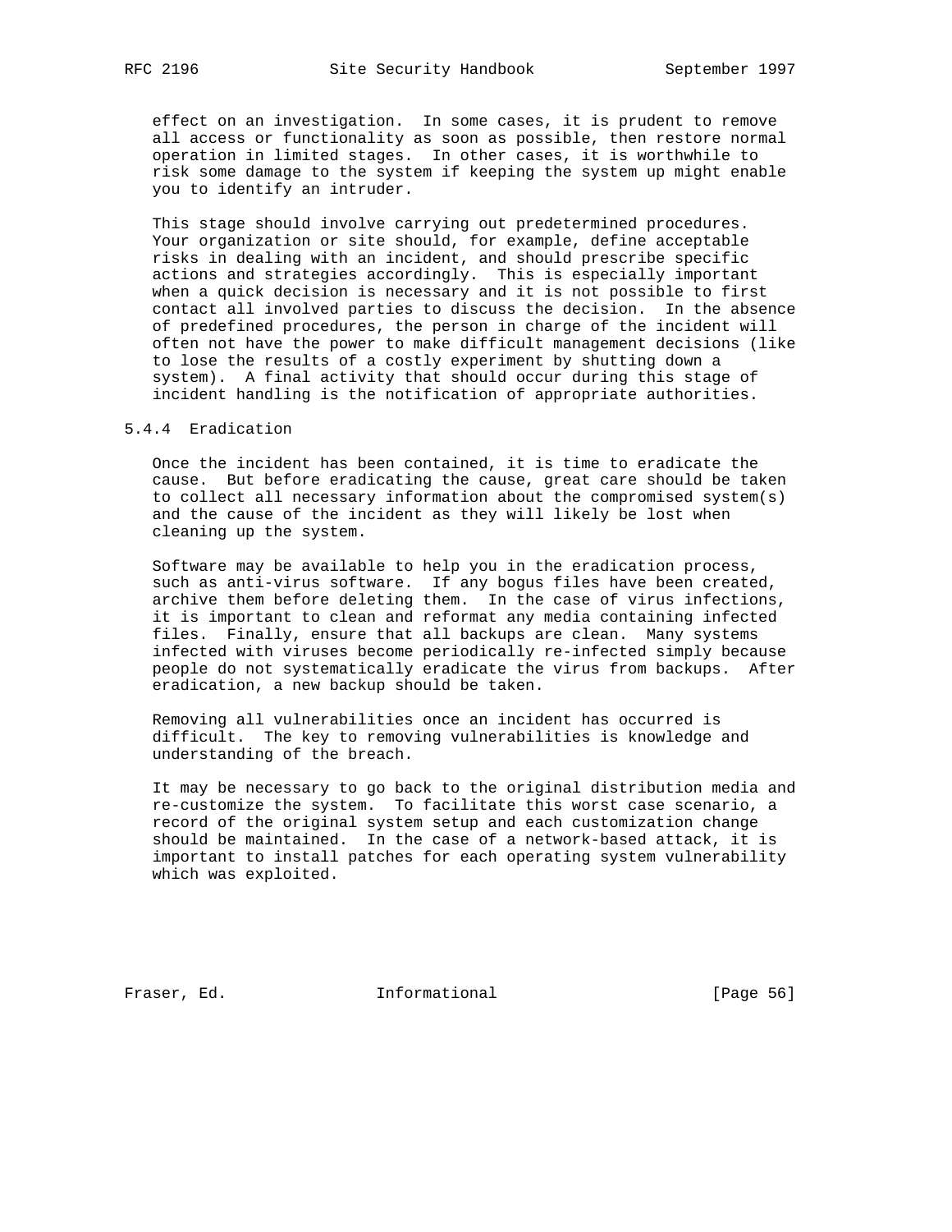effect on an investigation. In some cases, it is prudent to remove all access or functionality as soon as possible, then restore normal operation in limited stages. In other cases, it is worthwhile to risk some damage to the system if keeping the system up might enable you to identify an intruder.

This stage should involve carrying out predetermined procedures. Your organization or site should, for example, define acceptable risks in dealing with an incident, and should prescribe specific actions and strategies accordingly. This is especially important when a quick decision is necessary and it is not possible to first contact all involved parties to discuss the decision. In the absence of predefined procedures, the person in charge of the incident will often not have the power to make difficult management decisions (like to lose the results of a costly experiment by shutting down a system). A final activity that should occur during this stage of incident handling is the notification of appropriate authorities.

### 5.4.4 Eradication

Once the incident has been contained, it is time to eradicate the cause. But before eradicating the cause, great care should be taken to collect all necessary information about the compromised system(s) and the cause of the incident as they will likely be lost when cleaning up the system.

Software may be available to help you in the eradication process, such as anti-virus software. If any bogus files have been created, archive them before deleting them. In the case of virus infections, it is important to clean and reformat any media containing infected files. Finally, ensure that all backups are clean. Many systems infected with viruses become periodically re-infected simply because people do not systematically eradicate the virus from backups. After eradication, a new backup should be taken.

Removing all vulnerabilities once an incident has occurred is difficult. The key to removing vulnerabilities is knowledge and understanding of the breach.

It may be necessary to go back to the original distribution media and re-customize the system. To facilitate this worst case scenario, a record of the original system setup and each customization change should be maintained. In the case of a network-based attack, it is important to install patches for each operating system vulnerability which was exploited.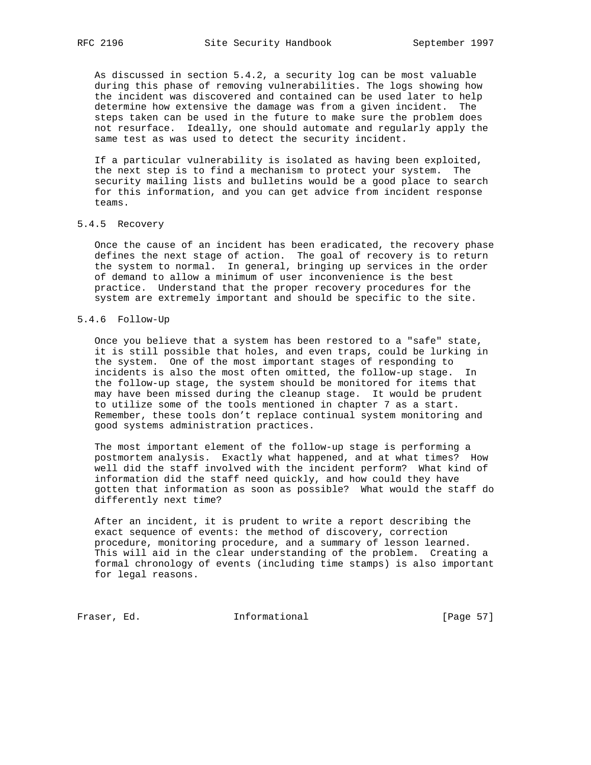As discussed in section 5.4.2, a security log can be most valuable during this phase of removing vulnerabilities. The logs showing how the incident was discovered and contained can be used later to help determine how extensive the damage was from a given incident. The steps taken can be used in the future to make sure the problem does not resurface. Ideally, one should automate and regularly apply the same test as was used to detect the security incident.

If a particular vulnerability is isolated as having been exploited, the next step is to find a mechanism to protect your system. The security mailing lists and bulletins would be a good place to search for this information, and you can get advice from incident response teams.

### 5.4.5 Recovery

Once the cause of an incident has been eradicated, the recovery phase defines the next stage of action. The goal of recovery is to return the system to normal. In general, bringing up services in the order of demand to allow a minimum of user inconvenience is the best practice. Understand that the proper recovery procedures for the system are extremely important and should be specific to the site.

### 5.4.6 Follow-Up

Once you believe that a system has been restored to a "safe" state, it is still possible that holes, and even traps, could be lurking in the system. One of the most important stages of responding to incidents is also the most often omitted, the follow-up stage. In the follow-up stage, the system should be monitored for items that may have been missed during the cleanup stage. It would be prudent to utilize some of the tools mentioned in chapter 7 as a start. Remember, these tools don't replace continual system monitoring and good systems administration practices.

The most important element of the follow-up stage is performing a postmortem analysis. Exactly what happened, and at what times? How well did the staff involved with the incident perform? What kind of information did the staff need quickly, and how could they have gotten that information as soon as possible? What would the staff do differently next time?

After an incident, it is prudent to write a report describing the exact sequence of events: the method of discovery, correction procedure, monitoring procedure, and a summary of lesson learned. This will aid in the clear understanding of the problem. Creating a formal chronology of events (including time stamps) is also important for legal reasons.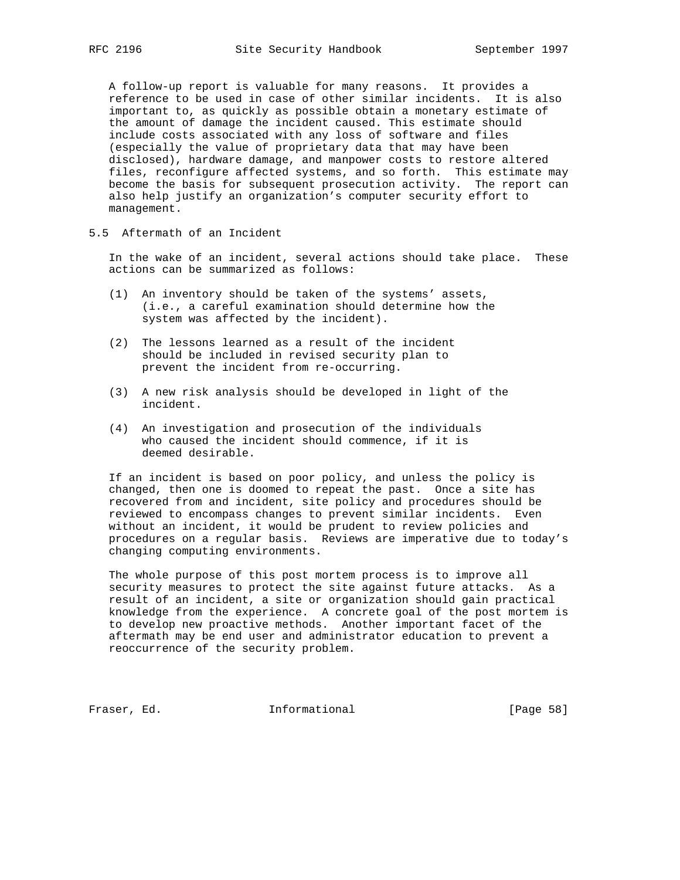A follow-up report is valuable for many reasons. It provides a reference to be used in case of other similar incidents. It is also important to, as quickly as possible obtain a monetary estimate of the amount of damage the incident caused. This estimate should include costs associated with any loss of software and files (especially the value of proprietary data that may have been disclosed), hardware damage, and manpower costs to restore altered files, reconfigure affected systems, and so forth. This estimate may become the basis for subsequent prosecution activity. The report can also help justify an organization's computer security effort to management.

## 5.5 Aftermath of an Incident

In the wake of an incident, several actions should take place. These actions can be summarized as follows:

(1) An inventory should be taken of the systems' assets, (i.e., a careful examination should determine how the system was affected by the incident).

(2) The lessons learned as a result of the incident should be included in revised security plan to prevent the incident from re-occurring.

(3) A new risk analysis should be developed in light of the incident.

(4) An investigation and prosecution of the individuals who caused the incident should commence, if it is deemed desirable.

If an incident is based on poor policy, and unless the policy is changed, then one is doomed to repeat the past. Once a site has recovered from and incident, site policy and procedures should be reviewed to encompass changes to prevent similar incidents. Even without an incident, it would be prudent to review policies and procedures on a regular basis. Reviews are imperative due to today's changing computing environments.

The whole purpose of this post mortem process is to improve all security measures to protect the site against future attacks. As a result of an incident, a site or organization should gain practical knowledge from the experience. A concrete goal of the post mortem is to develop new proactive methods. Another important facet of the aftermath may be end user and administrator education to prevent a reoccurrence of the security problem.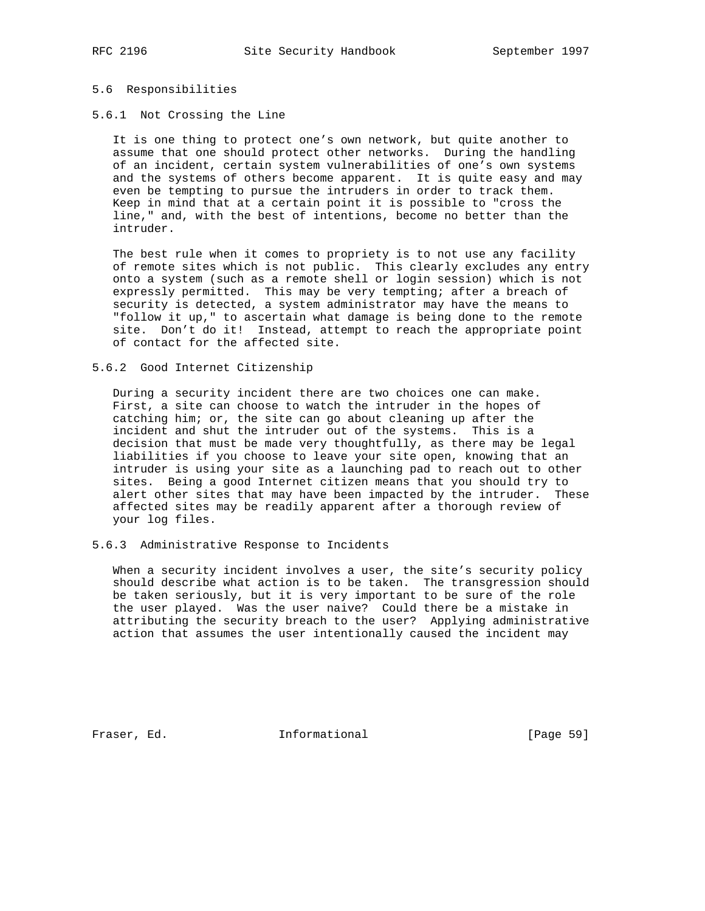### 5.6 Responsibilities

#### 5.6.1 Not Crossing the Line

It is one thing to protect one’s own network, but quite another to assume that one should protect other networks. During the handling of an incident, certain system vulnerabilities of one’s own systems and the systems of others become apparent. It is quite easy and may even be tempting to pursue the intruders in order to track them. Keep in mind that at a certain point it is possible to "cross the line," and, with the best of intentions, become no better than the intruder.

The best rule when it comes to propriety is to not use any facility of remote sites which is not public. This clearly excludes any entry onto a system (such as a remote shell or login session) which is not expressly permitted. This may be very tempting; after a breach of security is detected, a system administrator may have the means to "follow it up," to ascertain what damage is being done to the remote site. Don’t do it! Instead, attempt to reach the appropriate point of contact for the affected site.

#### 5.6.2 Good Internet Citizenship

During a security incident there are two choices one can make. First, a site can choose to watch the intruder in the hopes of catching him; or, the site can go about cleaning up after the incident and shut the intruder out of the systems. This is a decision that must be made very thoughtfully, as there may be legal liabilities if you choose to leave your site open, knowing that an intruder is using your site as a launching pad to reach out to other sites. Being a good Internet citizen means that you should try to alert other sites that may have been impacted by the intruder. These affected sites may be readily apparent after a thorough review of your log files.

#### 5.6.3 Administrative Response to Incidents

When a security incident involves a user, the site’s security policy should describe what action is to be taken. The transgression should be taken seriously, but it is very important to be sure of the role the user played. Was the user naive? Could there be a mistake in attributing the security breach to the user? Applying administrative action that assumes the user intentionally caused the incident may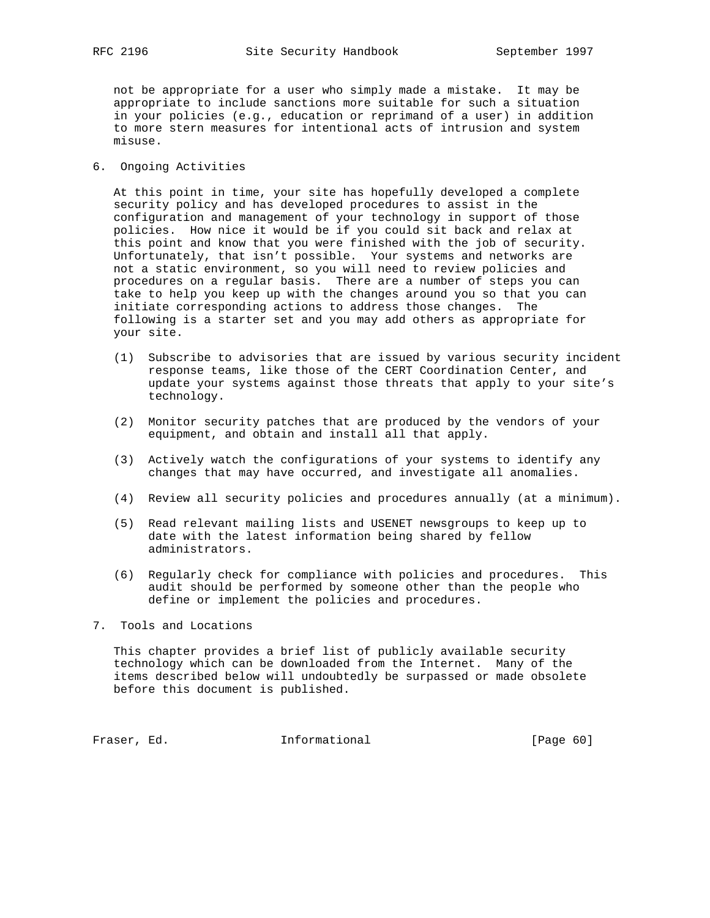not be appropriate for a user who simply made a mistake. It may be appropriate to include sanctions more suitable for such a situation in your policies (e.g., education or reprimand of a user) in addition to more stern measures for intentional acts of intrusion and system misuse.

## 6. Ongoing Activities

At this point in time, your site has hopefully developed a complete security policy and has developed procedures to assist in the configuration and management of your technology in support of those policies. How nice it would be if you could sit back and relax at this point and know that you were finished with the job of security. Unfortunately, that isn't possible. Your systems and networks are not a static environment, so you will need to review policies and procedures on a regular basis. There are a number of steps you can take to help you keep up with the changes around you so that you can initiate corresponding actions to address those changes. The following is a starter set and you may add others as appropriate for your site.

(1) Subscribe to advisories that are issued by various security incident response teams, like those of the CERT Coordination Center, and update your systems against those threats that apply to your site's technology.

(2) Monitor security patches that are produced by the vendors of your equipment, and obtain and install all that apply.

(3) Actively watch the configurations of your systems to identify any changes that may have occurred, and investigate all anomalies.

(4) Review all security policies and procedures annually (at a minimum).

(5) Read relevant mailing lists and USENET newsgroups to keep up to date with the latest information being shared by fellow administrators.

(6) Regularly check for compliance with policies and procedures. This audit should be performed by someone other than the people who define or implement the policies and procedures.

## 7. Tools and Locations

This chapter provides a brief list of publicly available security technology which can be downloaded from the Internet. Many of the items described below will undoubtedly be surpassed or made obsolete before this document is published.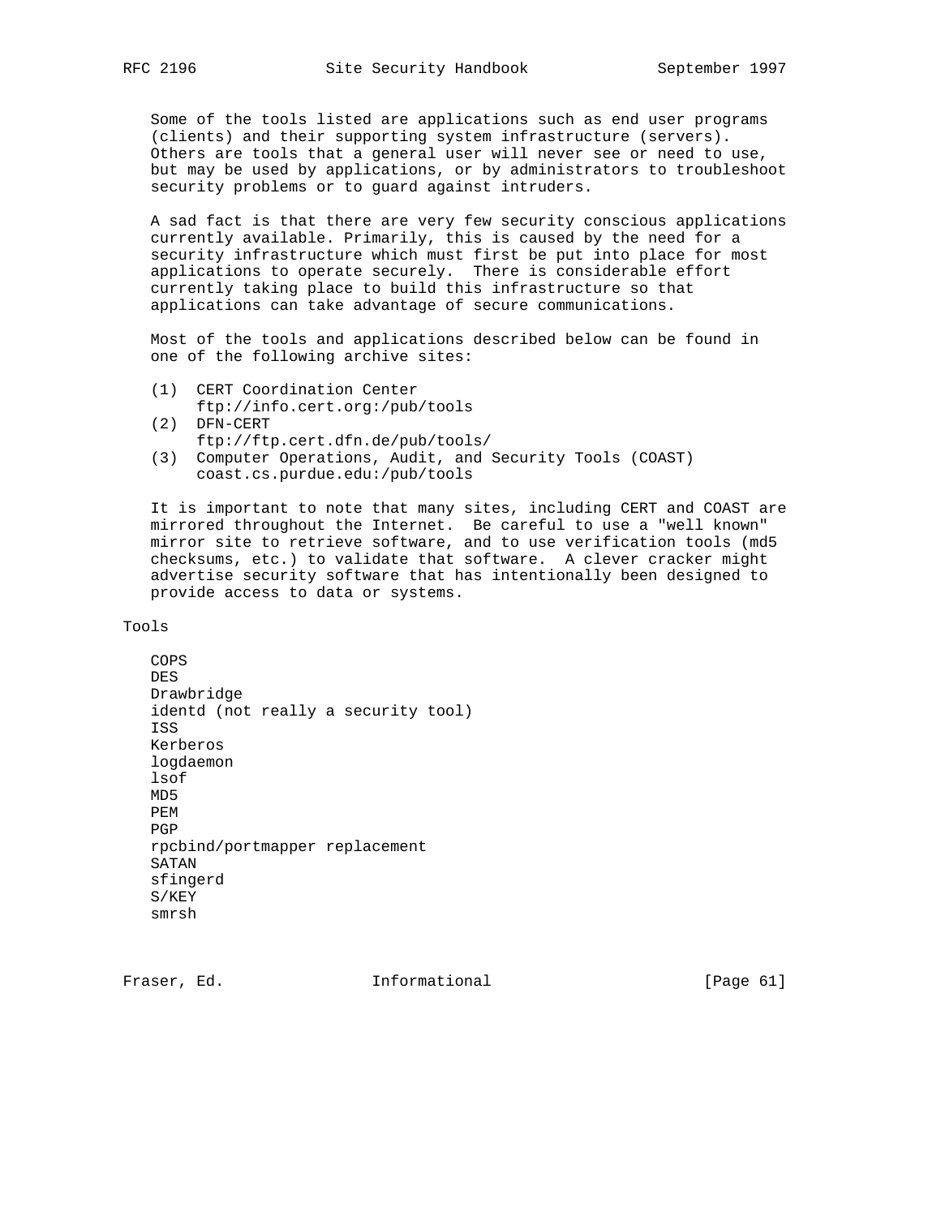Some of the tools listed are applications such as end user programs (clients) and their supporting system infrastructure (servers). Others are tools that a general user will never see or need to use, but may be used by applications, or by administrators to troubleshoot security problems or to guard against intruders.

A sad fact is that there are very few security conscious applications currently available. Primarily, this is caused by the need for a security infrastructure which must first be put into place for most applications to operate securely. There is considerable effort currently taking place to build this infrastructure so that applications can take advantage of secure communications.

Most of the tools and applications described below can be found in one of the following archive sites:

(1) CERT Coordination Center
    ftp://info.cert.org:/pub/tools
(2) DFN-CERT
    ftp://ftp.cert.dfn.de/pub/tools/
(3) Computer Operations, Audit, and Security Tools (COAST)
    coast.cs.purdue.edu:/pub/tools

It is important to note that many sites, including CERT and COAST are mirrored throughout the Internet. Be careful to use a "well known" mirror site to retrieve software, and to use verification tools (md5 checksums, etc.) to validate that software. A clever cracker might advertise security software that has intentionally been designed to provide access to data or systems.

Tools

COPS
DES
Drawbridge
identd (not really a security tool)
ISS
Kerberos
logdaemon
lsof
MD5
PEM
PGP
rpcbind/portmapper replacement
SATAN
sfingerd
S/KEY
smrsh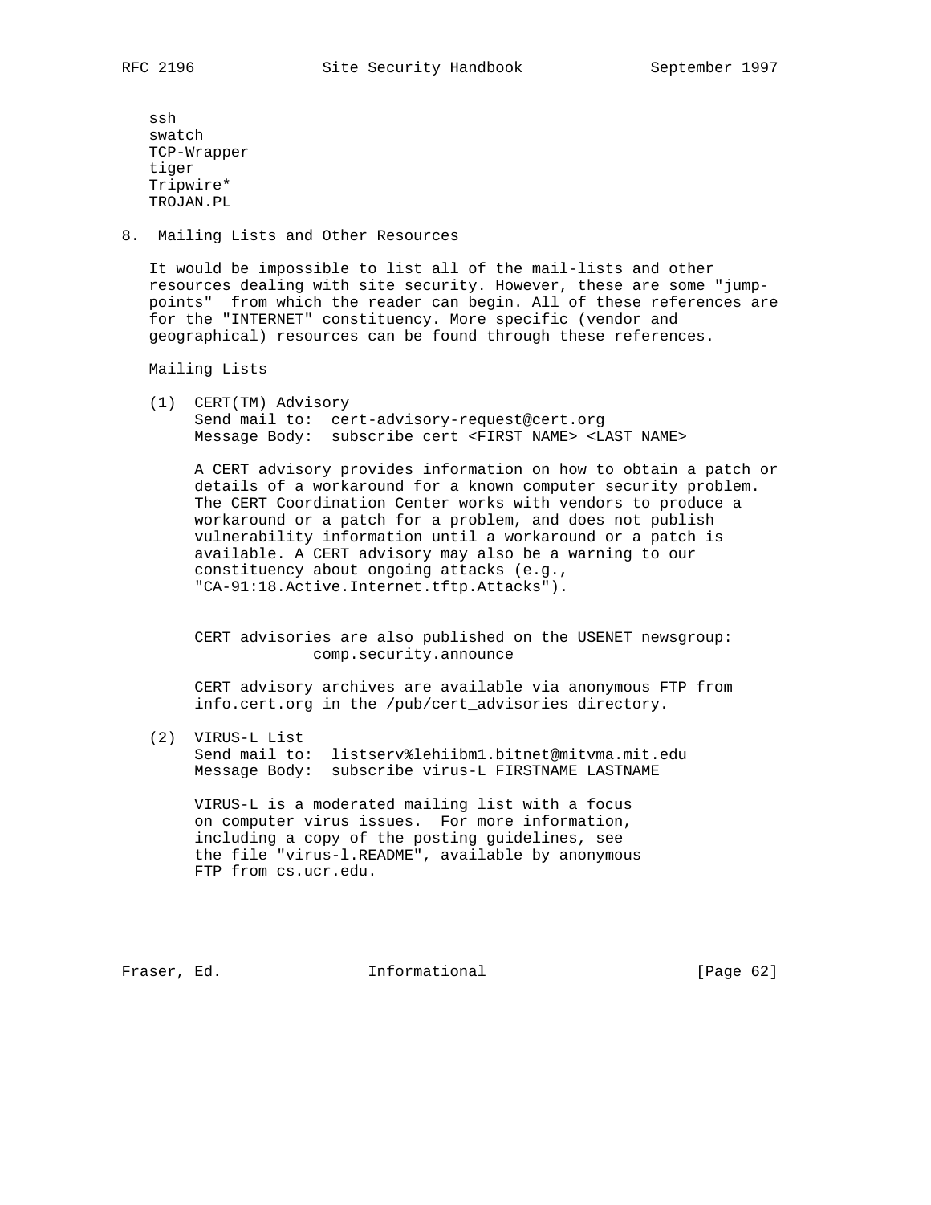ssh
swatch
TCP-Wrapper
tiger
Tripwire*
TROJAN.PL

## 8. Mailing Lists and Other Resources

It would be impossible to list all of the mail-lists and other resources dealing with site security. However, these are some "jump-points" from which the reader can begin. All of these references are for the "INTERNET" constituency. More specific (vendor and geographical) resources can be found through these references.

Mailing Lists

(1) CERT(TM) Advisory
Send mail to: cert-advisory-request@cert.org
Message Body: subscribe cert <FIRST NAME> <LAST NAME>

A CERT advisory provides information on how to obtain a patch or details of a workaround for a known computer security problem. The CERT Coordination Center works with vendors to produce a workaround or a patch for a problem, and does not publish vulnerability information until a workaround or a patch is available. A CERT advisory may also be a warning to our constituency about ongoing attacks (e.g., "CA-91:18.Active.Internet.tftp.Attacks").

CERT advisories are also published on the USENET newsgroup: comp.security.announce

CERT advisory archives are available via anonymous FTP from info.cert.org in the /pub/cert_advisories directory.

(2) VIRUS-L List
Send mail to: listserv%lehiibm1.bitnet@mitvma.mit.edu
Message Body: subscribe virus-L FIRSTNAME LASTNAME

VIRUS-L is a moderated mailing list with a focus on computer virus issues. For more information, including a copy of the posting guidelines, see the file "virus-l.README", available by anonymous FTP from cs.ucr.edu.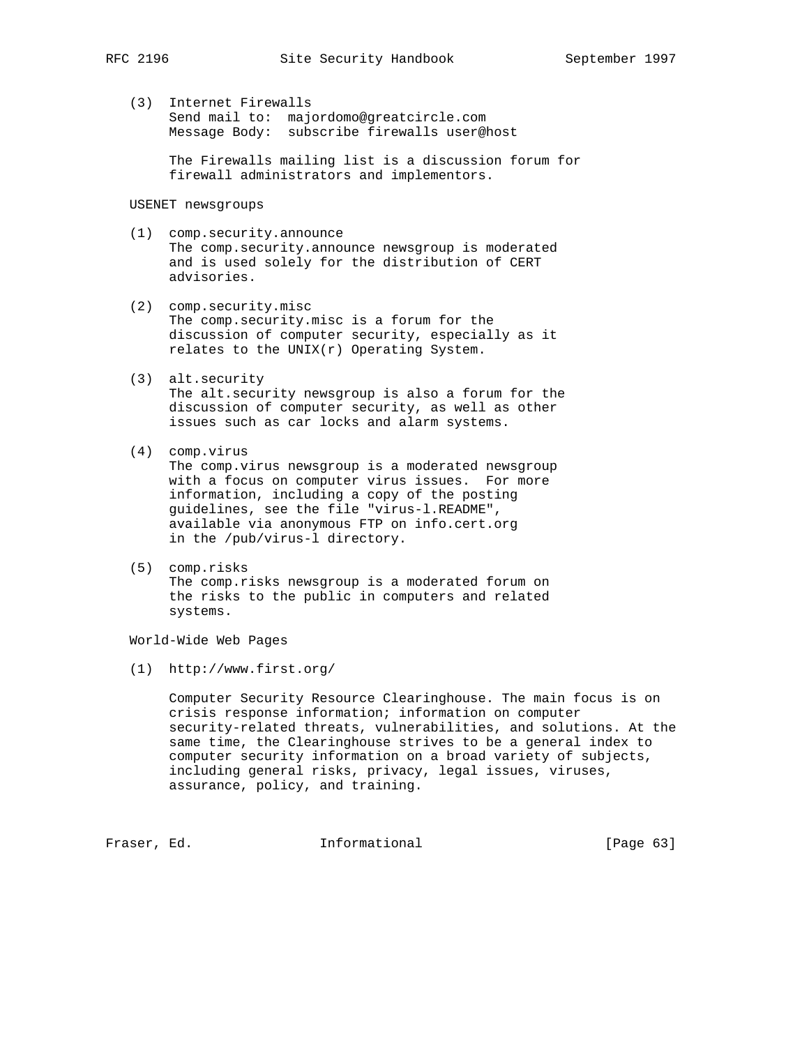(3) Internet Firewalls
    Send mail to: majordomo@greatcircle.com
    Message Body: subscribe firewalls user@host

    The Firewalls mailing list is a discussion forum for firewall administrators and implementors.

USENET newsgroups

(1) comp.security.announce
    The comp.security.announce newsgroup is moderated and is used solely for the distribution of CERT advisories.

(2) comp.security.misc
    The comp.security.misc is a forum for the discussion of computer security, especially as it relates to the UNIX(r) Operating System.

(3) alt.security
    The alt.security newsgroup is also a forum for the discussion of computer security, as well as other issues such as car locks and alarm systems.

(4) comp.virus
    The comp.virus newsgroup is a moderated newsgroup with a focus on computer virus issues. For more information, including a copy of the posting guidelines, see the file "virus-l.README", available via anonymous FTP on info.cert.org in the /pub/virus-l directory.

(5) comp.risks
    The comp.risks newsgroup is a moderated forum on the risks to the public in computers and related systems.

World-Wide Web Pages

(1) http://www.first.org/

    Computer Security Resource Clearinghouse. The main focus is on crisis response information; information on computer security-related threats, vulnerabilities, and solutions. At the same time, the Clearinghouse strives to be a general index to computer security information on a broad variety of subjects, including general risks, privacy, legal issues, viruses, assurance, policy, and training.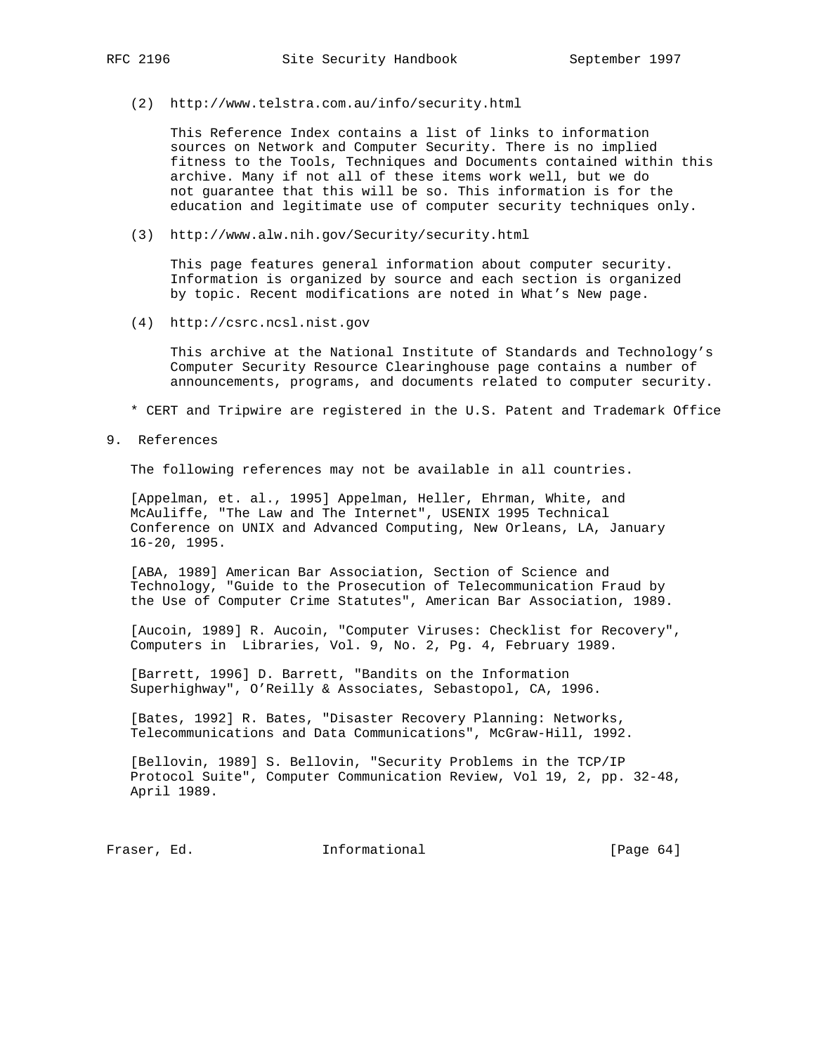(2) http://www.telstra.com.au/info/security.html

This Reference Index contains a list of links to information sources on Network and Computer Security. There is no implied fitness to the Tools, Techniques and Documents contained within this archive. Many if not all of these items work well, but we do not guarantee that this will be so. This information is for the education and legitimate use of computer security techniques only.

(3) http://www.alw.nih.gov/Security/security.html

This page features general information about computer security. Information is organized by source and each section is organized by topic. Recent modifications are noted in What's New page.

(4) http://csrc.ncsl.nist.gov

This archive at the National Institute of Standards and Technology's Computer Security Resource Clearinghouse page contains a number of announcements, programs, and documents related to computer security.

* CERT and Tripwire are registered in the U.S. Patent and Trademark Office

# 9. References

The following references may not be available in all countries.

[Appelman, et. al., 1995] Appelman, Heller, Ehrman, White, and McAuliffe, "The Law and The Internet", USENIX 1995 Technical Conference on UNIX and Advanced Computing, New Orleans, LA, January 16-20, 1995.

[ABA, 1989] American Bar Association, Section of Science and Technology, "Guide to the Prosecution of Telecommunication Fraud by the Use of Computer Crime Statutes", American Bar Association, 1989.

[Aucoin, 1989] R. Aucoin, "Computer Viruses: Checklist for Recovery", Computers in Libraries, Vol. 9, No. 2, Pg. 4, February 1989.

[Barrett, 1996] D. Barrett, "Bandits on the Information Superhighway", O'Reilly & Associates, Sebastopol, CA, 1996.

[Bates, 1992] R. Bates, "Disaster Recovery Planning: Networks, Telecommunications and Data Communications", McGraw-Hill, 1992.

[Bellovin, 1989] S. Bellovin, "Security Problems in the TCP/IP Protocol Suite", Computer Communication Review, Vol 19, 2, pp. 32-48, April 1989.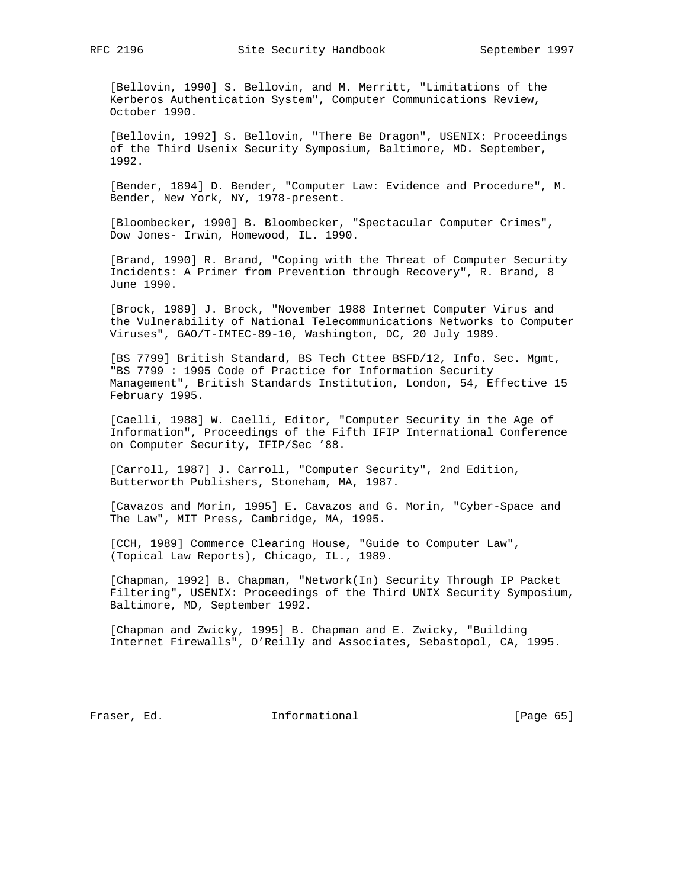[Bellovin, 1990] S. Bellovin, and M. Merritt, "Limitations of the Kerberos Authentication System", Computer Communications Review, October 1990.

[Bellovin, 1992] S. Bellovin, "There Be Dragon", USENIX: Proceedings of the Third Usenix Security Symposium, Baltimore, MD. September, 1992.

[Bender, 1894] D. Bender, "Computer Law: Evidence and Procedure", M. Bender, New York, NY, 1978-present.

[Bloombecker, 1990] B. Bloombecker, "Spectacular Computer Crimes", Dow Jones- Irwin, Homewood, IL. 1990.

[Brand, 1990] R. Brand, "Coping with the Threat of Computer Security Incidents: A Primer from Prevention through Recovery", R. Brand, 8 June 1990.

[Brock, 1989] J. Brock, "November 1988 Internet Computer Virus and the Vulnerability of National Telecommunications Networks to Computer Viruses", GAO/T-IMTEC-89-10, Washington, DC, 20 July 1989.

[BS 7799] British Standard, BS Tech Cttee BSFD/12, Info. Sec. Mgmt, "BS 7799 : 1995 Code of Practice for Information Security Management", British Standards Institution, London, 54, Effective 15 February 1995.

[Caelli, 1988] W. Caelli, Editor, "Computer Security in the Age of Information", Proceedings of the Fifth IFIP International Conference on Computer Security, IFIP/Sec '88.

[Carroll, 1987] J. Carroll, "Computer Security", 2nd Edition, Butterworth Publishers, Stoneham, MA, 1987.

[Cavazos and Morin, 1995] E. Cavazos and G. Morin, "Cyber-Space and The Law", MIT Press, Cambridge, MA, 1995.

[CCH, 1989] Commerce Clearing House, "Guide to Computer Law", (Topical Law Reports), Chicago, IL., 1989.

[Chapman, 1992] B. Chapman, "Network(In) Security Through IP Packet Filtering", USENIX: Proceedings of the Third UNIX Security Symposium, Baltimore, MD, September 1992.

[Chapman and Zwicky, 1995] B. Chapman and E. Zwicky, "Building Internet Firewalls", O'Reilly and Associates, Sebastopol, CA, 1995.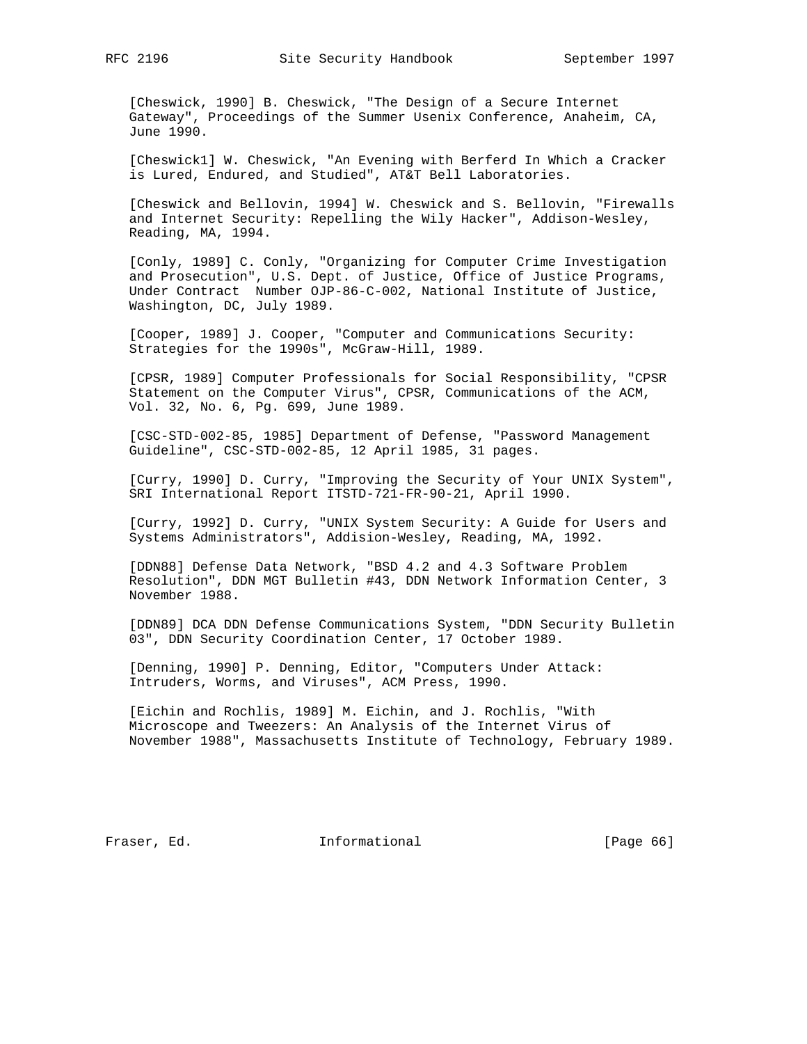[Cheswick, 1990] B. Cheswick, "The Design of a Secure Internet Gateway", Proceedings of the Summer Usenix Conference, Anaheim, CA, June 1990.

[Cheswick1] W. Cheswick, "An Evening with Berferd In Which a Cracker is Lured, Endured, and Studied", AT&T Bell Laboratories.

[Cheswick and Bellovin, 1994] W. Cheswick and S. Bellovin, "Firewalls and Internet Security: Repelling the Wily Hacker", Addison-Wesley, Reading, MA, 1994.

[Conly, 1989] C. Conly, "Organizing for Computer Crime Investigation and Prosecution", U.S. Dept. of Justice, Office of Justice Programs, Under Contract Number OJP-86-C-002, National Institute of Justice, Washington, DC, July 1989.

[Cooper, 1989] J. Cooper, "Computer and Communications Security: Strategies for the 1990s", McGraw-Hill, 1989.

[CPSR, 1989] Computer Professionals for Social Responsibility, "CPSR Statement on the Computer Virus", CPSR, Communications of the ACM, Vol. 32, No. 6, Pg. 699, June 1989.

[CSC-STD-002-85, 1985] Department of Defense, "Password Management Guideline", CSC-STD-002-85, 12 April 1985, 31 pages.

[Curry, 1990] D. Curry, "Improving the Security of Your UNIX System", SRI International Report ITSTD-721-FR-90-21, April 1990.

[Curry, 1992] D. Curry, "UNIX System Security: A Guide for Users and Systems Administrators", Addision-Wesley, Reading, MA, 1992.

[DDN88] Defense Data Network, "BSD 4.2 and 4.3 Software Problem Resolution", DDN MGT Bulletin #43, DDN Network Information Center, 3 November 1988.

[DDN89] DCA DDN Defense Communications System, "DDN Security Bulletin 03", DDN Security Coordination Center, 17 October 1989.

[Denning, 1990] P. Denning, Editor, "Computers Under Attack: Intruders, Worms, and Viruses", ACM Press, 1990.

[Eichin and Rochlis, 1989] M. Eichin, and J. Rochlis, "With Microscope and Tweezers: An Analysis of the Internet Virus of November 1988", Massachusetts Institute of Technology, February 1989.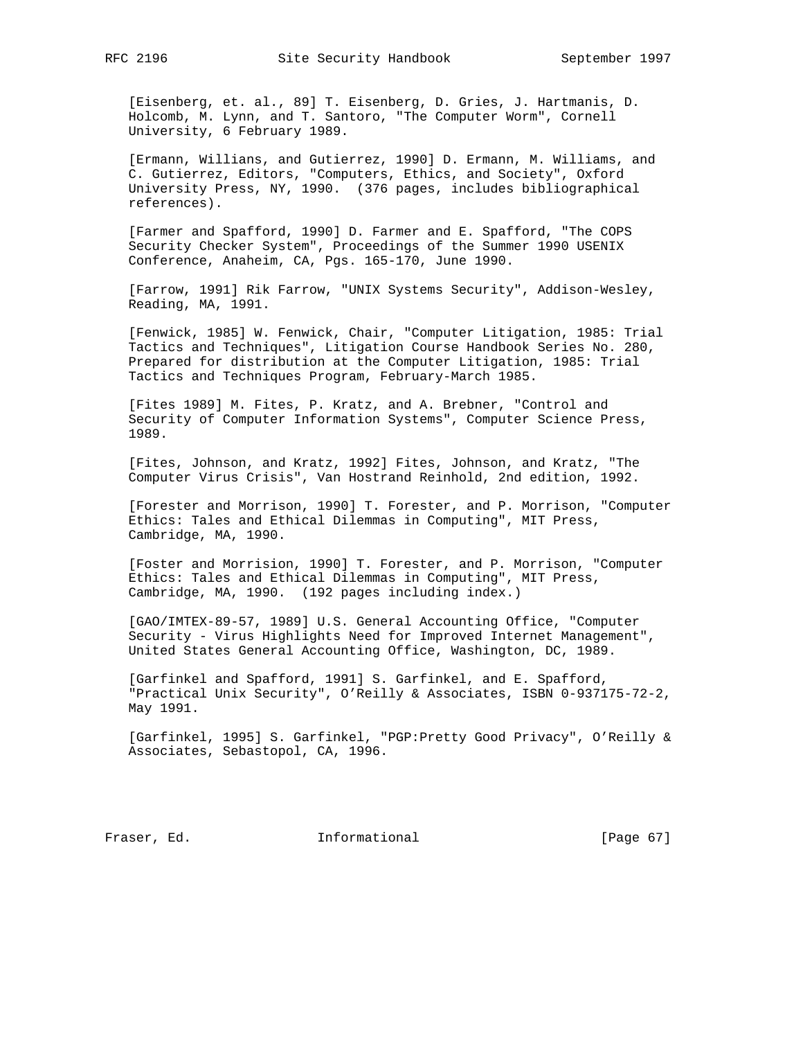[Eisenberg, et. al., 89] T. Eisenberg, D. Gries, J. Hartmanis, D. Holcomb, M. Lynn, and T. Santoro, "The Computer Worm", Cornell University, 6 February 1989.

[Ermann, Willians, and Gutierrez, 1990] D. Ermann, M. Williams, and C. Gutierrez, Editors, "Computers, Ethics, and Society", Oxford University Press, NY, 1990. (376 pages, includes bibliographical references).

[Farmer and Spafford, 1990] D. Farmer and E. Spafford, "The COPS Security Checker System", Proceedings of the Summer 1990 USENIX Conference, Anaheim, CA, Pgs. 165-170, June 1990.

[Farrow, 1991] Rik Farrow, "UNIX Systems Security", Addison-Wesley, Reading, MA, 1991.

[Fenwick, 1985] W. Fenwick, Chair, "Computer Litigation, 1985: Trial Tactics and Techniques", Litigation Course Handbook Series No. 280, Prepared for distribution at the Computer Litigation, 1985: Trial Tactics and Techniques Program, February-March 1985.

[Fites 1989] M. Fites, P. Kratz, and A. Brebner, "Control and Security of Computer Information Systems", Computer Science Press, 1989.

[Fites, Johnson, and Kratz, 1992] Fites, Johnson, and Kratz, "The Computer Virus Crisis", Van Hostrand Reinhold, 2nd edition, 1992.

[Forester and Morrison, 1990] T. Forester, and P. Morrison, "Computer Ethics: Tales and Ethical Dilemmas in Computing", MIT Press, Cambridge, MA, 1990.

[Foster and Morrision, 1990] T. Forester, and P. Morrison, "Computer Ethics: Tales and Ethical Dilemmas in Computing", MIT Press, Cambridge, MA, 1990. (192 pages including index.)

[GAO/IMTEX-89-57, 1989] U.S. General Accounting Office, "Computer Security - Virus Highlights Need for Improved Internet Management", United States General Accounting Office, Washington, DC, 1989.

[Garfinkel and Spafford, 1991] S. Garfinkel, and E. Spafford, "Practical Unix Security", O'Reilly & Associates, ISBN 0-937175-72-2, May 1991.

[Garfinkel, 1995] S. Garfinkel, "PGP:Pretty Good Privacy", O'Reilly & Associates, Sebastopol, CA, 1996.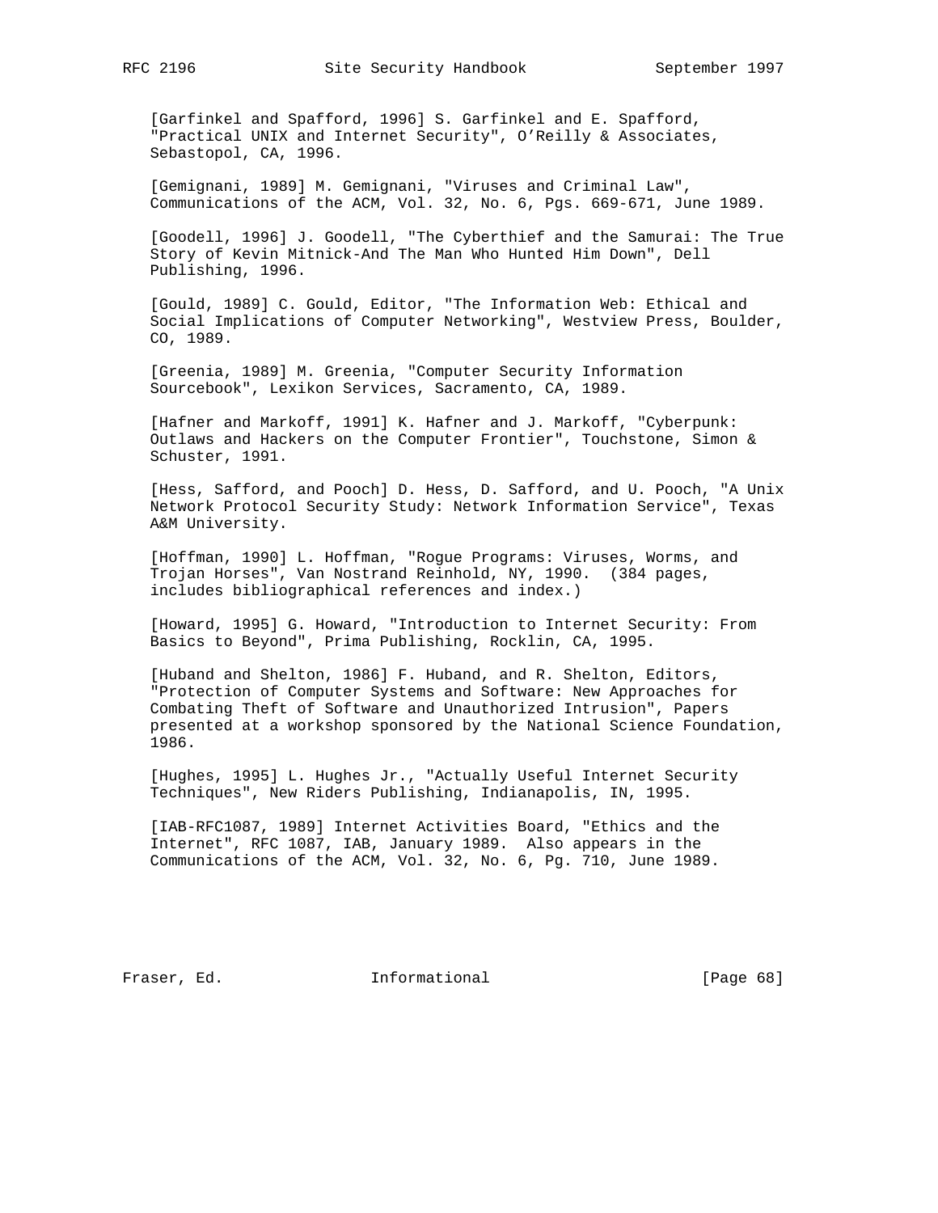[Garfinkel and Spafford, 1996] S. Garfinkel and E. Spafford, "Practical UNIX and Internet Security", O'Reilly & Associates, Sebastopol, CA, 1996.

[Gemignani, 1989] M. Gemignani, "Viruses and Criminal Law", Communications of the ACM, Vol. 32, No. 6, Pgs. 669-671, June 1989.

[Goodell, 1996] J. Goodell, "The Cyberthief and the Samurai: The True Story of Kevin Mitnick-And The Man Who Hunted Him Down", Dell Publishing, 1996.

[Gould, 1989] C. Gould, Editor, "The Information Web: Ethical and Social Implications of Computer Networking", Westview Press, Boulder, CO, 1989.

[Greenia, 1989] M. Greenia, "Computer Security Information Sourcebook", Lexikon Services, Sacramento, CA, 1989.

[Hafner and Markoff, 1991] K. Hafner and J. Markoff, "Cyberpunk: Outlaws and Hackers on the Computer Frontier", Touchstone, Simon & Schuster, 1991.

[Hess, Safford, and Pooch] D. Hess, D. Safford, and U. Pooch, "A Unix Network Protocol Security Study: Network Information Service", Texas A&M University.

[Hoffman, 1990] L. Hoffman, "Rogue Programs: Viruses, Worms, and Trojan Horses", Van Nostrand Reinhold, NY, 1990. (384 pages, includes bibliographical references and index.)

[Howard, 1995] G. Howard, "Introduction to Internet Security: From Basics to Beyond", Prima Publishing, Rocklin, CA, 1995.

[Huband and Shelton, 1986] F. Huband, and R. Shelton, Editors, "Protection of Computer Systems and Software: New Approaches for Combating Theft of Software and Unauthorized Intrusion", Papers presented at a workshop sponsored by the National Science Foundation, 1986.

[Hughes, 1995] L. Hughes Jr., "Actually Useful Internet Security Techniques", New Riders Publishing, Indianapolis, IN, 1995.

[IAB-RFC1087, 1989] Internet Activities Board, "Ethics and the Internet", RFC 1087, IAB, January 1989. Also appears in the Communications of the ACM, Vol. 32, No. 6, Pg. 710, June 1989.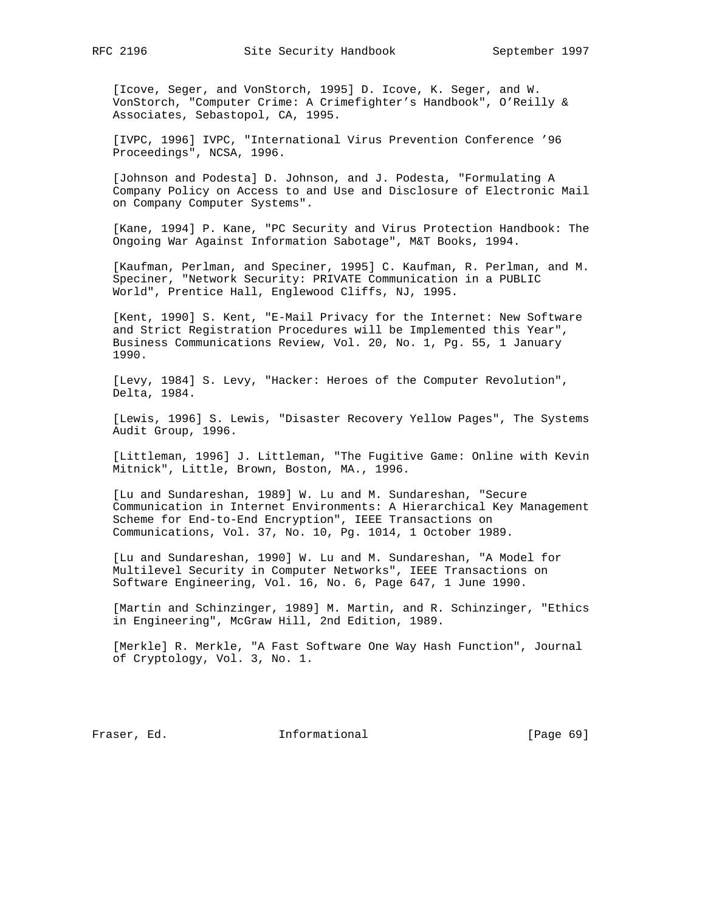[Icove, Seger, and VonStorch, 1995] D. Icove, K. Seger, and W. VonStorch, "Computer Crime: A Crimefighter's Handbook", O'Reilly & Associates, Sebastopol, CA, 1995.

[IVPC, 1996] IVPC, "International Virus Prevention Conference '96 Proceedings", NCSA, 1996.

[Johnson and Podesta] D. Johnson, and J. Podesta, "Formulating A Company Policy on Access to and Use and Disclosure of Electronic Mail on Company Computer Systems".

[Kane, 1994] P. Kane, "PC Security and Virus Protection Handbook: The Ongoing War Against Information Sabotage", M&T Books, 1994.

[Kaufman, Perlman, and Speciner, 1995] C. Kaufman, R. Perlman, and M. Speciner, "Network Security: PRIVATE Communication in a PUBLIC World", Prentice Hall, Englewood Cliffs, NJ, 1995.

[Kent, 1990] S. Kent, "E-Mail Privacy for the Internet: New Software and Strict Registration Procedures will be Implemented this Year", Business Communications Review, Vol. 20, No. 1, Pg. 55, 1 January 1990.

[Levy, 1984] S. Levy, "Hacker: Heroes of the Computer Revolution", Delta, 1984.

[Lewis, 1996] S. Lewis, "Disaster Recovery Yellow Pages", The Systems Audit Group, 1996.

[Littleman, 1996] J. Littleman, "The Fugitive Game: Online with Kevin Mitnick", Little, Brown, Boston, MA., 1996.

[Lu and Sundareshan, 1989] W. Lu and M. Sundareshan, "Secure Communication in Internet Environments: A Hierarchical Key Management Scheme for End-to-End Encryption", IEEE Transactions on Communications, Vol. 37, No. 10, Pg. 1014, 1 October 1989.

[Lu and Sundareshan, 1990] W. Lu and M. Sundareshan, "A Model for Multilevel Security in Computer Networks", IEEE Transactions on Software Engineering, Vol. 16, No. 6, Page 647, 1 June 1990.

[Martin and Schinzinger, 1989] M. Martin, and R. Schinzinger, "Ethics in Engineering", McGraw Hill, 2nd Edition, 1989.

[Merkle] R. Merkle, "A Fast Software One Way Hash Function", Journal of Cryptology, Vol. 3, No. 1.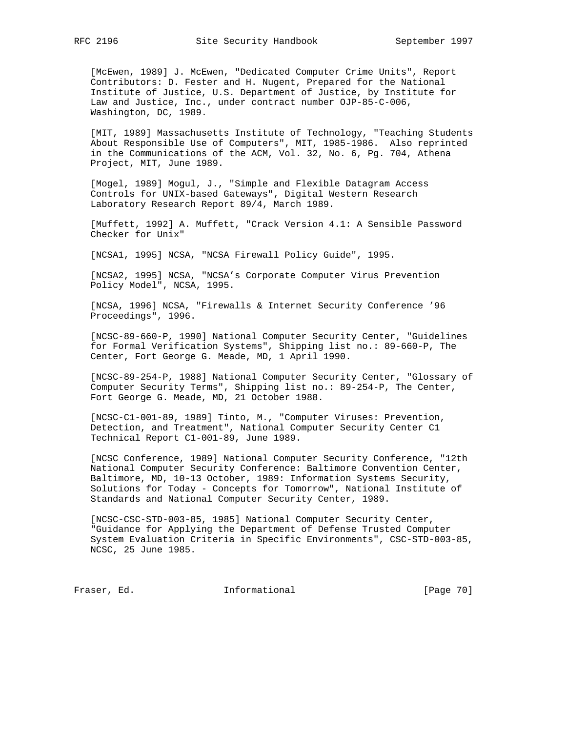[McEwen, 1989] J. McEwen, "Dedicated Computer Crime Units", Report Contributors: D. Fester and H. Nugent, Prepared for the National Institute of Justice, U.S. Department of Justice, by Institute for Law and Justice, Inc., under contract number OJP-85-C-006, Washington, DC, 1989.

[MIT, 1989] Massachusetts Institute of Technology, "Teaching Students About Responsible Use of Computers", MIT, 1985-1986. Also reprinted in the Communications of the ACM, Vol. 32, No. 6, Pg. 704, Athena Project, MIT, June 1989.

[Mogel, 1989] Mogul, J., "Simple and Flexible Datagram Access Controls for UNIX-based Gateways", Digital Western Research Laboratory Research Report 89/4, March 1989.

[Muffett, 1992] A. Muffett, "Crack Version 4.1: A Sensible Password Checker for Unix"

[NCSA1, 1995] NCSA, "NCSA Firewall Policy Guide", 1995.

[NCSA2, 1995] NCSA, "NCSA's Corporate Computer Virus Prevention Policy Model", NCSA, 1995.

[NCSA, 1996] NCSA, "Firewalls & Internet Security Conference '96 Proceedings", 1996.

[NCSC-89-660-P, 1990] National Computer Security Center, "Guidelines for Formal Verification Systems", Shipping list no.: 89-660-P, The Center, Fort George G. Meade, MD, 1 April 1990.

[NCSC-89-254-P, 1988] National Computer Security Center, "Glossary of Computer Security Terms", Shipping list no.: 89-254-P, The Center, Fort George G. Meade, MD, 21 October 1988.

[NCSC-C1-001-89, 1989] Tinto, M., "Computer Viruses: Prevention, Detection, and Treatment", National Computer Security Center C1 Technical Report C1-001-89, June 1989.

[NCSC Conference, 1989] National Computer Security Conference, "12th National Computer Security Conference: Baltimore Convention Center, Baltimore, MD, 10-13 October, 1989: Information Systems Security, Solutions for Today - Concepts for Tomorrow", National Institute of Standards and National Computer Security Center, 1989.

[NCSC-CSC-STD-003-85, 1985] National Computer Security Center, "Guidance for Applying the Department of Defense Trusted Computer System Evaluation Criteria in Specific Environments", CSC-STD-003-85, NCSC, 25 June 1985.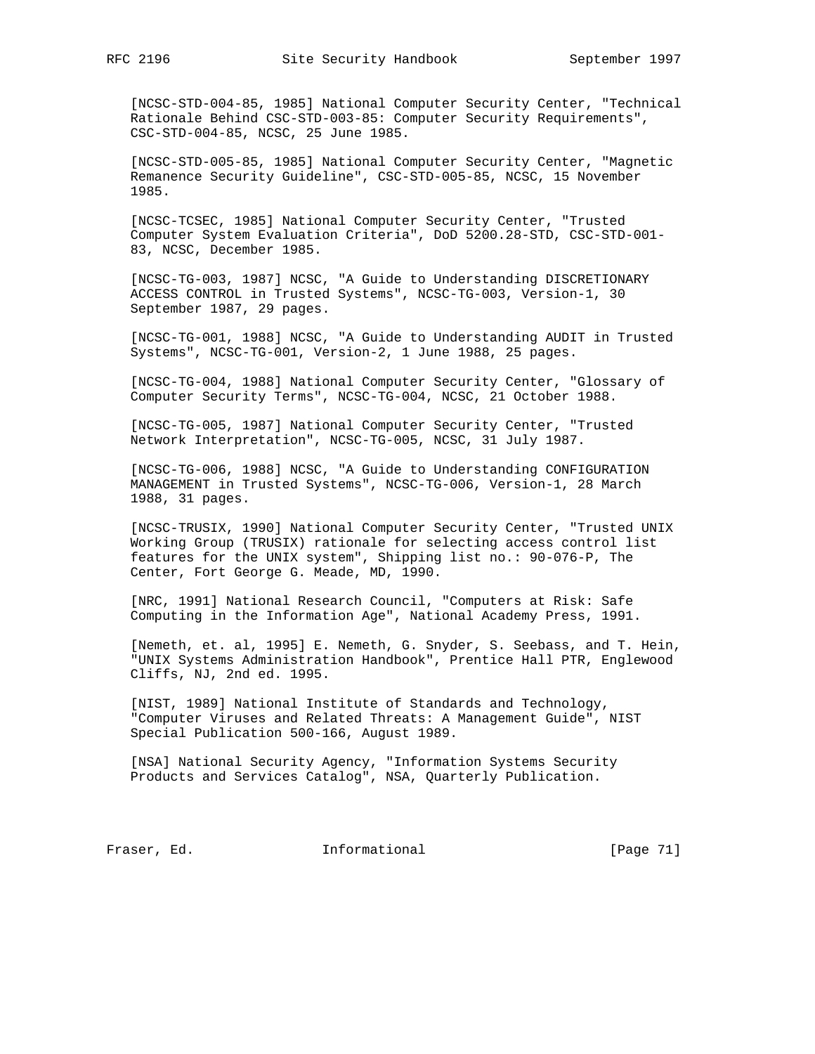[NCSC-STD-004-85, 1985] National Computer Security Center, "Technical Rationale Behind CSC-STD-003-85: Computer Security Requirements", CSC-STD-004-85, NCSC, 25 June 1985.

[NCSC-STD-005-85, 1985] National Computer Security Center, "Magnetic Remanence Security Guideline", CSC-STD-005-85, NCSC, 15 November 1985.

[NCSC-TCSEC, 1985] National Computer Security Center, "Trusted Computer System Evaluation Criteria", DoD 5200.28-STD, CSC-STD-001-83, NCSC, December 1985.

[NCSC-TG-003, 1987] NCSC, "A Guide to Understanding DISCRETIONARY ACCESS CONTROL in Trusted Systems", NCSC-TG-003, Version-1, 30 September 1987, 29 pages.

[NCSC-TG-001, 1988] NCSC, "A Guide to Understanding AUDIT in Trusted Systems", NCSC-TG-001, Version-2, 1 June 1988, 25 pages.

[NCSC-TG-004, 1988] National Computer Security Center, "Glossary of Computer Security Terms", NCSC-TG-004, NCSC, 21 October 1988.

[NCSC-TG-005, 1987] National Computer Security Center, "Trusted Network Interpretation", NCSC-TG-005, NCSC, 31 July 1987.

[NCSC-TG-006, 1988] NCSC, "A Guide to Understanding CONFIGURATION MANAGEMENT in Trusted Systems", NCSC-TG-006, Version-1, 28 March 1988, 31 pages.

[NCSC-TRUSIX, 1990] National Computer Security Center, "Trusted UNIX Working Group (TRUSIX) rationale for selecting access control list features for the UNIX system", Shipping list no.: 90-076-P, The Center, Fort George G. Meade, MD, 1990.

[NRC, 1991] National Research Council, "Computers at Risk: Safe Computing in the Information Age", National Academy Press, 1991.

[Nemeth, et. al, 1995] E. Nemeth, G. Snyder, S. Seebass, and T. Hein, "UNIX Systems Administration Handbook", Prentice Hall PTR, Englewood Cliffs, NJ, 2nd ed. 1995.

[NIST, 1989] National Institute of Standards and Technology, "Computer Viruses and Related Threats: A Management Guide", NIST Special Publication 500-166, August 1989.

[NSA] National Security Agency, "Information Systems Security Products and Services Catalog", NSA, Quarterly Publication.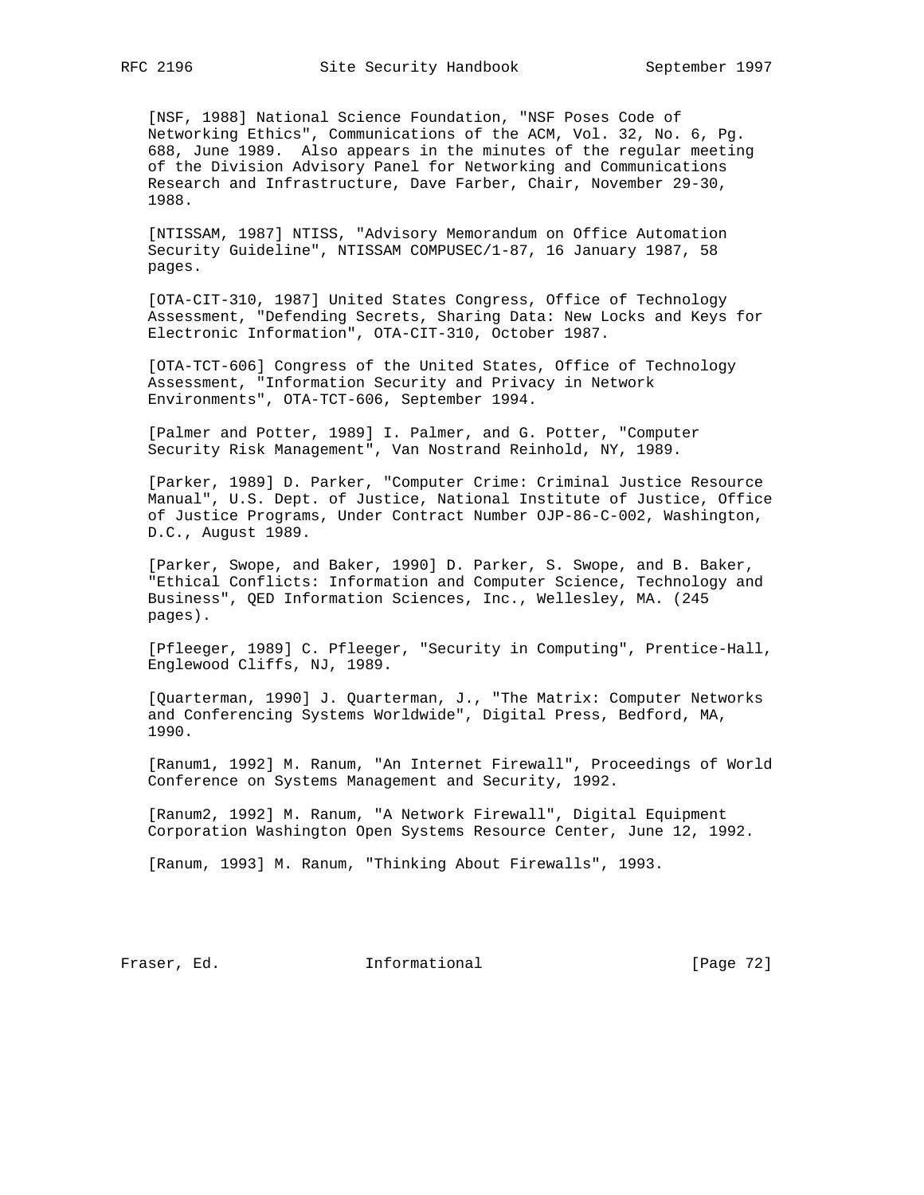[NSF, 1988] National Science Foundation, "NSF Poses Code of Networking Ethics", Communications of the ACM, Vol. 32, No. 6, Pg. 688, June 1989. Also appears in the minutes of the regular meeting of the Division Advisory Panel for Networking and Communications Research and Infrastructure, Dave Farber, Chair, November 29-30, 1988.

[NTISSAM, 1987] NTISS, "Advisory Memorandum on Office Automation Security Guideline", NTISSAM COMPUSEC/1-87, 16 January 1987, 58 pages.

[OTA-CIT-310, 1987] United States Congress, Office of Technology Assessment, "Defending Secrets, Sharing Data: New Locks and Keys for Electronic Information", OTA-CIT-310, October 1987.

[OTA-TCT-606] Congress of the United States, Office of Technology Assessment, "Information Security and Privacy in Network Environments", OTA-TCT-606, September 1994.

[Palmer and Potter, 1989] I. Palmer, and G. Potter, "Computer Security Risk Management", Van Nostrand Reinhold, NY, 1989.

[Parker, 1989] D. Parker, "Computer Crime: Criminal Justice Resource Manual", U.S. Dept. of Justice, National Institute of Justice, Office of Justice Programs, Under Contract Number OJP-86-C-002, Washington, D.C., August 1989.

[Parker, Swope, and Baker, 1990] D. Parker, S. Swope, and B. Baker, "Ethical Conflicts: Information and Computer Science, Technology and Business", QED Information Sciences, Inc., Wellesley, MA. (245 pages).

[Pfleeger, 1989] C. Pfleeger, "Security in Computing", Prentice-Hall, Englewood Cliffs, NJ, 1989.

[Quarterman, 1990] J. Quarterman, J., "The Matrix: Computer Networks and Conferencing Systems Worldwide", Digital Press, Bedford, MA, 1990.

[Ranum1, 1992] M. Ranum, "An Internet Firewall", Proceedings of World Conference on Systems Management and Security, 1992.

[Ranum2, 1992] M. Ranum, "A Network Firewall", Digital Equipment Corporation Washington Open Systems Resource Center, June 12, 1992.

[Ranum, 1993] M. Ranum, "Thinking About Firewalls", 1993.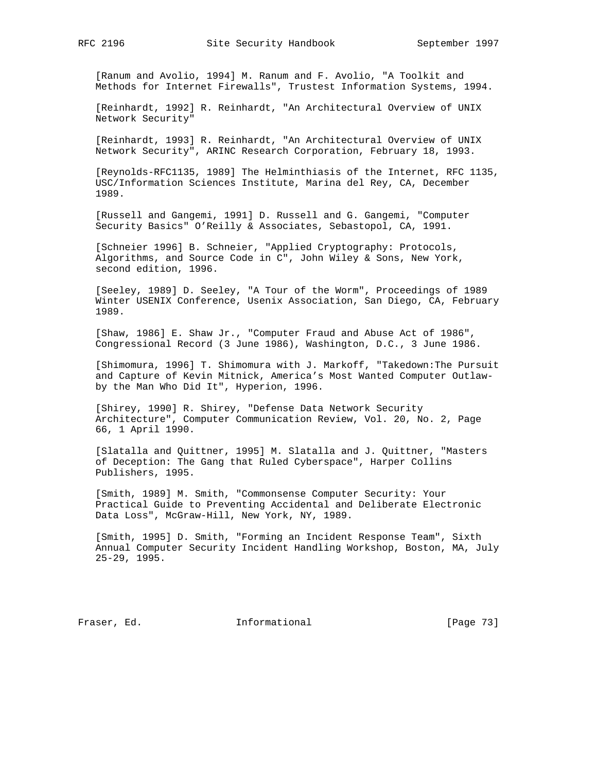[Ranum and Avolio, 1994] M. Ranum and F. Avolio, "A Toolkit and Methods for Internet Firewalls", Trustest Information Systems, 1994.

[Reinhardt, 1992] R. Reinhardt, "An Architectural Overview of UNIX Network Security"

[Reinhardt, 1993] R. Reinhardt, "An Architectural Overview of UNIX Network Security", ARINC Research Corporation, February 18, 1993.

[Reynolds-RFC1135, 1989] The Helminthiasis of the Internet, RFC 1135, USC/Information Sciences Institute, Marina del Rey, CA, December 1989.

[Russell and Gangemi, 1991] D. Russell and G. Gangemi, "Computer Security Basics" O'Reilly & Associates, Sebastopol, CA, 1991.

[Schneier 1996] B. Schneier, "Applied Cryptography: Protocols, Algorithms, and Source Code in C", John Wiley & Sons, New York, second edition, 1996.

[Seeley, 1989] D. Seeley, "A Tour of the Worm", Proceedings of 1989 Winter USENIX Conference, Usenix Association, San Diego, CA, February 1989.

[Shaw, 1986] E. Shaw Jr., "Computer Fraud and Abuse Act of 1986", Congressional Record (3 June 1986), Washington, D.C., 3 June 1986.

[Shimomura, 1996] T. Shimomura with J. Markoff, "Takedown:The Pursuit and Capture of Kevin Mitnick, America's Most Wanted Computer Outlaw-by the Man Who Did It", Hyperion, 1996.

[Shirey, 1990] R. Shirey, "Defense Data Network Security Architecture", Computer Communication Review, Vol. 20, No. 2, Page 66, 1 April 1990.

[Slatalla and Quittner, 1995] M. Slatalla and J. Quittner, "Masters of Deception: The Gang that Ruled Cyberspace", Harper Collins Publishers, 1995.

[Smith, 1989] M. Smith, "Commonsense Computer Security: Your Practical Guide to Preventing Accidental and Deliberate Electronic Data Loss", McGraw-Hill, New York, NY, 1989.

[Smith, 1995] D. Smith, "Forming an Incident Response Team", Sixth Annual Computer Security Incident Handling Workshop, Boston, MA, July 25-29, 1995.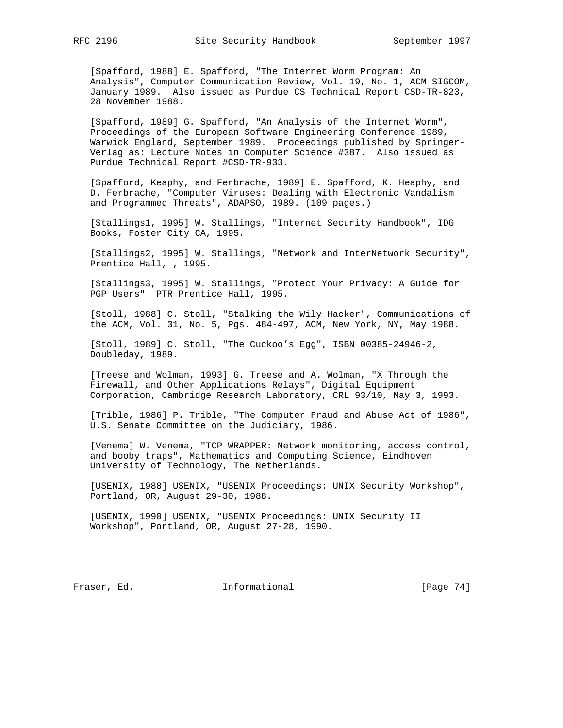[Spafford, 1988] E. Spafford, "The Internet Worm Program: An Analysis", Computer Communication Review, Vol. 19, No. 1, ACM SIGCOM, January 1989. Also issued as Purdue CS Technical Report CSD-TR-823, 28 November 1988.

[Spafford, 1989] G. Spafford, "An Analysis of the Internet Worm", Proceedings of the European Software Engineering Conference 1989, Warwick England, September 1989. Proceedings published by Springer-Verlag as: Lecture Notes in Computer Science #387. Also issued as Purdue Technical Report #CSD-TR-933.

[Spafford, Keaphy, and Ferbrache, 1989] E. Spafford, K. Heaphy, and D. Ferbrache, "Computer Viruses: Dealing with Electronic Vandalism and Programmed Threats", ADAPSO, 1989. (109 pages.)

[Stallings1, 1995] W. Stallings, "Internet Security Handbook", IDG Books, Foster City CA, 1995.

[Stallings2, 1995] W. Stallings, "Network and InterNetwork Security", Prentice Hall, , 1995.

[Stallings3, 1995] W. Stallings, "Protect Your Privacy: A Guide for PGP Users" PTR Prentice Hall, 1995.

[Stoll, 1988] C. Stoll, "Stalking the Wily Hacker", Communications of the ACM, Vol. 31, No. 5, Pgs. 484-497, ACM, New York, NY, May 1988.

[Stoll, 1989] C. Stoll, "The Cuckoo's Egg", ISBN 00385-24946-2, Doubleday, 1989.

[Treese and Wolman, 1993] G. Treese and A. Wolman, "X Through the Firewall, and Other Applications Relays", Digital Equipment Corporation, Cambridge Research Laboratory, CRL 93/10, May 3, 1993.

[Trible, 1986] P. Trible, "The Computer Fraud and Abuse Act of 1986", U.S. Senate Committee on the Judiciary, 1986.

[Venema] W. Venema, "TCP WRAPPER: Network monitoring, access control, and booby traps", Mathematics and Computing Science, Eindhoven University of Technology, The Netherlands.

[USENIX, 1988] USENIX, "USENIX Proceedings: UNIX Security Workshop", Portland, OR, August 29-30, 1988.

[USENIX, 1990] USENIX, "USENIX Proceedings: UNIX Security II Workshop", Portland, OR, August 27-28, 1990.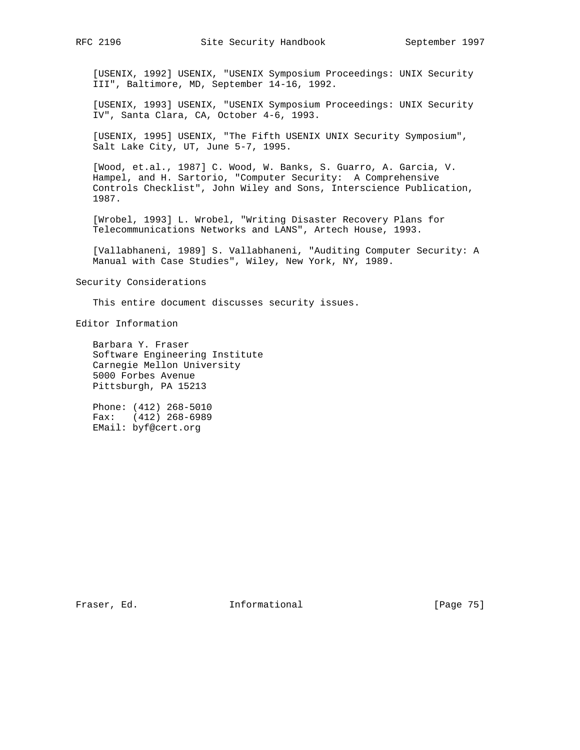[USENIX, 1992] USENIX, "USENIX Symposium Proceedings: UNIX Security III", Baltimore, MD, September 14-16, 1992.

[USENIX, 1993] USENIX, "USENIX Symposium Proceedings: UNIX Security IV", Santa Clara, CA, October 4-6, 1993.

[USENIX, 1995] USENIX, "The Fifth USENIX UNIX Security Symposium", Salt Lake City, UT, June 5-7, 1995.

[Wood, et.al., 1987] C. Wood, W. Banks, S. Guarro, A. Garcia, V. Hampel, and H. Sartorio, "Computer Security: A Comprehensive Controls Checklist", John Wiley and Sons, Interscience Publication, 1987.

[Wrobel, 1993] L. Wrobel, "Writing Disaster Recovery Plans for Telecommunications Networks and LANS", Artech House, 1993.

[Vallabhaneni, 1989] S. Vallabhaneni, "Auditing Computer Security: A Manual with Case Studies", Wiley, New York, NY, 1989.

## Security Considerations

This entire document discusses security issues.

## Editor Information

Barbara Y. Fraser
Software Engineering Institute
Carnegie Mellon University
5000 Forbes Avenue
Pittsburgh, PA 15213

Phone: (412) 268-5010
Fax: (412) 268-6989
EMail: byf@cert.org